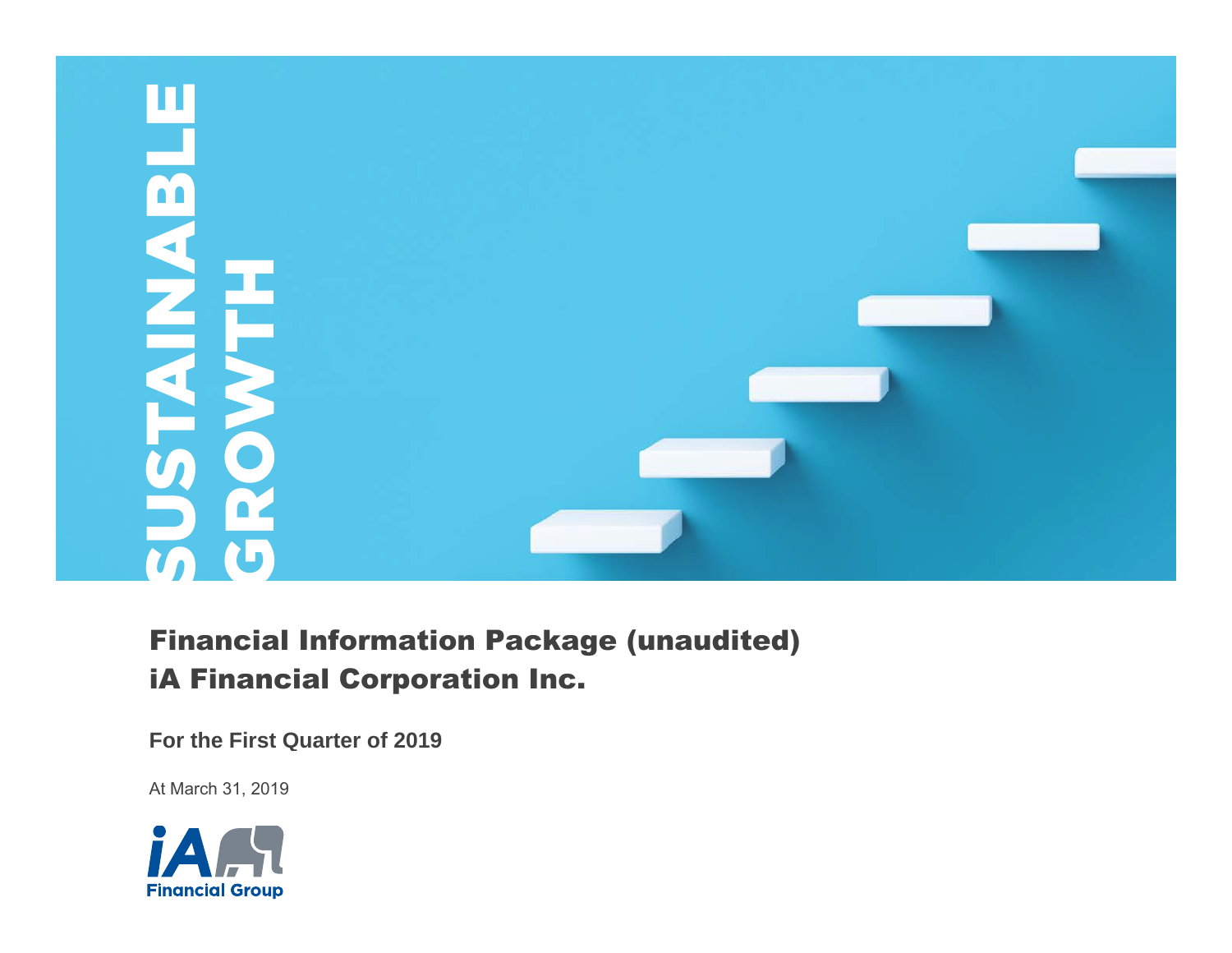SUSTAINABLE GROWTH

# Financial Information Package (unaudited)
# iA Financial Corporation Inc.

**For the First Quarter of 2019**

At March 31, 2019

iA Financial Group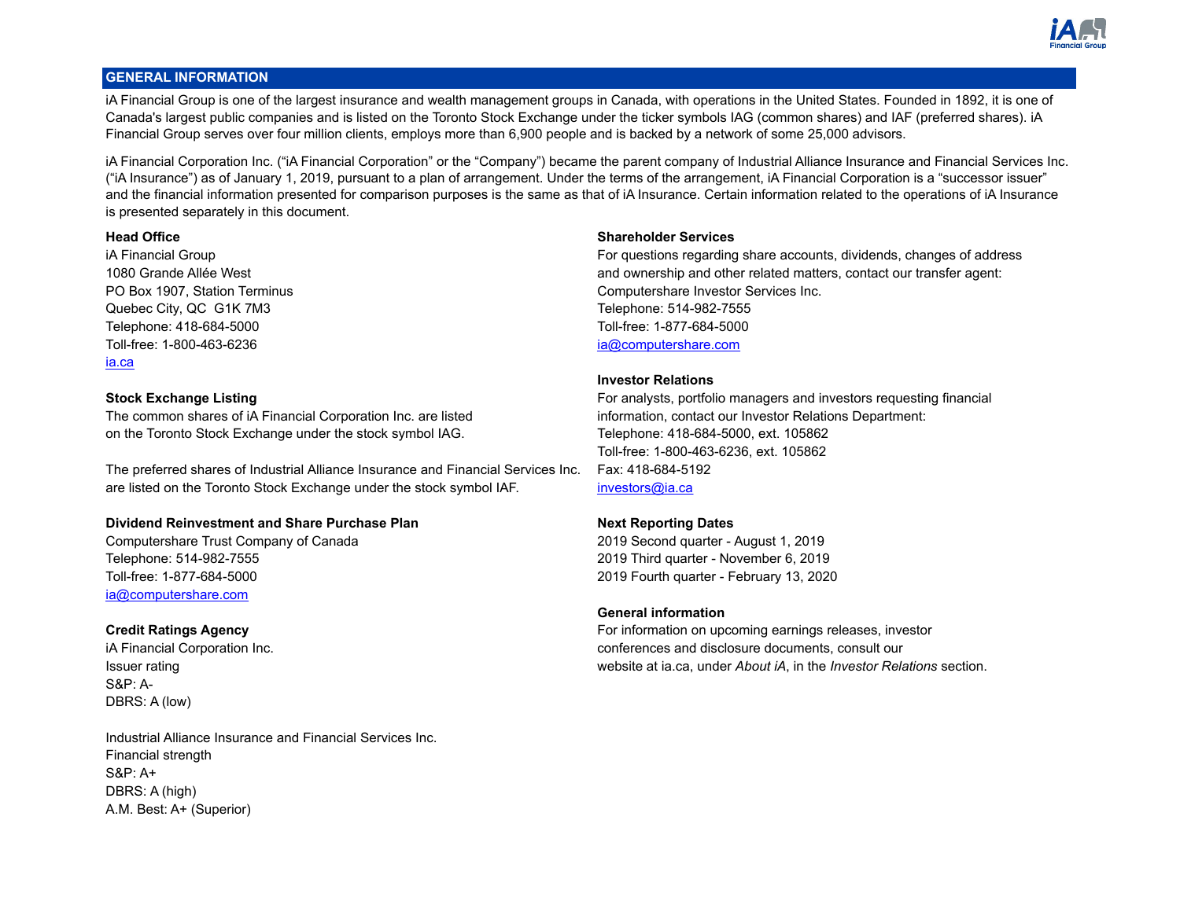## GENERAL INFORMATION

iA Financial Group is one of the largest insurance and wealth management groups in Canada, with operations in the United States. Founded in 1892, it is one of Canada's largest public companies and is listed on the Toronto Stock Exchange under the ticker symbols IAG (common shares) and IAF (preferred shares). iA Financial Group serves over four million clients, employs more than 6,900 people and is backed by a network of some 25,000 advisors.

iA Financial Corporation Inc. ("iA Financial Corporation" or the "Company") became the parent company of Industrial Alliance Insurance and Financial Services Inc. ("iA Insurance") as of January 1, 2019, pursuant to a plan of arrangement. Under the terms of the arrangement, iA Financial Corporation is a "successor issuer" and the financial information presented for comparison purposes is the same as that of iA Insurance. Certain information related to the operations of iA Insurance is presented separately in this document.

**Head Office**
iA Financial Group
1080 Grande Allée West
PO Box 1907, Station Terminus
Quebec City, QC G1K 7M3
Telephone: 418-684-5000
Toll-free: 1-800-463-6236
ia.ca

**Stock Exchange Listing**
The common shares of iA Financial Corporation Inc. are listed on the Toronto Stock Exchange under the stock symbol IAG.

The preferred shares of Industrial Alliance Insurance and Financial Services Inc. are listed on the Toronto Stock Exchange under the stock symbol IAF.

**Dividend Reinvestment and Share Purchase Plan**
Computershare Trust Company of Canada
Telephone: 514-982-7555
Toll-free: 1-877-684-5000
ia@computershare.com

**Credit Ratings Agency**
iA Financial Corporation Inc.
Issuer rating
S&P: A-
DBRS: A (low)

Industrial Alliance Insurance and Financial Services Inc.
Financial strength
S&P: A+
DBRS: A (high)
A.M. Best: A+ (Superior)

**Shareholder Services**
For questions regarding share accounts, dividends, changes of address and ownership and other related matters, contact our transfer agent:
Computershare Investor Services Inc.
Telephone: 514-982-7555
Toll-free: 1-877-684-5000
ia@computershare.com

**Investor Relations**
For analysts, portfolio managers and investors requesting financial information, contact our Investor Relations Department:
Telephone: 418-684-5000, ext. 105862
Toll-free: 1-800-463-6236, ext. 105862
Fax: 418-684-5192
investors@ia.ca

**Next Reporting Dates**
2019 Second quarter - August 1, 2019
2019 Third quarter - November 6, 2019
2019 Fourth quarter - February 13, 2020

**General information**
For information on upcoming earnings releases, investor conferences and disclosure documents, consult our website at ia.ca, under *About iA*, in the *Investor Relations* section.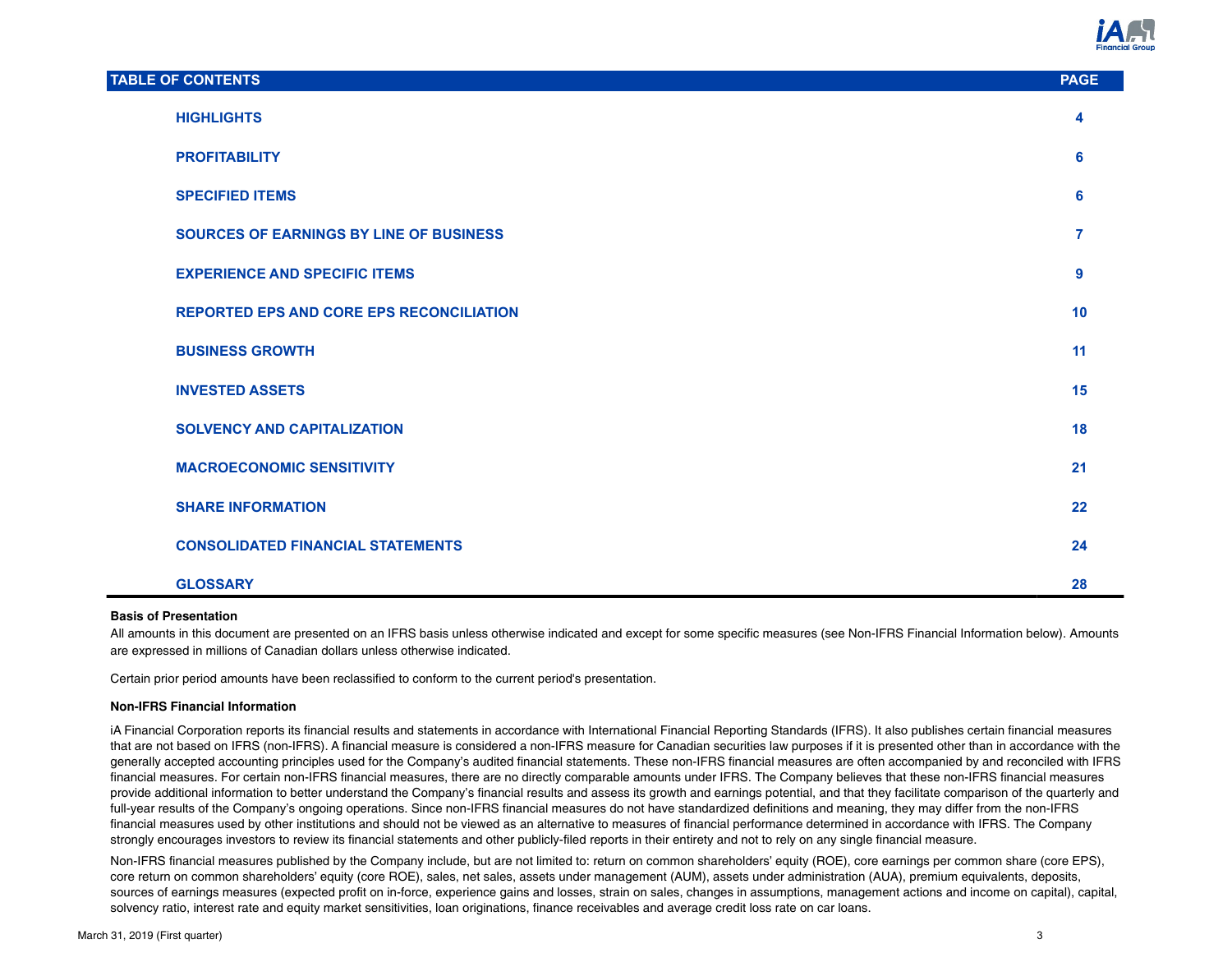| TABLE OF CONTENTS | PAGE |
|---|---|
| HIGHLIGHTS | 4 |
| PROFITABILITY | 6 |
| SPECIFIED ITEMS | 6 |
| SOURCES OF EARNINGS BY LINE OF BUSINESS | 7 |
| EXPERIENCE AND SPECIFIC ITEMS | 9 |
| REPORTED EPS AND CORE EPS RECONCILIATION | 10 |
| BUSINESS GROWTH | 11 |
| INVESTED ASSETS | 15 |
| SOLVENCY AND CAPITALIZATION | 18 |
| MACROECONOMIC SENSITIVITY | 21 |
| SHARE INFORMATION | 22 |
| CONSOLIDATED FINANCIAL STATEMENTS | 24 |
| GLOSSARY | 28 |

**Basis of Presentation**

All amounts in this document are presented on an IFRS basis unless otherwise indicated and except for some specific measures (see Non-IFRS Financial Information below). Amounts are expressed in millions of Canadian dollars unless otherwise indicated.

Certain prior period amounts have been reclassified to conform to the current period's presentation.

**Non-IFRS Financial Information**

iA Financial Corporation reports its financial results and statements in accordance with International Financial Reporting Standards (IFRS). It also publishes certain financial measures that are not based on IFRS (non-IFRS). A financial measure is considered a non-IFRS measure for Canadian securities law purposes if it is presented other than in accordance with the generally accepted accounting principles used for the Company's audited financial statements. These non-IFRS financial measures are often accompanied by and reconciled with IFRS financial measures. For certain non-IFRS financial measures, there are no directly comparable amounts under IFRS. The Company believes that these non-IFRS financial measures provide additional information to better understand the Company's financial results and assess its growth and earnings potential, and that they facilitate comparison of the quarterly and full-year results of the Company's ongoing operations. Since non-IFRS financial measures do not have standardized definitions and meaning, they may differ from the non-IFRS financial measures used by other institutions and should not be viewed as an alternative to measures of financial performance determined in accordance with IFRS. The Company strongly encourages investors to review its financial statements and other publicly-filed reports in their entirety and not to rely on any single financial measure.

Non-IFRS financial measures published by the Company include, but are not limited to: return on common shareholders' equity (ROE), core earnings per common share (core EPS), core return on common shareholders' equity (core ROE), sales, net sales, assets under management (AUM), assets under administration (AUA), premium equivalents, deposits, sources of earnings measures (expected profit on in-force, experience gains and losses, strain on sales, changes in assumptions, management actions and income on capital), capital, solvency ratio, interest rate and equity market sensitivities, loan originations, finance receivables and average credit loss rate on car loans.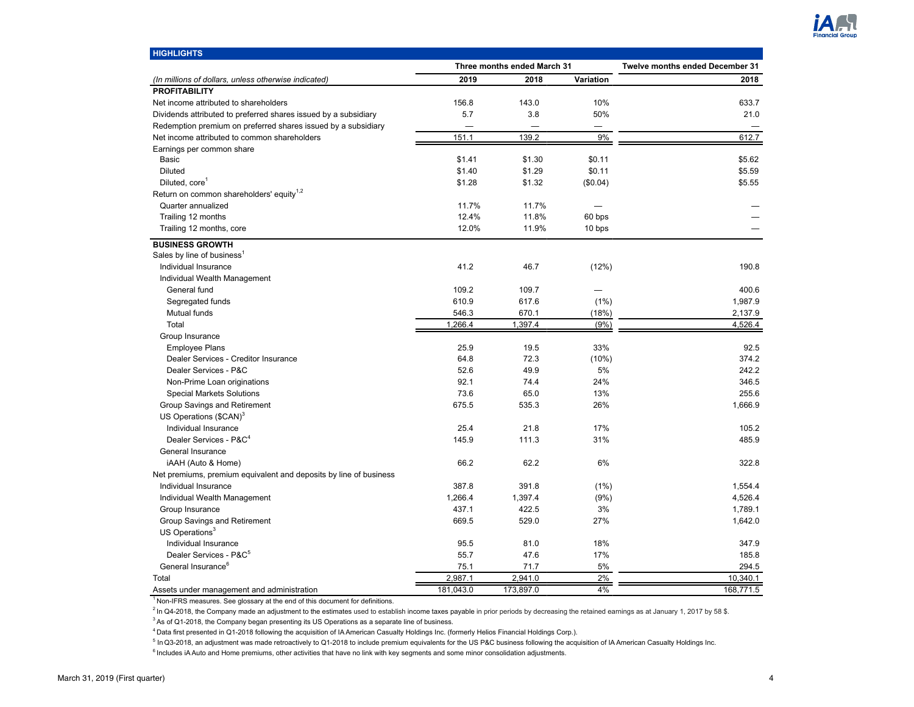## HIGHLIGHTS

| (In millions of dollars, unless otherwise indicated) | Three months ended March 31 2019 | Three months ended March 31 2018 | Variation | Twelve months ended December 31 2018 |
|---|---|---|---|---|
| **PROFITABILITY** | | | | |
| Net income attributed to shareholders | 156.8 | 143.0 | 10% | 633.7 |
| Dividends attributed to preferred shares issued by a subsidiary | 5.7 | 3.8 | 50% | 21.0 |
| Redemption premium on preferred shares issued by a subsidiary | — | — | — | — |
| Net income attributed to common shareholders | 151.1 | 139.2 | 9% | 612.7 |
| Earnings per common share | | | | |
| Basic | $1.41 | $1.30 | $0.11 | $5.62 |
| Diluted | $1.40 | $1.29 | $0.11 | $5.59 |
| Diluted, core[1] | $1.28 | $1.32 | ($0.04) | $5.55 |
| Return on common shareholders' equity[1,2] | | | | |
| Quarter annualized | 11.7% | 11.7% | — | — |
| Trailing 12 months | 12.4% | 11.8% | 60 bps | — |
| Trailing 12 months, core | 12.0% | 11.9% | 10 bps | — |
| **BUSINESS GROWTH** | | | | |
| Sales by line of business[1] | | | | |
| Individual Insurance | 41.2 | 46.7 | (12%) | 190.8 |
| Individual Wealth Management | | | | |
| General fund | 109.2 | 109.7 | — | 400.6 |
| Segregated funds | 610.9 | 617.6 | (1%) | 1,987.9 |
| Mutual funds | 546.3 | 670.1 | (18%) | 2,137.9 |
| Total | 1,266.4 | 1,397.4 | (9%) | 4,526.4 |
| Group Insurance | | | | |
| Employee Plans | 25.9 | 19.5 | 33% | 92.5 |
| Dealer Services - Creditor Insurance | 64.8 | 72.3 | (10%) | 374.2 |
| Dealer Services - P&C | 52.6 | 49.9 | 5% | 242.2 |
| Non-Prime Loan originations | 92.1 | 74.4 | 24% | 346.5 |
| Special Markets Solutions | 73.6 | 65.0 | 13% | 255.6 |
| Group Savings and Retirement | 675.5 | 535.3 | 26% | 1,666.9 |
| US Operations ($CAN)[3] | | | | |
| Individual Insurance | 25.4 | 21.8 | 17% | 105.2 |
| Dealer Services - P&C[4] | 145.9 | 111.3 | 31% | 485.9 |
| General Insurance | | | | |
| iAAH (Auto & Home) | 66.2 | 62.2 | 6% | 322.8 |
| Net premiums, premium equivalent and deposits by line of business | | | | |
| Individual Insurance | 387.8 | 391.8 | (1%) | 1,554.4 |
| Individual Wealth Management | 1,266.4 | 1,397.4 | (9%) | 4,526.4 |
| Group Insurance | 437.1 | 422.5 | 3% | 1,789.1 |
| Group Savings and Retirement | 669.5 | 529.0 | 27% | 1,642.0 |
| US Operations[3] | | | | |
| Individual Insurance | 95.5 | 81.0 | 18% | 347.9 |
| Dealer Services - P&C[5] | 55.7 | 47.6 | 17% | 185.8 |
| General Insurance[6] | 75.1 | 71.7 | 5% | 294.5 |
| Total | 2,987.1 | 2,941.0 | 2% | 10,340.1 |
| Assets under management and administration | 181,043.0 | 173,897.0 | 4% | 168,771.5 |

[1] Non-IFRS measures. See glossary at the end of this document for definitions.

[2] In Q4-2018, the Company made an adjustment to the estimates used to establish income taxes payable in prior periods by decreasing the retained earnings as at January 1, 2017 by 58 $.

[3] As of Q1-2018, the Company began presenting its US Operations as a separate line of business.

[4] Data first presented in Q1-2018 following the acquisition of IA American Casualty Holdings Inc. (formerly Helios Financial Holdings Corp.).

[5] In Q3-2018, an adjustment was made retroactively to Q1-2018 to include premium equivalents for the US P&C business following the acquisition of IA American Casualty Holdings Inc.

[6] Includes iA Auto and Home premiums, other activities that have no link with key segments and some minor consolidation adjustments.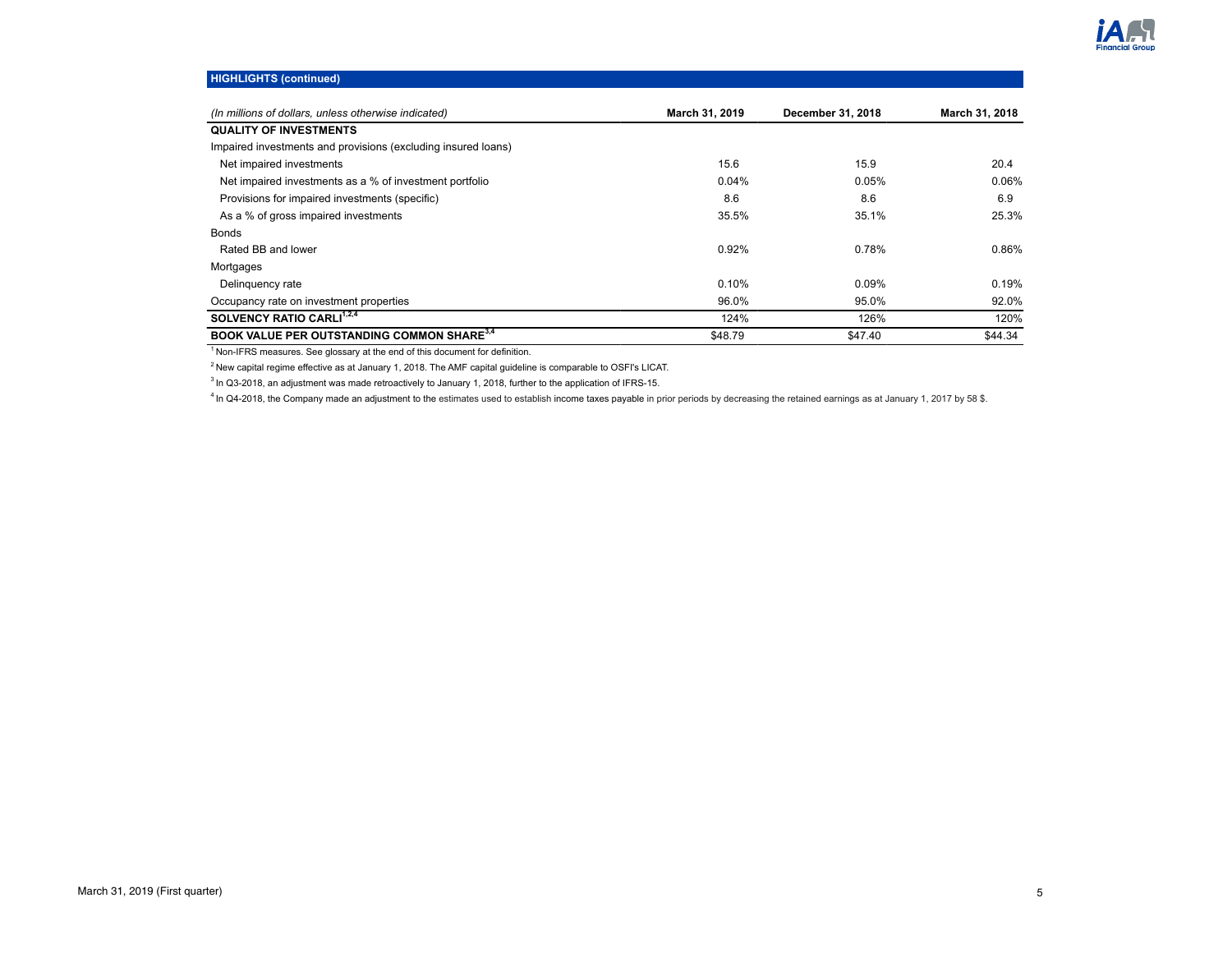## HIGHLIGHTS (continued)

| *(In millions of dollars, unless otherwise indicated)* | March 31, 2019 | December 31, 2018 | March 31, 2018 |
|---|---|---|---|
| **QUALITY OF INVESTMENTS** | | | |
| Impaired investments and provisions (excluding insured loans) | | | |
| Net impaired investments | 15.6 | 15.9 | 20.4 |
| Net impaired investments as a % of investment portfolio | 0.04% | 0.05% | 0.06% |
| Provisions for impaired investments (specific) | 8.6 | 8.6 | 6.9 |
| As a % of gross impaired investments | 35.5% | 35.1% | 25.3% |
| Bonds | | | |
| Rated BB and lower | 0.92% | 0.78% | 0.86% |
| Mortgages | | | |
| Delinquency rate | 0.10% | 0.09% | 0.19% |
| Occupancy rate on investment properties | 96.0% | 95.0% | 92.0% |
| **SOLVENCY RATIO CARLI**[1,2,4] | 124% | 126% | 120% |
| **BOOK VALUE PER OUTSTANDING COMMON SHARE**[3,4] | $48.79 | $47.40 | $44.34 |

[1] Non-IFRS measures. See glossary at the end of this document for definition.

[2] New capital regime effective as at January 1, 2018. The AMF capital guideline is comparable to OSFI's LICAT.

[3] In Q3-2018, an adjustment was made retroactively to January 1, 2018, further to the application of IFRS-15.

[4] In Q4-2018, the Company made an adjustment to the estimates used to establish income taxes payable in prior periods by decreasing the retained earnings as at January 1, 2017 by 58 $.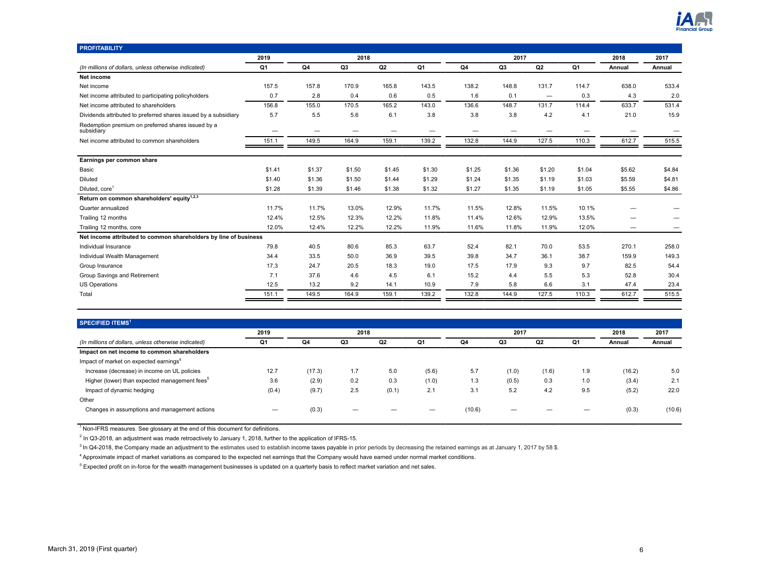## PROFITABILITY

| | 2019 | 2018 | | | | 2017 | | | | 2018 | 2017 |
|---|---|---|---|---|---|---|---|---|---|---|---|
| *(In millions of dollars, unless otherwise indicated)* | Q1 | Q4 | Q3 | Q2 | Q1 | Q4 | Q3 | Q2 | Q1 | Annual | Annual |
| **Net income** | | | | | | | | | | | |
| Net income | 157.5 | 157.8 | 170.9 | 165.8 | 143.5 | 138.2 | 148.8 | 131.7 | 114.7 | 638.0 | 533.4 |
| Net income attributed to participating policyholders | 0.7 | 2.8 | 0.4 | 0.6 | 0.5 | 1.6 | 0.1 | — | 0.3 | 4.3 | 2.0 |
| Net income attributed to shareholders | 156.8 | 155.0 | 170.5 | 165.2 | 143.0 | 136.6 | 148.7 | 131.7 | 114.4 | 633.7 | 531.4 |
| Dividends attributed to preferred shares issued by a subsidiary | 5.7 | 5.5 | 5.6 | 6.1 | 3.8 | 3.8 | 3.8 | 4.2 | 4.1 | 21.0 | 15.9 |
| Redemption premium on preferred shares issued by a subsidiary | — | — | — | — | — | — | — | — | — | — | — |
| Net income attributed to common shareholders | 151.1 | 149.5 | 164.9 | 159.1 | 139.2 | 132.8 | 144.9 | 127.5 | 110.3 | 612.7 | 515.5 |
| **Earnings per common share** | | | | | | | | | | | |
| Basic | $1.41 | $1.37 | $1.50 | $1.45 | $1.30 | $1.25 | $1.36 | $1.20 | $1.04 | $5.62 | $4.84 |
| Diluted | $1.40 | $1.36 | $1.50 | $1.44 | $1.29 | $1.24 | $1.35 | $1.19 | $1.03 | $5.59 | $4.81 |
| Diluted, core[1] | $1.28 | $1.39 | $1.46 | $1.38 | $1.32 | $1.27 | $1.35 | $1.19 | $1.05 | $5.55 | $4.86 |
| **Return on common shareholders' equity[1,2,3]** | | | | | | | | | | | |
| Quarter annualized | 11.7% | 11.7% | 13.0% | 12.9% | 11.7% | 11.5% | 12.8% | 11.5% | 10.1% | — | — |
| Trailing 12 months | 12.4% | 12.5% | 12.3% | 12.2% | 11.8% | 11.4% | 12.6% | 12.9% | 13.5% | — | — |
| Trailing 12 months, core | 12.0% | 12.4% | 12.2% | 12.2% | 11.9% | 11.6% | 11.8% | 11.9% | 12.0% | — | — |
| **Net income attributed to common shareholders by line of business** | | | | | | | | | | | |
| Individual Insurance | 79.8 | 40.5 | 80.6 | 85.3 | 63.7 | 52.4 | 82.1 | 70.0 | 53.5 | 270.1 | 258.0 |
| Individual Wealth Management | 34.4 | 33.5 | 50.0 | 36.9 | 39.5 | 39.8 | 34.7 | 36.1 | 38.7 | 159.9 | 149.3 |
| Group Insurance | 17.3 | 24.7 | 20.5 | 18.3 | 19.0 | 17.5 | 17.9 | 9.3 | 9.7 | 82.5 | 54.4 |
| Group Savings and Retirement | 7.1 | 37.6 | 4.6 | 4.5 | 6.1 | 15.2 | 4.4 | 5.5 | 5.3 | 52.8 | 30.4 |
| US Operations | 12.5 | 13.2 | 9.2 | 14.1 | 10.9 | 7.9 | 5.8 | 6.6 | 3.1 | 47.4 | 23.4 |
| Total | 151.1 | 149.5 | 164.9 | 159.1 | 139.2 | 132.8 | 144.9 | 127.5 | 110.3 | 612.7 | 515.5 |

## SPECIFIED ITEMS[1]

| | 2019 | 2018 | | | | 2017 | | | | 2018 | 2017 |
|---|---|---|---|---|---|---|---|---|---|---|---|
| *(In millions of dollars, unless otherwise indicated)* | Q1 | Q4 | Q3 | Q2 | Q1 | Q4 | Q3 | Q2 | Q1 | Annual | Annual |
| **Impact on net income to common shareholders** | | | | | | | | | | | |
| Impact of market on expected earnings[4] | | | | | | | | | | | |
| Increase (decrease) in income on UL policies | 12.7 | (17.3) | 1.7 | 5.0 | (5.6) | 5.7 | (1.0) | (1.6) | 1.9 | (16.2) | 5.0 |
| Higher (lower) than expected management fees[5] | 3.6 | (2.9) | 0.2 | 0.3 | (1.0) | 1.3 | (0.5) | 0.3 | 1.0 | (3.4) | 2.1 |
| Impact of dynamic hedging | (0.4) | (9.7) | 2.5 | (0.1) | 2.1 | 3.1 | 5.2 | 4.2 | 9.5 | (5.2) | 22.0 |
| Other | | | | | | | | | | | |
| Changes in assumptions and management actions | — | (0.3) | — | — | — | (10.6) | — | — | — | (0.3) | (10.6) |

[1] Non-IFRS measures. See glossary at the end of this document for definitions.

[2] In Q3-2018, an adjustment was made retroactively to January 1, 2018, further to the application of IFRS-15.

[3] In Q4-2018, the Company made an adjustment to the estimates used to establish income taxes payable in prior periods by decreasing the retained earnings as at January 1, 2017 by 58 $.

[4] Approximate impact of market variations as compared to the expected net earnings that the Company would have earned under normal market conditions.

[5] Expected profit on in-force for the wealth management businesses is updated on a quarterly basis to reflect market variation and net sales.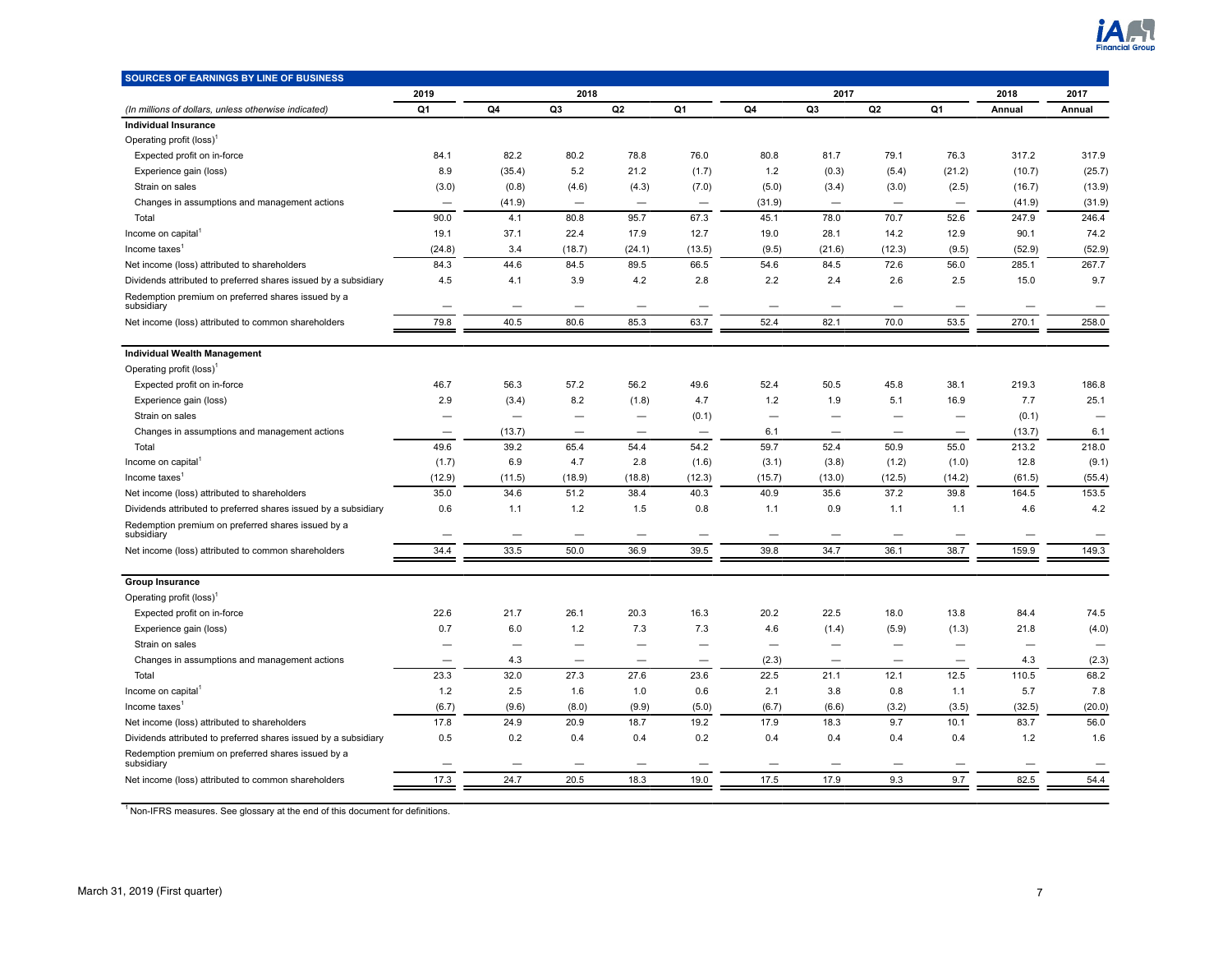## SOURCES OF EARNINGS BY LINE OF BUSINESS

| | 2019 | 2018 | | | | 2017 | | | | 2018 | 2017 |
|---|---|---|---|---|---|---|---|---|---|---|---|
| *(In millions of dollars, unless otherwise indicated)* | Q1 | Q4 | Q3 | Q2 | Q1 | Q4 | Q3 | Q2 | Q1 | Annual | Annual |
| **Individual Insurance** | | | | | | | | | | | |
| Operating profit (loss)[1] | | | | | | | | | | | |
| Expected profit on in-force | 84.1 | 82.2 | 80.2 | 78.8 | 76.0 | 80.8 | 81.7 | 79.1 | 76.3 | 317.2 | 317.9 |
| Experience gain (loss) | 8.9 | (35.4) | 5.2 | 21.2 | (1.7) | 1.2 | (0.3) | (5.4) | (21.2) | (10.7) | (25.7) |
| Strain on sales | (3.0) | (0.8) | (4.6) | (4.3) | (7.0) | (5.0) | (3.4) | (3.0) | (2.5) | (16.7) | (13.9) |
| Changes in assumptions and management actions | — | (41.9) | — | — | — | (31.9) | — | — | — | (41.9) | (31.9) |
| Total | 90.0 | 4.1 | 80.8 | 95.7 | 67.3 | 45.1 | 78.0 | 70.7 | 52.6 | 247.9 | 246.4 |
| Income on capital[1] | 19.1 | 37.1 | 22.4 | 17.9 | 12.7 | 19.0 | 28.1 | 14.2 | 12.9 | 90.1 | 74.2 |
| Income taxes[1] | (24.8) | 3.4 | (18.7) | (24.1) | (13.5) | (9.5) | (21.6) | (12.3) | (9.5) | (52.9) | (52.9) |
| Net income (loss) attributed to shareholders | 84.3 | 44.6 | 84.5 | 89.5 | 66.5 | 54.6 | 84.5 | 72.6 | 56.0 | 285.1 | 267.7 |
| Dividends attributed to preferred shares issued by a subsidiary | 4.5 | 4.1 | 3.9 | 4.2 | 2.8 | 2.2 | 2.4 | 2.6 | 2.5 | 15.0 | 9.7 |
| Redemption premium on preferred shares issued by a subsidiary | — | — | — | — | — | — | — | — | — | — | — |
| Net income (loss) attributed to common shareholders | 79.8 | 40.5 | 80.6 | 85.3 | 63.7 | 52.4 | 82.1 | 70.0 | 53.5 | 270.1 | 258.0 |
| **Individual Wealth Management** | | | | | | | | | | | |
| Operating profit (loss)[1] | | | | | | | | | | | |
| Expected profit on in-force | 46.7 | 56.3 | 57.2 | 56.2 | 49.6 | 52.4 | 50.5 | 45.8 | 38.1 | 219.3 | 186.8 |
| Experience gain (loss) | 2.9 | (3.4) | 8.2 | (1.8) | 4.7 | 1.2 | 1.9 | 5.1 | 16.9 | 7.7 | 25.1 |
| Strain on sales | — | — | — | — | (0.1) | — | — | — | — | (0.1) | — |
| Changes in assumptions and management actions | — | (13.7) | — | — | — | 6.1 | — | — | — | (13.7) | 6.1 |
| Total | 49.6 | 39.2 | 65.4 | 54.4 | 54.2 | 59.7 | 52.4 | 50.9 | 55.0 | 213.2 | 218.0 |
| Income on capital[1] | (1.7) | 6.9 | 4.7 | 2.8 | (1.6) | (3.1) | (3.8) | (1.2) | (1.0) | 12.8 | (9.1) |
| Income taxes[1] | (12.9) | (11.5) | (18.9) | (18.8) | (12.3) | (15.7) | (13.0) | (12.5) | (14.2) | (61.5) | (55.4) |
| Net income (loss) attributed to shareholders | 35.0 | 34.6 | 51.2 | 38.4 | 40.3 | 40.9 | 35.6 | 37.2 | 39.8 | 164.5 | 153.5 |
| Dividends attributed to preferred shares issued by a subsidiary | 0.6 | 1.1 | 1.2 | 1.5 | 0.8 | 1.1 | 0.9 | 1.1 | 1.1 | 4.6 | 4.2 |
| Redemption premium on preferred shares issued by a subsidiary | — | — | — | — | — | — | — | — | — | — | — |
| Net income (loss) attributed to common shareholders | 34.4 | 33.5 | 50.0 | 36.9 | 39.5 | 39.8 | 34.7 | 36.1 | 38.7 | 159.9 | 149.3 |
| **Group Insurance** | | | | | | | | | | | |
| Operating profit (loss)[1] | | | | | | | | | | | |
| Expected profit on in-force | 22.6 | 21.7 | 26.1 | 20.3 | 16.3 | 20.2 | 22.5 | 18.0 | 13.8 | 84.4 | 74.5 |
| Experience gain (loss) | 0.7 | 6.0 | 1.2 | 7.3 | 7.3 | 4.6 | (1.4) | (5.9) | (1.3) | 21.8 | (4.0) |
| Strain on sales | — | — | — | — | — | — | — | — | — | — | — |
| Changes in assumptions and management actions | — | 4.3 | — | — | — | (2.3) | — | — | — | 4.3 | (2.3) |
| Total | 23.3 | 32.0 | 27.3 | 27.6 | 23.6 | 22.5 | 21.1 | 12.1 | 12.5 | 110.5 | 68.2 |
| Income on capital[1] | 1.2 | 2.5 | 1.6 | 1.0 | 0.6 | 2.1 | 3.8 | 0.8 | 1.1 | 5.7 | 7.8 |
| Income taxes[1] | (6.7) | (9.6) | (8.0) | (9.9) | (5.0) | (6.7) | (6.6) | (3.2) | (3.5) | (32.5) | (20.0) |
| Net income (loss) attributed to shareholders | 17.8 | 24.9 | 20.9 | 18.7 | 19.2 | 17.9 | 18.3 | 9.7 | 10.1 | 83.7 | 56.0 |
| Dividends attributed to preferred shares issued by a subsidiary | 0.5 | 0.2 | 0.4 | 0.4 | 0.2 | 0.4 | 0.4 | 0.4 | 0.4 | 1.2 | 1.6 |
| Redemption premium on preferred shares issued by a subsidiary | — | — | — | — | — | — | — | — | — | — | — |
| Net income (loss) attributed to common shareholders | 17.3 | 24.7 | 20.5 | 18.3 | 19.0 | 17.5 | 17.9 | 9.3 | 9.7 | 82.5 | 54.4 |

[1] Non-IFRS measures. See glossary at the end of this document for definitions.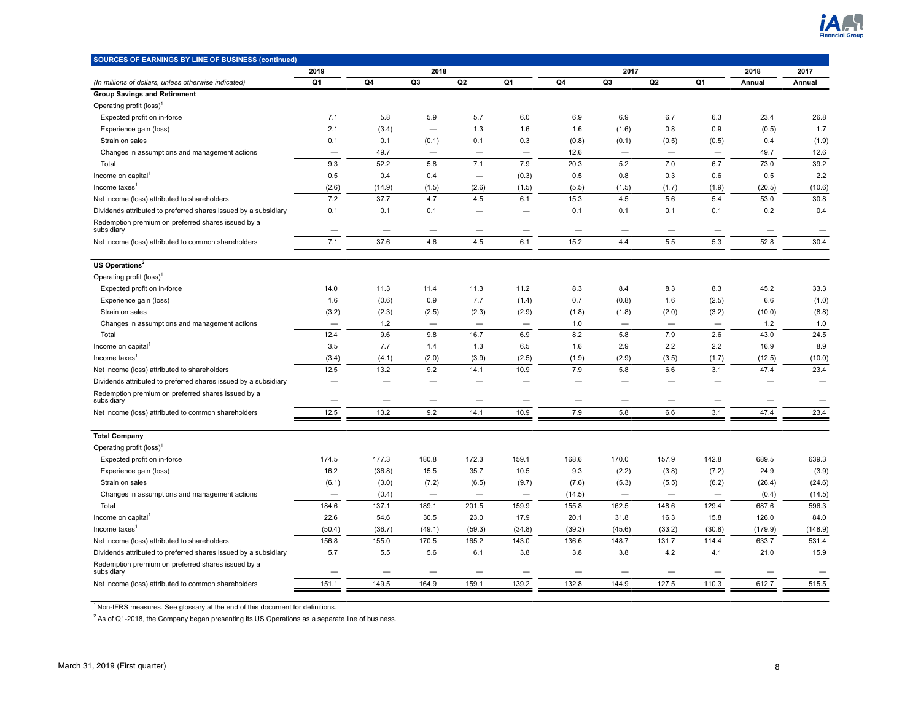**SOURCES OF EARNINGS BY LINE OF BUSINESS (continued)**

| | 2019 | 2018 | | | | 2017 | | | | 2018 | 2017 |
|---|---|---|---|---|---|---|---|---|---|---|---|
| *(In millions of dollars, unless otherwise indicated)* | Q1 | Q4 | Q3 | Q2 | Q1 | Q4 | Q3 | Q2 | Q1 | Annual | Annual |
| **Group Savings and Retirement** | | | | | | | | | | | |
| Operating profit (loss)[1] | | | | | | | | | | | |
| Expected profit on in-force | 7.1 | 5.8 | 5.9 | 5.7 | 6.0 | 6.9 | 6.9 | 6.7 | 6.3 | 23.4 | 26.8 |
| Experience gain (loss) | 2.1 | (3.4) | — | 1.3 | 1.6 | 1.6 | (1.6) | 0.8 | 0.9 | (0.5) | 1.7 |
| Strain on sales | 0.1 | 0.1 | (0.1) | 0.1 | 0.3 | (0.8) | (0.1) | (0.5) | (0.5) | 0.4 | (1.9) |
| Changes in assumptions and management actions | — | 49.7 | — | — | — | 12.6 | — | — | — | 49.7 | 12.6 |
| Total | 9.3 | 52.2 | 5.8 | 7.1 | 7.9 | 20.3 | 5.2 | 7.0 | 6.7 | 73.0 | 39.2 |
| Income on capital[1] | 0.5 | 0.4 | 0.4 | — | (0.3) | 0.5 | 0.8 | 0.3 | 0.6 | 0.5 | 2.2 |
| Income taxes[1] | (2.6) | (14.9) | (1.5) | (2.6) | (1.5) | (5.5) | (1.5) | (1.7) | (1.9) | (20.5) | (10.6) |
| Net income (loss) attributed to shareholders | 7.2 | 37.7 | 4.7 | 4.5 | 6.1 | 15.3 | 4.5 | 5.6 | 5.4 | 53.0 | 30.8 |
| Dividends attributed to preferred shares issued by a subsidiary | 0.1 | 0.1 | 0.1 | — | — | 0.1 | 0.1 | 0.1 | 0.1 | 0.2 | 0.4 |
| Redemption premium on preferred shares issued by a subsidiary | — | — | — | — | — | — | — | — | — | — | — |
| Net income (loss) attributed to common shareholders | 7.1 | 37.6 | 4.6 | 4.5 | 6.1 | 15.2 | 4.4 | 5.5 | 5.3 | 52.8 | 30.4 |
| **US Operations[2]** | | | | | | | | | | | |
| Operating profit (loss)[1] | | | | | | | | | | | |
| Expected profit on in-force | 14.0 | 11.3 | 11.4 | 11.3 | 11.2 | 8.3 | 8.4 | 8.3 | 8.3 | 45.2 | 33.3 |
| Experience gain (loss) | 1.6 | (0.6) | 0.9 | 7.7 | (1.4) | 0.7 | (0.8) | 1.6 | (2.5) | 6.6 | (1.0) |
| Strain on sales | (3.2) | (2.3) | (2.5) | (2.3) | (2.9) | (1.8) | (1.8) | (2.0) | (3.2) | (10.0) | (8.8) |
| Changes in assumptions and management actions | — | 1.2 | — | — | — | 1.0 | — | — | — | 1.2 | 1.0 |
| Total | 12.4 | 9.6 | 9.8 | 16.7 | 6.9 | 8.2 | 5.8 | 7.9 | 2.6 | 43.0 | 24.5 |
| Income on capital[1] | 3.5 | 7.7 | 1.4 | 1.3 | 6.5 | 1.6 | 2.9 | 2.2 | 2.2 | 16.9 | 8.9 |
| Income taxes[1] | (3.4) | (4.1) | (2.0) | (3.9) | (2.5) | (1.9) | (2.9) | (3.5) | (1.7) | (12.5) | (10.0) |
| Net income (loss) attributed to shareholders | 12.5 | 13.2 | 9.2 | 14.1 | 10.9 | 7.9 | 5.8 | 6.6 | 3.1 | 47.4 | 23.4 |
| Dividends attributed to preferred shares issued by a subsidiary | — | — | — | — | — | — | — | — | — | — | — |
| Redemption premium on preferred shares issued by a subsidiary | — | — | — | — | — | — | — | — | — | — | — |
| Net income (loss) attributed to common shareholders | 12.5 | 13.2 | 9.2 | 14.1 | 10.9 | 7.9 | 5.8 | 6.6 | 3.1 | 47.4 | 23.4 |
| **Total Company** | | | | | | | | | | | |
| Operating profit (loss)[1] | | | | | | | | | | | |
| Expected profit on in-force | 174.5 | 177.3 | 180.8 | 172.3 | 159.1 | 168.6 | 170.0 | 157.9 | 142.8 | 689.5 | 639.3 |
| Experience gain (loss) | 16.2 | (36.8) | 15.5 | 35.7 | 10.5 | 9.3 | (2.2) | (3.8) | (7.2) | 24.9 | (3.9) |
| Strain on sales | (6.1) | (3.0) | (7.2) | (6.5) | (9.7) | (7.6) | (5.3) | (5.5) | (6.2) | (26.4) | (24.6) |
| Changes in assumptions and management actions | — | (0.4) | — | — | — | (14.5) | — | — | — | (0.4) | (14.5) |
| Total | 184.6 | 137.1 | 189.1 | 201.5 | 159.9 | 155.8 | 162.5 | 148.6 | 129.4 | 687.6 | 596.3 |
| Income on capital[1] | 22.6 | 54.6 | 30.5 | 23.0 | 17.9 | 20.1 | 31.8 | 16.3 | 15.8 | 126.0 | 84.0 |
| Income taxes[1] | (50.4) | (36.7) | (49.1) | (59.3) | (34.8) | (39.3) | (45.6) | (33.2) | (30.8) | (179.9) | (148.9) |
| Net income (loss) attributed to shareholders | 156.8 | 155.0 | 170.5 | 165.2 | 143.0 | 136.6 | 148.7 | 131.7 | 114.4 | 633.7 | 531.4 |
| Dividends attributed to preferred shares issued by a subsidiary | 5.7 | 5.5 | 5.6 | 6.1 | 3.8 | 3.8 | 3.8 | 4.2 | 4.1 | 21.0 | 15.9 |
| Redemption premium on preferred shares issued by a subsidiary | — | — | — | — | — | — | — | — | — | — | — |
| Net income (loss) attributed to common shareholders | 151.1 | 149.5 | 164.9 | 159.1 | 139.2 | 132.8 | 144.9 | 127.5 | 110.3 | 612.7 | 515.5 |

[1] Non-IFRS measures. See glossary at the end of this document for definitions.

[2] As of Q1-2018, the Company began presenting its US Operations as a separate line of business.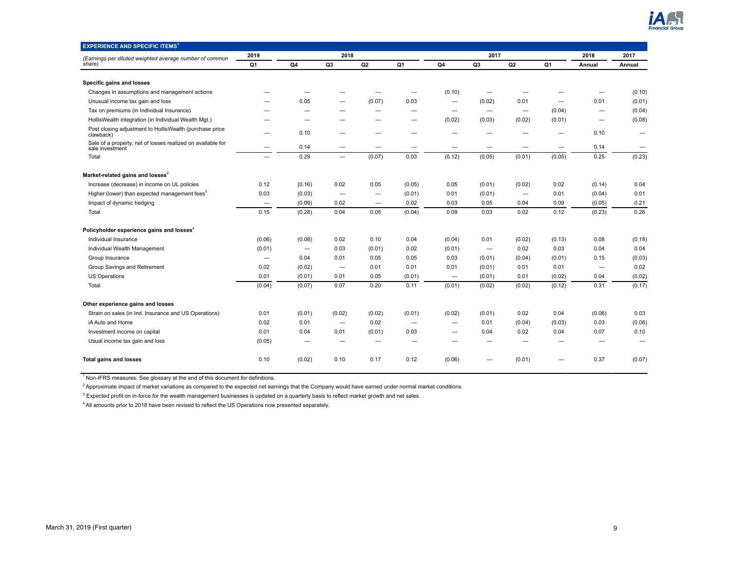## EXPERIENCE AND SPECIFIC ITEMS[1]

| (Earnings per diluted weighted average number of common share) | 2019 | 2018 | | | | 2017 | | | | 2018 | 2017 |
|---|---|---|---|---|---|---|---|---|---|---|---|
| | Q1 | Q4 | Q3 | Q2 | Q1 | Q4 | Q3 | Q2 | Q1 | Annual | Annual |
| **Specific gains and losses** | | | | | | | | | | | |
| Changes in assumptions and management actions | — | — | — | — | — | (0.10) | — | — | — | — | (0.10) |
| Unusual income tax gain and loss | — | 0.05 | — | (0.07) | 0.03 | — | (0.02) | 0.01 | — | 0.01 | (0.01) |
| Tax on premiums (in Individual Insurance) | — | — | — | — | — | — | — | — | (0.04) | — | (0.04) |
| HollisWealth integration (in Individual Wealth Mgt.) | — | — | — | — | — | (0.02) | (0.03) | (0.02) | (0.01) | — | (0.08) |
| Post closing adjustment to HollisWealth (purchase price clawback) | — | 0.10 | — | — | — | — | — | — | — | 0.10 | — |
| Sale of a property, net of losses realized on available for sale investment | — | 0.14 | — | — | — | — | — | — | — | 0.14 | — |
| Total | — | 0.29 | — | (0.07) | 0.03 | (0.12) | (0.05) | (0.01) | (0.05) | 0.25 | (0.23) |
| **Market-related gains and losses[2]** | | | | | | | | | | | |
| Increase (decrease) in income on UL policies | 0.12 | (0.16) | 0.02 | 0.05 | (0.05) | 0.05 | (0.01) | (0.02) | 0.02 | (0.14) | 0.04 |
| Higher (lower) than expected management fees[3] | 0.03 | (0.03) | — | — | (0.01) | 0.01 | (0.01) | — | 0.01 | (0.04) | 0.01 |
| Impact of dynamic hedging | — | (0.09) | 0.02 | — | 0.02 | 0.03 | 0.05 | 0.04 | 0.09 | (0.05) | 0.21 |
| Total | 0.15 | (0.28) | 0.04 | 0.05 | (0.04) | 0.09 | 0.03 | 0.02 | 0.12 | (0.23) | 0.26 |
| **Policyholder experience gains and losses[4]** | | | | | | | | | | | |
| Individual Insurance | (0.06) | (0.08) | 0.02 | 0.10 | 0.04 | (0.04) | 0.01 | (0.02) | (0.13) | 0.08 | (0.18) |
| Individual Wealth Management | (0.01) | — | 0.03 | (0.01) | 0.02 | (0.01) | — | 0.02 | 0.03 | 0.04 | 0.04 |
| Group Insurance | — | 0.04 | 0.01 | 0.05 | 0.05 | 0.03 | (0.01) | (0.04) | (0.01) | 0.15 | (0.03) |
| Group Savings and Retirement | 0.02 | (0.02) | — | 0.01 | 0.01 | 0.01 | (0.01) | 0.01 | 0.01 | — | 0.02 |
| US Operations | 0.01 | (0.01) | 0.01 | 0.05 | (0.01) | — | (0.01) | 0.01 | (0.02) | 0.04 | (0.02) |
| Total | (0.04) | (0.07) | 0.07 | 0.20 | 0.11 | (0.01) | (0.02) | (0.02) | (0.12) | 0.31 | (0.17) |
| **Other experience gains and losses** | | | | | | | | | | | |
| Strain on sales (in Ind. Insurance and US Operations) | 0.01 | (0.01) | (0.02) | (0.02) | (0.01) | (0.02) | (0.01) | 0.02 | 0.04 | (0.06) | 0.03 |
| iA Auto and Home | 0.02 | 0.01 | — | 0.02 | — | — | 0.01 | (0.04) | (0.03) | 0.03 | (0.06) |
| Investment income on capital | 0.01 | 0.04 | 0.01 | (0.01) | 0.03 | — | 0.04 | 0.02 | 0.04 | 0.07 | 0.10 |
| Usual income tax gain and loss | (0.05) | — | — | — | — | — | — | — | — | — | — |
| **Total gains and losses** | 0.10 | (0.02) | 0.10 | 0.17 | 0.12 | (0.06) | — | (0.01) | — | 0.37 | (0.07) |

[1] Non-IFRS measures. See glossary at the end of this document for definitions.

[2] Approximate impact of market variations as compared to the expected net earnings that the Company would have earned under normal market conditions.

[3] Expected profit on in-force for the wealth management businesses is updated on a quarterly basis to reflect market growth and net sales.

[4] All amounts prior to 2018 have been revised to reflect the US Operations now presented separately.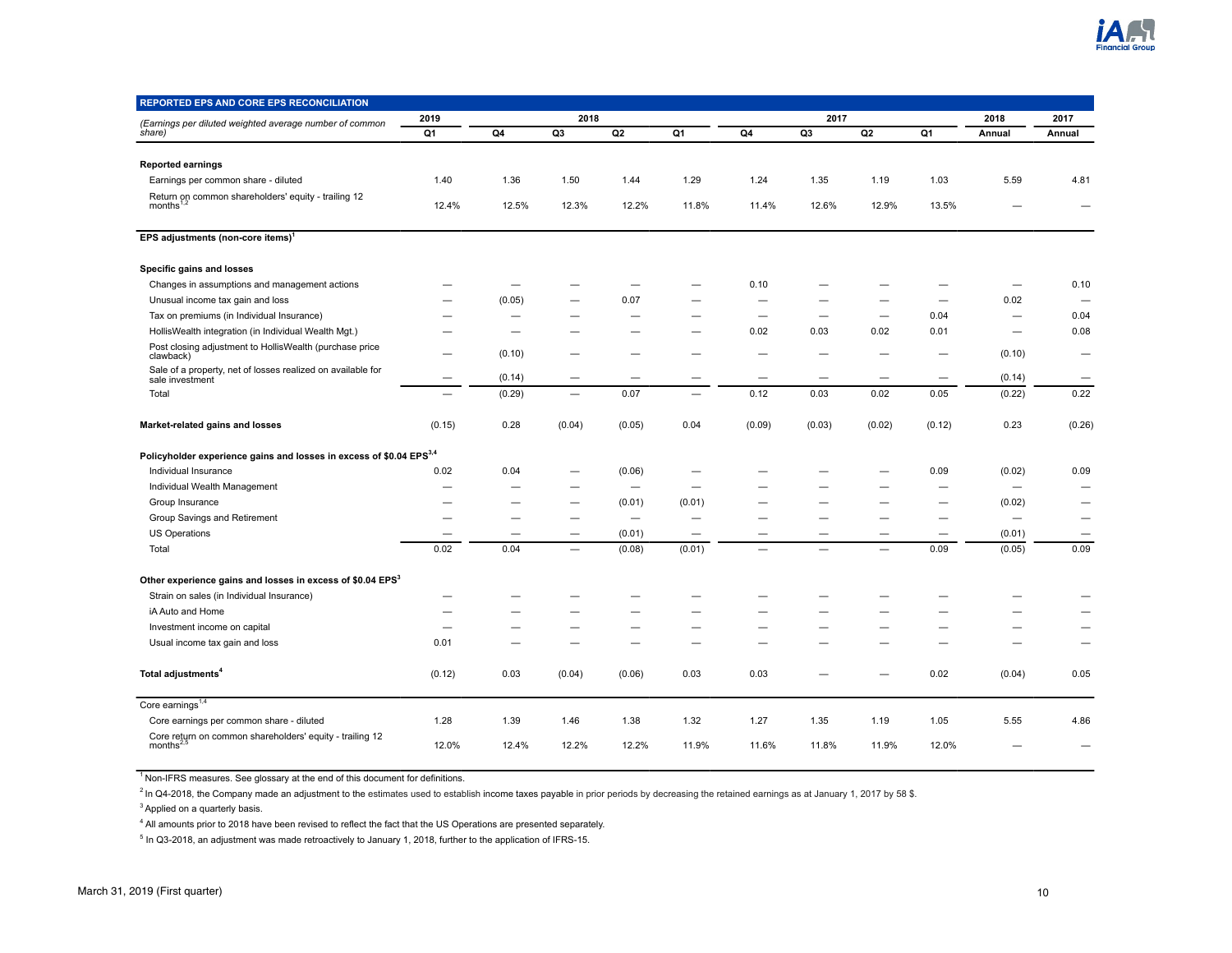| REPORTED EPS AND CORE EPS RECONCILIATION | 2019 | 2018 | | | | 2017 | | | | 2018 | 2017 |
|---|---|---|---|---|---|---|---|---|---|---|---|
| *(Earnings per diluted weighted average number of common share)* | Q1 | Q4 | Q3 | Q2 | Q1 | Q4 | Q3 | Q2 | Q1 | Annual | Annual |
| **Reported earnings** | | | | | | | | | | | |
| Earnings per common share - diluted | 1.40 | 1.36 | 1.50 | 1.44 | 1.29 | 1.24 | 1.35 | 1.19 | 1.03 | 5.59 | 4.81 |
| Return on common shareholders' equity - trailing 12 months[1,2] | 12.4% | 12.5% | 12.3% | 12.2% | 11.8% | 11.4% | 12.6% | 12.9% | 13.5% | — | — |
| **EPS adjustments (non-core items)[1]** | | | | | | | | | | | |
| **Specific gains and losses** | | | | | | | | | | | |
| Changes in assumptions and management actions | — | — | — | — | — | 0.10 | — | — | — | — | 0.10 |
| Unusual income tax gain and loss | — | (0.05) | — | 0.07 | — | — | — | — | — | 0.02 | — |
| Tax on premiums (in Individual Insurance) | — | — | — | — | — | — | — | — | 0.04 | — | 0.04 |
| HollisWealth integration (in Individual Wealth Mgt.) | — | — | — | — | — | 0.02 | 0.03 | 0.02 | 0.01 | — | 0.08 |
| Post closing adjustment to HollisWealth (purchase price clawback) | — | (0.10) | — | — | — | — | — | — | — | (0.10) | — |
| Sale of a property, net of losses realized on available for sale investment | — | (0.14) | — | — | — | — | — | — | — | (0.14) | — |
| Total | — | (0.29) | — | 0.07 | — | 0.12 | 0.03 | 0.02 | 0.05 | (0.22) | 0.22 |
| **Market-related gains and losses** | (0.15) | 0.28 | (0.04) | (0.05) | 0.04 | (0.09) | (0.03) | (0.02) | (0.12) | 0.23 | (0.26) |
| **Policyholder experience gains and losses in excess of $0.04 EPS[3,4]** | | | | | | | | | | | |
| Individual Insurance | 0.02 | 0.04 | — | (0.06) | — | — | — | — | 0.09 | (0.02) | 0.09 |
| Individual Wealth Management | — | — | — | — | — | — | — | — | — | — | — |
| Group Insurance | — | — | — | (0.01) | (0.01) | — | — | — | — | (0.02) | — |
| Group Savings and Retirement | — | — | — | — | — | — | — | — | — | — | — |
| US Operations | — | — | — | (0.01) | — | — | — | — | — | (0.01) | — |
| Total | 0.02 | 0.04 | — | (0.08) | (0.01) | — | — | — | 0.09 | (0.05) | 0.09 |
| **Other experience gains and losses in excess of $0.04 EPS[3]** | | | | | | | | | | | |
| Strain on sales (in Individual Insurance) | — | — | — | — | — | — | — | — | — | — | — |
| iA Auto and Home | — | — | — | — | — | — | — | — | — | — | — |
| Investment income on capital | — | — | — | — | — | — | — | — | — | — | — |
| Usual income tax gain and loss | 0.01 | — | — | — | — | — | — | — | — | — | — |
| **Total adjustments[4]** | (0.12) | 0.03 | (0.04) | (0.06) | 0.03 | 0.03 | — | — | 0.02 | (0.04) | 0.05 |
| Core earnings[1,4] | | | | | | | | | | | |
| Core earnings per common share - diluted | 1.28 | 1.39 | 1.46 | 1.38 | 1.32 | 1.27 | 1.35 | 1.19 | 1.05 | 5.55 | 4.86 |
| Core return on common shareholders' equity - trailing 12 months[2,5] | 12.0% | 12.4% | 12.2% | 12.2% | 11.9% | 11.6% | 11.8% | 11.9% | 12.0% | — | — |

[1] Non-IFRS measures. See glossary at the end of this document for definitions.

[2] In Q4-2018, the Company made an adjustment to the estimates used to establish income taxes payable in prior periods by decreasing the retained earnings as at January 1, 2017 by 58 $.

[3] Applied on a quarterly basis.

[4] All amounts prior to 2018 have been revised to reflect the fact that the US Operations are presented separately.

[5] In Q3-2018, an adjustment was made retroactively to January 1, 2018, further to the application of IFRS-15.

March 31, 2019 (First quarter)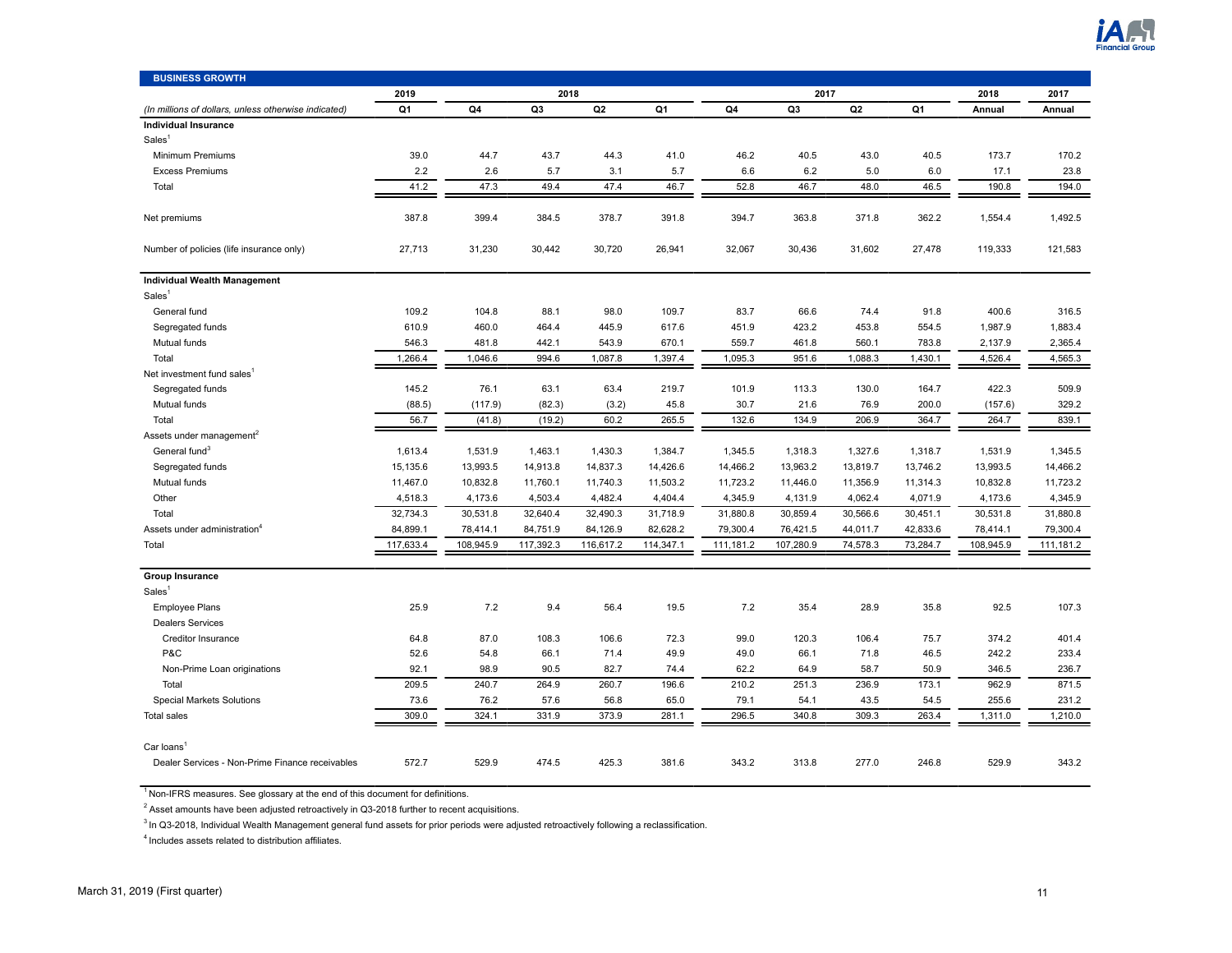## BUSINESS GROWTH

| *(In millions of dollars, unless otherwise indicated)* | 2019 Q1 | 2018 Q4 | 2018 Q3 | 2018 Q2 | 2018 Q1 | 2017 Q4 | 2017 Q3 | 2017 Q2 | 2017 Q1 | 2018 Annual | 2017 Annual |
|---|---|---|---|---|---|---|---|---|---|---|---|
| **Individual Insurance** | | | | | | | | | | | |
| Sales[1] | | | | | | | | | | | |
| Minimum Premiums | 39.0 | 44.7 | 43.7 | 44.3 | 41.0 | 46.2 | 40.5 | 43.0 | 40.5 | 173.7 | 170.2 |
| Excess Premiums | 2.2 | 2.6 | 5.7 | 3.1 | 5.7 | 6.6 | 6.2 | 5.0 | 6.0 | 17.1 | 23.8 |
| Total | 41.2 | 47.3 | 49.4 | 47.4 | 46.7 | 52.8 | 46.7 | 48.0 | 46.5 | 190.8 | 194.0 |
| Net premiums | 387.8 | 399.4 | 384.5 | 378.7 | 391.8 | 394.7 | 363.8 | 371.8 | 362.2 | 1,554.4 | 1,492.5 |
| Number of policies (life insurance only) | 27,713 | 31,230 | 30,442 | 30,720 | 26,941 | 32,067 | 30,436 | 31,602 | 27,478 | 119,333 | 121,583 |
| **Individual Wealth Management** | | | | | | | | | | | |
| Sales[1] | | | | | | | | | | | |
| General fund | 109.2 | 104.8 | 88.1 | 98.0 | 109.7 | 83.7 | 66.6 | 74.4 | 91.8 | 400.6 | 316.5 |
| Segregated funds | 610.9 | 460.0 | 464.4 | 445.9 | 617.6 | 451.9 | 423.2 | 453.8 | 554.5 | 1,987.9 | 1,883.4 |
| Mutual funds | 546.3 | 481.8 | 442.1 | 543.9 | 670.1 | 559.7 | 461.8 | 560.1 | 783.8 | 2,137.9 | 2,365.4 |
| Total | 1,266.4 | 1,046.6 | 994.6 | 1,087.8 | 1,397.4 | 1,095.3 | 951.6 | 1,088.3 | 1,430.1 | 4,526.4 | 4,565.3 |
| Net investment fund sales[1] | | | | | | | | | | | |
| Segregated funds | 145.2 | 76.1 | 63.1 | 63.4 | 219.7 | 101.9 | 113.3 | 130.0 | 164.7 | 422.3 | 509.9 |
| Mutual funds | (88.5) | (117.9) | (82.3) | (3.2) | 45.8 | 30.7 | 21.6 | 76.9 | 200.0 | (157.6) | 329.2 |
| Total | 56.7 | (41.8) | (19.2) | 60.2 | 265.5 | 132.6 | 134.9 | 206.9 | 364.7 | 264.7 | 839.1 |
| Assets under management[2] | | | | | | | | | | | |
| General fund[3] | 1,613.4 | 1,531.9 | 1,463.1 | 1,430.3 | 1,384.7 | 1,345.5 | 1,318.3 | 1,327.6 | 1,318.7 | 1,531.9 | 1,345.5 |
| Segregated funds | 15,135.6 | 13,993.5 | 14,913.8 | 14,837.3 | 14,426.6 | 14,466.2 | 13,963.2 | 13,819.7 | 13,746.2 | 13,993.5 | 14,466.2 |
| Mutual funds | 11,467.0 | 10,832.8 | 11,760.1 | 11,740.3 | 11,503.2 | 11,723.2 | 11,446.0 | 11,356.9 | 11,314.3 | 10,832.8 | 11,723.2 |
| Other | 4,518.3 | 4,173.6 | 4,503.4 | 4,482.4 | 4,404.4 | 4,345.9 | 4,131.9 | 4,062.4 | 4,071.9 | 4,173.6 | 4,345.9 |
| Total | 32,734.3 | 30,531.8 | 32,640.4 | 32,490.3 | 31,718.9 | 31,880.8 | 30,859.4 | 30,566.6 | 30,451.1 | 30,531.8 | 31,880.8 |
| Assets under administration[4] | 84,899.1 | 78,414.1 | 84,751.9 | 84,126.9 | 82,628.2 | 79,300.4 | 76,421.5 | 44,011.7 | 42,833.6 | 78,414.1 | 79,300.4 |
| Total | 117,633.4 | 108,945.9 | 117,392.3 | 116,617.2 | 114,347.1 | 111,181.2 | 107,280.9 | 74,578.3 | 73,284.7 | 108,945.9 | 111,181.2 |
| **Group Insurance** | | | | | | | | | | | |
| Sales[1] | | | | | | | | | | | |
| Employee Plans | 25.9 | 7.2 | 9.4 | 56.4 | 19.5 | 7.2 | 35.4 | 28.9 | 35.8 | 92.5 | 107.3 |
| Dealers Services | | | | | | | | | | | |
| Creditor Insurance | 64.8 | 87.0 | 108.3 | 106.6 | 72.3 | 99.0 | 120.3 | 106.4 | 75.7 | 374.2 | 401.4 |
| P&C | 52.6 | 54.8 | 66.1 | 71.4 | 49.9 | 49.0 | 66.1 | 71.8 | 46.5 | 242.2 | 233.4 |
| Non-Prime Loan originations | 92.1 | 98.9 | 90.5 | 82.7 | 74.4 | 62.2 | 64.9 | 58.7 | 50.9 | 346.5 | 236.7 |
| Total | 209.5 | 240.7 | 264.9 | 260.7 | 196.6 | 210.2 | 251.3 | 236.9 | 173.1 | 962.9 | 871.5 |
| Special Markets Solutions | 73.6 | 76.2 | 57.6 | 56.8 | 65.0 | 79.1 | 54.1 | 43.5 | 54.5 | 255.6 | 231.2 |
| Total sales | 309.0 | 324.1 | 331.9 | 373.9 | 281.1 | 296.5 | 340.8 | 309.3 | 263.4 | 1,311.0 | 1,210.0 |
| Car loans[1] | | | | | | | | | | | |
| Dealer Services - Non-Prime Finance receivables | 572.7 | 529.9 | 474.5 | 425.3 | 381.6 | 343.2 | 313.8 | 277.0 | 246.8 | 529.9 | 343.2 |

[1] Non-IFRS measures. See glossary at the end of this document for definitions.

[2] Asset amounts have been adjusted retroactively in Q3-2018 further to recent acquisitions.

[3] In Q3-2018, Individual Wealth Management general fund assets for prior periods were adjusted retroactively following a reclassification.

[4] Includes assets related to distribution affiliates.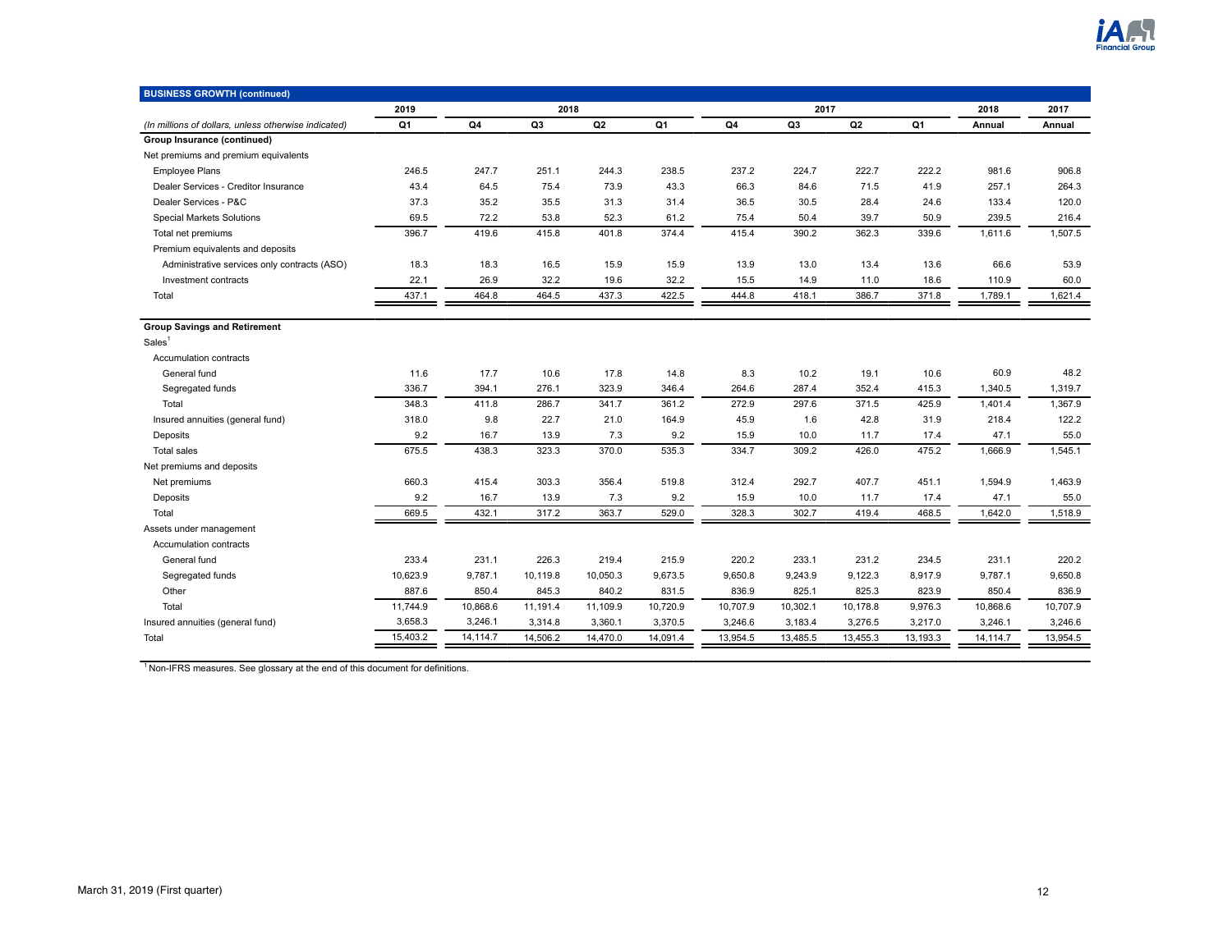| BUSINESS GROWTH (continued) | 2019 | 2018 | | | | 2017 | | | | 2018 | 2017 |
|---|---|---|---|---|---|---|---|---|---|---|---|
| *(In millions of dollars, unless otherwise indicated)* | Q1 | Q4 | Q3 | Q2 | Q1 | Q4 | Q3 | Q2 | Q1 | Annual | Annual |
| **Group Insurance (continued)** | | | | | | | | | | | |
| Net premiums and premium equivalents | | | | | | | | | | | |
| Employee Plans | 246.5 | 247.7 | 251.1 | 244.3 | 238.5 | 237.2 | 224.7 | 222.7 | 222.2 | 981.6 | 906.8 |
| Dealer Services - Creditor Insurance | 43.4 | 64.5 | 75.4 | 73.9 | 43.3 | 66.3 | 84.6 | 71.5 | 41.9 | 257.1 | 264.3 |
| Dealer Services - P&C | 37.3 | 35.2 | 35.5 | 31.3 | 31.4 | 36.5 | 30.5 | 28.4 | 24.6 | 133.4 | 120.0 |
| Special Markets Solutions | 69.5 | 72.2 | 53.8 | 52.3 | 61.2 | 75.4 | 50.4 | 39.7 | 50.9 | 239.5 | 216.4 |
| Total net premiums | 396.7 | 419.6 | 415.8 | 401.8 | 374.4 | 415.4 | 390.2 | 362.3 | 339.6 | 1,611.6 | 1,507.5 |
| Premium equivalents and deposits | | | | | | | | | | | |
| Administrative services only contracts (ASO) | 18.3 | 18.3 | 16.5 | 15.9 | 15.9 | 13.9 | 13.0 | 13.4 | 13.6 | 66.6 | 53.9 |
| Investment contracts | 22.1 | 26.9 | 32.2 | 19.6 | 32.2 | 15.5 | 14.9 | 11.0 | 18.6 | 110.9 | 60.0 |
| Total | 437.1 | 464.8 | 464.5 | 437.3 | 422.5 | 444.8 | 418.1 | 386.7 | 371.8 | 1,789.1 | 1,621.4 |
| **Group Savings and Retirement** | | | | | | | | | | | |
| Sales[1] | | | | | | | | | | | |
| Accumulation contracts | | | | | | | | | | | |
| General fund | 11.6 | 17.7 | 10.6 | 17.8 | 14.8 | 8.3 | 10.2 | 19.1 | 10.6 | 60.9 | 48.2 |
| Segregated funds | 336.7 | 394.1 | 276.1 | 323.9 | 346.4 | 264.6 | 287.4 | 352.4 | 415.3 | 1,340.5 | 1,319.7 |
| Total | 348.3 | 411.8 | 286.7 | 341.7 | 361.2 | 272.9 | 297.6 | 371.5 | 425.9 | 1,401.4 | 1,367.9 |
| Insured annuities (general fund) | 318.0 | 9.8 | 22.7 | 21.0 | 164.9 | 45.9 | 1.6 | 42.8 | 31.9 | 218.4 | 122.2 |
| Deposits | 9.2 | 16.7 | 13.9 | 7.3 | 9.2 | 15.9 | 10.0 | 11.7 | 17.4 | 47.1 | 55.0 |
| Total sales | 675.5 | 438.3 | 323.3 | 370.0 | 535.3 | 334.7 | 309.2 | 426.0 | 475.2 | 1,666.9 | 1,545.1 |
| Net premiums and deposits | | | | | | | | | | | |
| Net premiums | 660.3 | 415.4 | 303.3 | 356.4 | 519.8 | 312.4 | 292.7 | 407.7 | 451.1 | 1,594.9 | 1,463.9 |
| Deposits | 9.2 | 16.7 | 13.9 | 7.3 | 9.2 | 15.9 | 10.0 | 11.7 | 17.4 | 47.1 | 55.0 |
| Total | 669.5 | 432.1 | 317.2 | 363.7 | 529.0 | 328.3 | 302.7 | 419.4 | 468.5 | 1,642.0 | 1,518.9 |
| Assets under management | | | | | | | | | | | |
| Accumulation contracts | | | | | | | | | | | |
| General fund | 233.4 | 231.1 | 226.3 | 219.4 | 215.9 | 220.2 | 233.1 | 231.2 | 234.5 | 231.1 | 220.2 |
| Segregated funds | 10,623.9 | 9,787.1 | 10,119.8 | 10,050.3 | 9,673.5 | 9,650.8 | 9,243.9 | 9,122.3 | 8,917.9 | 9,787.1 | 9,650.8 |
| Other | 887.6 | 850.4 | 845.3 | 840.2 | 831.5 | 836.9 | 825.1 | 825.3 | 823.9 | 850.4 | 836.9 |
| Total | 11,744.9 | 10,868.6 | 11,191.4 | 11,109.9 | 10,720.9 | 10,707.9 | 10,302.1 | 10,178.8 | 9,976.3 | 10,868.6 | 10,707.9 |
| Insured annuities (general fund) | 3,658.3 | 3,246.1 | 3,314.8 | 3,360.1 | 3,370.5 | 3,246.6 | 3,183.4 | 3,276.5 | 3,217.0 | 3,246.1 | 3,246.6 |
| Total | 15,403.2 | 14,114.7 | 14,506.2 | 14,470.0 | 14,091.4 | 13,954.5 | 13,485.5 | 13,455.3 | 13,193.3 | 14,114.7 | 13,954.5 |

[1] Non-IFRS measures. See glossary at the end of this document for definitions.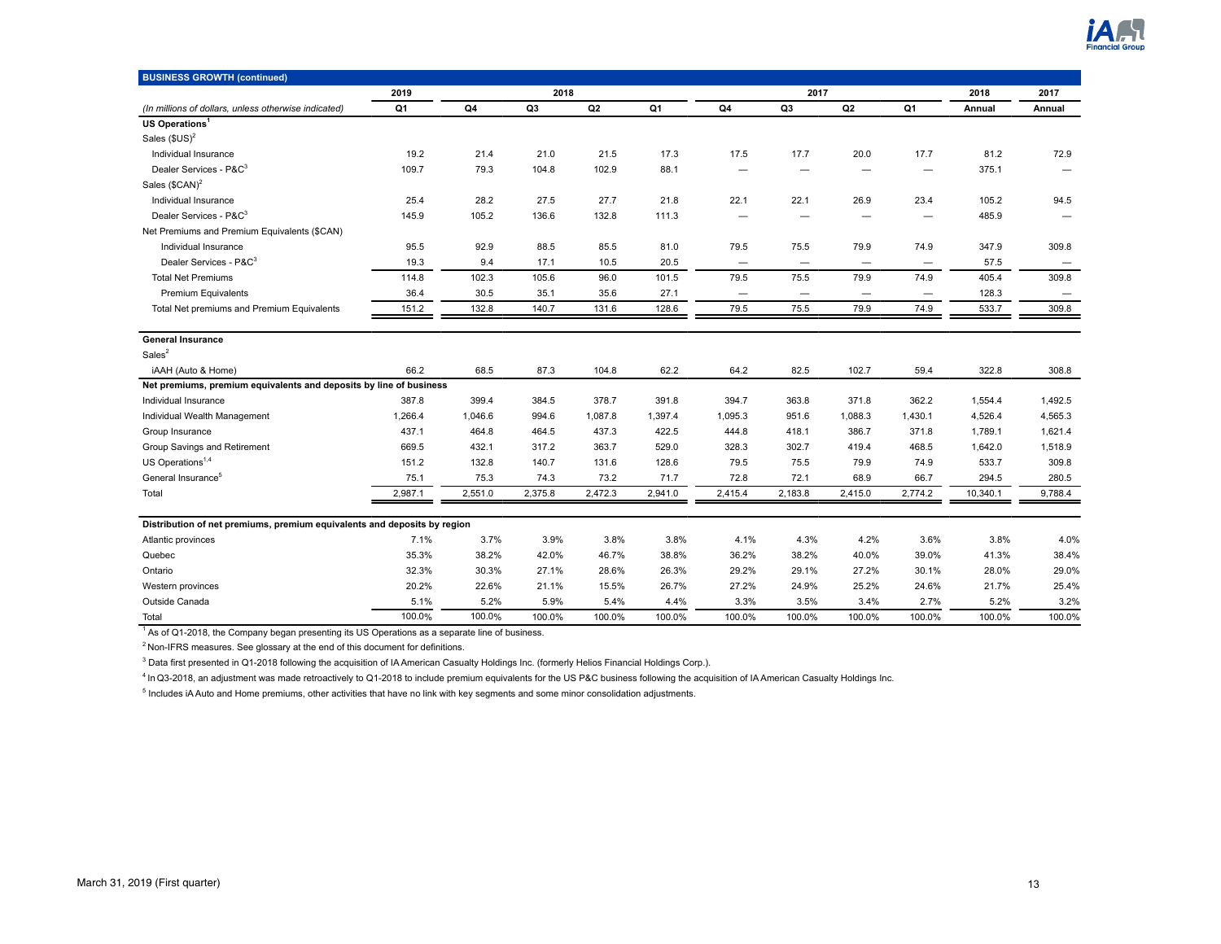## BUSINESS GROWTH (continued)

| | 2019 | 2018 | | | | 2017 | | | | 2018 | 2017 |
|---|---|---|---|---|---|---|---|---|---|---|---|
| *(In millions of dollars, unless otherwise indicated)* | Q1 | Q4 | Q3 | Q2 | Q1 | Q4 | Q3 | Q2 | Q1 | Annual | Annual |
| **US Operations**[1] | | | | | | | | | | | |
| Sales ($US)[2] | | | | | | | | | | | |
| Individual Insurance | 19.2 | 21.4 | 21.0 | 21.5 | 17.3 | 17.5 | 17.7 | 20.0 | 17.7 | 81.2 | 72.9 |
| Dealer Services - P&C[3] | 109.7 | 79.3 | 104.8 | 102.9 | 88.1 | — | — | — | — | 375.1 | — |
| Sales ($CAN)[2] | | | | | | | | | | | |
| Individual Insurance | 25.4 | 28.2 | 27.5 | 27.7 | 21.8 | 22.1 | 22.1 | 26.9 | 23.4 | 105.2 | 94.5 |
| Dealer Services - P&C[3] | 145.9 | 105.2 | 136.6 | 132.8 | 111.3 | — | — | — | — | 485.9 | — |
| Net Premiums and Premium Equivalents ($CAN) | | | | | | | | | | | |
| Individual Insurance | 95.5 | 92.9 | 88.5 | 85.5 | 81.0 | 79.5 | 75.5 | 79.9 | 74.9 | 347.9 | 309.8 |
| Dealer Services - P&C[3] | 19.3 | 9.4 | 17.1 | 10.5 | 20.5 | — | — | — | — | 57.5 | — |
| Total Net Premiums | 114.8 | 102.3 | 105.6 | 96.0 | 101.5 | 79.5 | 75.5 | 79.9 | 74.9 | 405.4 | 309.8 |
| Premium Equivalents | 36.4 | 30.5 | 35.1 | 35.6 | 27.1 | — | — | — | — | 128.3 | — |
| Total Net premiums and Premium Equivalents | 151.2 | 132.8 | 140.7 | 131.6 | 128.6 | 79.5 | 75.5 | 79.9 | 74.9 | 533.7 | 309.8 |
| **General Insurance** | | | | | | | | | | | |
| Sales[2] | | | | | | | | | | | |
| iAAH (Auto & Home) | 66.2 | 68.5 | 87.3 | 104.8 | 62.2 | 64.2 | 82.5 | 102.7 | 59.4 | 322.8 | 308.8 |
| **Net premiums, premium equivalents and deposits by line of business** | | | | | | | | | | | |
| Individual Insurance | 387.8 | 399.4 | 384.5 | 378.7 | 391.8 | 394.7 | 363.8 | 371.8 | 362.2 | 1,554.4 | 1,492.5 |
| Individual Wealth Management | 1,266.4 | 1,046.6 | 994.6 | 1,087.8 | 1,397.4 | 1,095.3 | 951.6 | 1,088.3 | 1,430.1 | 4,526.4 | 4,565.3 |
| Group Insurance | 437.1 | 464.8 | 464.5 | 437.3 | 422.5 | 444.8 | 418.1 | 386.7 | 371.8 | 1,789.1 | 1,621.4 |
| Group Savings and Retirement | 669.5 | 432.1 | 317.2 | 363.7 | 529.0 | 328.3 | 302.7 | 419.4 | 468.5 | 1,642.0 | 1,518.9 |
| US Operations[1,4] | 151.2 | 132.8 | 140.7 | 131.6 | 128.6 | 79.5 | 75.5 | 79.9 | 74.9 | 533.7 | 309.8 |
| General Insurance[5] | 75.1 | 75.3 | 74.3 | 73.2 | 71.7 | 72.8 | 72.1 | 68.9 | 66.7 | 294.5 | 280.5 |
| Total | 2,987.1 | 2,551.0 | 2,375.8 | 2,472.3 | 2,941.0 | 2,415.4 | 2,183.8 | 2,415.0 | 2,774.2 | 10,340.1 | 9,788.4 |
| **Distribution of net premiums, premium equivalents and deposits by region** | | | | | | | | | | | |
| Atlantic provinces | 7.1% | 3.7% | 3.9% | 3.8% | 3.8% | 4.1% | 4.3% | 4.2% | 3.6% | 3.8% | 4.0% |
| Quebec | 35.3% | 38.2% | 42.0% | 46.7% | 38.8% | 36.2% | 38.2% | 40.0% | 39.0% | 41.3% | 38.4% |
| Ontario | 32.3% | 30.3% | 27.1% | 28.6% | 26.3% | 29.2% | 29.1% | 27.2% | 30.1% | 28.0% | 29.0% |
| Western provinces | 20.2% | 22.6% | 21.1% | 15.5% | 26.7% | 27.2% | 24.9% | 25.2% | 24.6% | 21.7% | 25.4% |
| Outside Canada | 5.1% | 5.2% | 5.9% | 5.4% | 4.4% | 3.3% | 3.5% | 3.4% | 2.7% | 5.2% | 3.2% |
| Total | 100.0% | 100.0% | 100.0% | 100.0% | 100.0% | 100.0% | 100.0% | 100.0% | 100.0% | 100.0% | 100.0% |

[1] As of Q1-2018, the Company began presenting its US Operations as a separate line of business.

[2] Non-IFRS measures. See glossary at the end of this document for definitions.

[3] Data first presented in Q1-2018 following the acquisition of IA American Casualty Holdings Inc. (formerly Helios Financial Holdings Corp.).

[4] In Q3-2018, an adjustment was made retroactively to Q1-2018 to include premium equivalents for the US P&C business following the acquisition of IA American Casualty Holdings Inc.

[5] Includes iA Auto and Home premiums, other activities that have no link with key segments and some minor consolidation adjustments.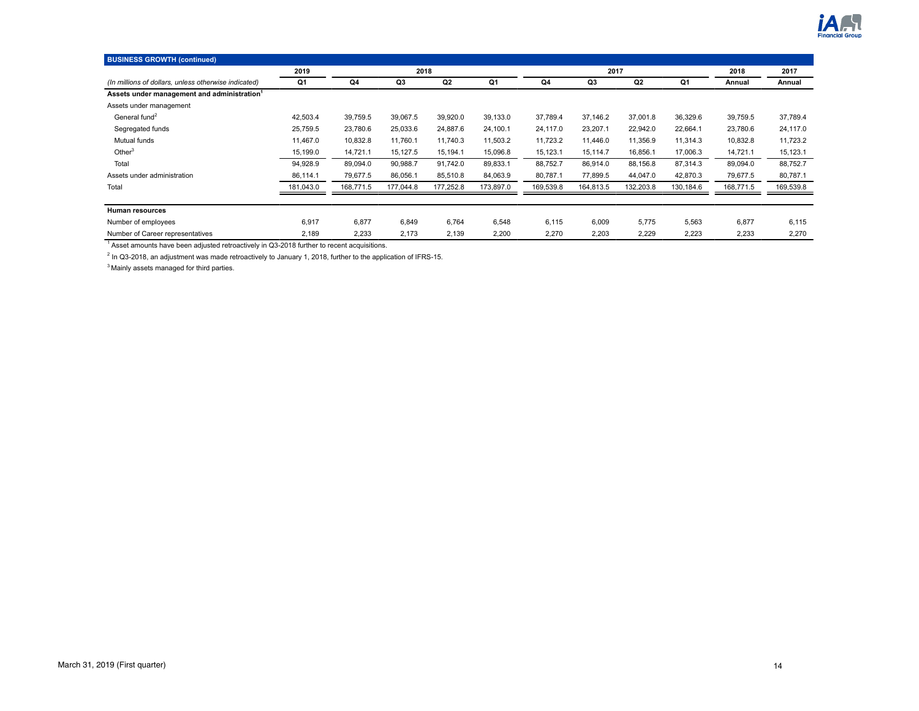## BUSINESS GROWTH (continued)

| | 2019 | 2018 | | | | 2017 | | | | 2018 | 2017 |
|---|---|---|---|---|---|---|---|---|---|---|---|
| *(In millions of dollars, unless otherwise indicated)* | Q1 | Q4 | Q3 | Q2 | Q1 | Q4 | Q3 | Q2 | Q1 | Annual | Annual |
| **Assets under management and administration**[1] | | | | | | | | | | | |
| Assets under management | | | | | | | | | | | |
| General fund[2] | 42,503.4 | 39,759.5 | 39,067.5 | 39,920.0 | 39,133.0 | 37,789.4 | 37,146.2 | 37,001.8 | 36,329.6 | 39,759.5 | 37,789.4 |
| Segregated funds | 25,759.5 | 23,780.6 | 25,033.6 | 24,887.6 | 24,100.1 | 24,117.0 | 23,207.1 | 22,942.0 | 22,664.1 | 23,780.6 | 24,117.0 |
| Mutual funds | 11,467.0 | 10,832.8 | 11,760.1 | 11,740.3 | 11,503.2 | 11,723.2 | 11,446.0 | 11,356.9 | 11,314.3 | 10,832.8 | 11,723.2 |
| Other[3] | 15,199.0 | 14,721.1 | 15,127.5 | 15,194.1 | 15,096.8 | 15,123.1 | 15,114.7 | 16,856.1 | 17,006.3 | 14,721.1 | 15,123.1 |
| Total | 94,928.9 | 89,094.0 | 90,988.7 | 91,742.0 | 89,833.1 | 88,752.7 | 86,914.0 | 88,156.8 | 87,314.3 | 89,094.0 | 88,752.7 |
| Assets under administration | 86,114.1 | 79,677.5 | 86,056.1 | 85,510.8 | 84,063.9 | 80,787.1 | 77,899.5 | 44,047.0 | 42,870.3 | 79,677.5 | 80,787.1 |
| Total | 181,043.0 | 168,771.5 | 177,044.8 | 177,252.8 | 173,897.0 | 169,539.8 | 164,813.5 | 132,203.8 | 130,184.6 | 168,771.5 | 169,539.8 |
| **Human resources** | | | | | | | | | | | |
| Number of employees | 6,917 | 6,877 | 6,849 | 6,764 | 6,548 | 6,115 | 6,009 | 5,775 | 5,563 | 6,877 | 6,115 |
| Number of Career representatives | 2,189 | 2,233 | 2,173 | 2,139 | 2,200 | 2,270 | 2,203 | 2,229 | 2,223 | 2,233 | 2,270 |

[1] Asset amounts have been adjusted retroactively in Q3-2018 further to recent acquisitions.

[2] In Q3-2018, an adjustment was made retroactively to January 1, 2018, further to the application of IFRS-15.

[3] Mainly assets managed for third parties.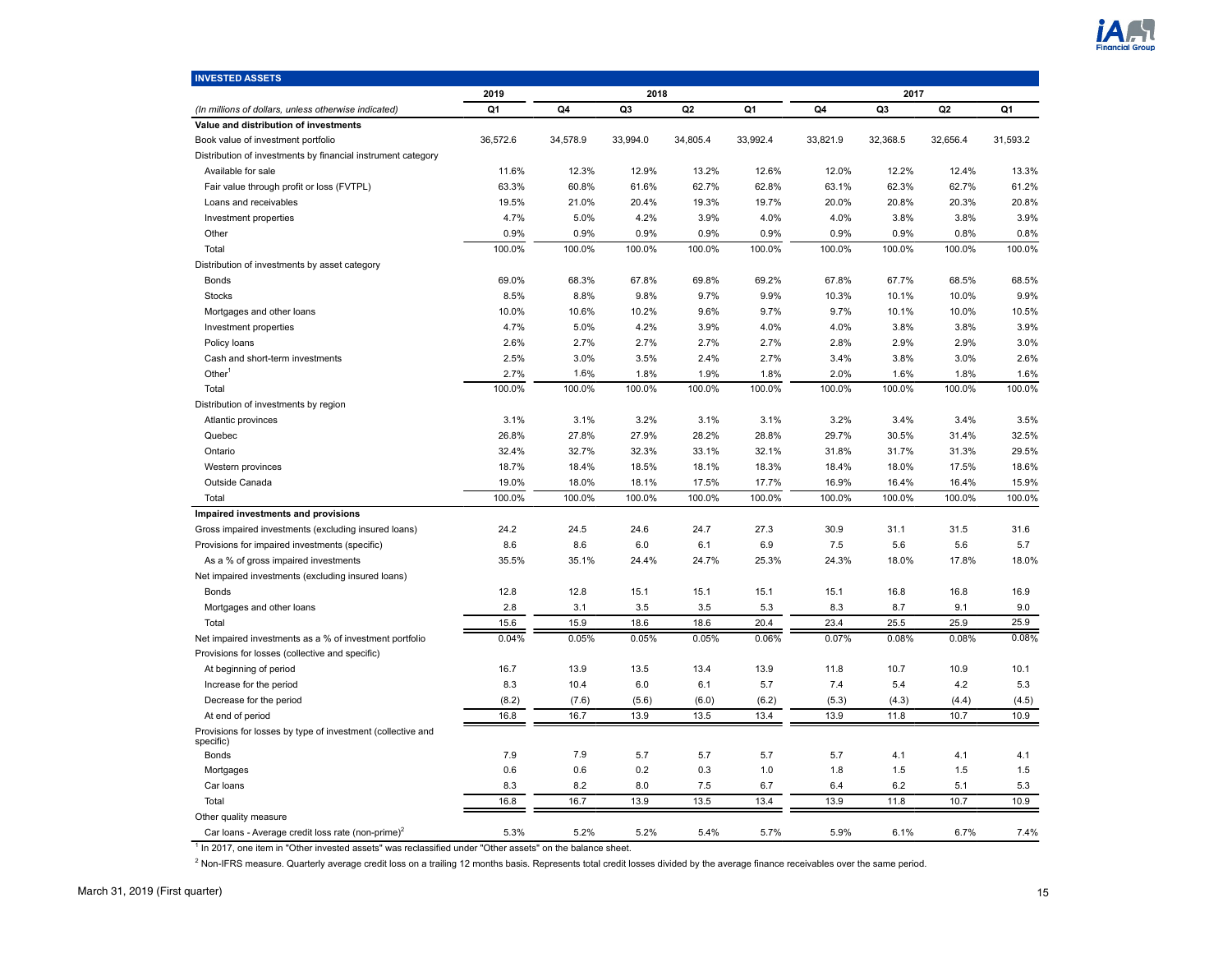## INVESTED ASSETS

| *(In millions of dollars, unless otherwise indicated)* | 2019 Q1 | 2018 Q4 | 2018 Q3 | 2018 Q2 | 2018 Q1 | 2017 Q4 | 2017 Q3 | 2017 Q2 | 2017 Q1 |
|---|---|---|---|---|---|---|---|---|---|
| **Value and distribution of investments** | | | | | | | | | |
| Book value of investment portfolio | 36,572.6 | 34,578.9 | 33,994.0 | 34,805.4 | 33,992.4 | 33,821.9 | 32,368.5 | 32,656.4 | 31,593.2 |
| Distribution of investments by financial instrument category | | | | | | | | | |
| Available for sale | 11.6% | 12.3% | 12.9% | 13.2% | 12.6% | 12.0% | 12.2% | 12.4% | 13.3% |
| Fair value through profit or loss (FVTPL) | 63.3% | 60.8% | 61.6% | 62.7% | 62.8% | 63.1% | 62.3% | 62.7% | 61.2% |
| Loans and receivables | 19.5% | 21.0% | 20.4% | 19.3% | 19.7% | 20.0% | 20.8% | 20.3% | 20.8% |
| Investment properties | 4.7% | 5.0% | 4.2% | 3.9% | 4.0% | 4.0% | 3.8% | 3.8% | 3.9% |
| Other | 0.9% | 0.9% | 0.9% | 0.9% | 0.9% | 0.9% | 0.9% | 0.8% | 0.8% |
| Total | 100.0% | 100.0% | 100.0% | 100.0% | 100.0% | 100.0% | 100.0% | 100.0% | 100.0% |
| Distribution of investments by asset category | | | | | | | | | |
| Bonds | 69.0% | 68.3% | 67.8% | 69.8% | 69.2% | 67.8% | 67.7% | 68.5% | 68.5% |
| Stocks | 8.5% | 8.8% | 9.8% | 9.7% | 9.9% | 10.3% | 10.1% | 10.0% | 9.9% |
| Mortgages and other loans | 10.0% | 10.6% | 10.2% | 9.6% | 9.7% | 9.7% | 10.1% | 10.0% | 10.5% |
| Investment properties | 4.7% | 5.0% | 4.2% | 3.9% | 4.0% | 4.0% | 3.8% | 3.8% | 3.9% |
| Policy loans | 2.6% | 2.7% | 2.7% | 2.7% | 2.7% | 2.8% | 2.9% | 2.9% | 3.0% |
| Cash and short-term investments | 2.5% | 3.0% | 3.5% | 2.4% | 2.7% | 3.4% | 3.8% | 3.0% | 2.6% |
| Other[1] | 2.7% | 1.6% | 1.8% | 1.9% | 1.8% | 2.0% | 1.6% | 1.8% | 1.6% |
| Total | 100.0% | 100.0% | 100.0% | 100.0% | 100.0% | 100.0% | 100.0% | 100.0% | 100.0% |
| Distribution of investments by region | | | | | | | | | |
| Atlantic provinces | 3.1% | 3.1% | 3.2% | 3.1% | 3.1% | 3.2% | 3.4% | 3.4% | 3.5% |
| Quebec | 26.8% | 27.8% | 27.9% | 28.2% | 28.8% | 29.7% | 30.5% | 31.4% | 32.5% |
| Ontario | 32.4% | 32.7% | 32.3% | 33.1% | 32.1% | 31.8% | 31.7% | 31.3% | 29.5% |
| Western provinces | 18.7% | 18.4% | 18.5% | 18.1% | 18.3% | 18.4% | 18.0% | 17.5% | 18.6% |
| Outside Canada | 19.0% | 18.0% | 18.1% | 17.5% | 17.7% | 16.9% | 16.4% | 16.4% | 15.9% |
| Total | 100.0% | 100.0% | 100.0% | 100.0% | 100.0% | 100.0% | 100.0% | 100.0% | 100.0% |
| **Impaired investments and provisions** | | | | | | | | | |
| Gross impaired investments (excluding insured loans) | 24.2 | 24.5 | 24.6 | 24.7 | 27.3 | 30.9 | 31.1 | 31.5 | 31.6 |
| Provisions for impaired investments (specific) | 8.6 | 8.6 | 6.0 | 6.1 | 6.9 | 7.5 | 5.6 | 5.6 | 5.7 |
| As a % of gross impaired investments | 35.5% | 35.1% | 24.4% | 24.7% | 25.3% | 24.3% | 18.0% | 17.8% | 18.0% |
| Net impaired investments (excluding insured loans) | | | | | | | | | |
| Bonds | 12.8 | 12.8 | 15.1 | 15.1 | 15.1 | 15.1 | 16.8 | 16.8 | 16.9 |
| Mortgages and other loans | 2.8 | 3.1 | 3.5 | 3.5 | 5.3 | 8.3 | 8.7 | 9.1 | 9.0 |
| Total | 15.6 | 15.9 | 18.6 | 18.6 | 20.4 | 23.4 | 25.5 | 25.9 | 25.9 |
| Net impaired investments as a % of investment portfolio | 0.04% | 0.05% | 0.05% | 0.05% | 0.06% | 0.07% | 0.08% | 0.08% | 0.08% |
| Provisions for losses (collective and specific) | | | | | | | | | |
| At beginning of period | 16.7 | 13.9 | 13.5 | 13.4 | 13.9 | 11.8 | 10.7 | 10.9 | 10.1 |
| Increase for the period | 8.3 | 10.4 | 6.0 | 6.1 | 5.7 | 7.4 | 5.4 | 4.2 | 5.3 |
| Decrease for the period | (8.2) | (7.6) | (5.6) | (6.0) | (6.2) | (5.3) | (4.3) | (4.4) | (4.5) |
| At end of period | 16.8 | 16.7 | 13.9 | 13.5 | 13.4 | 13.9 | 11.8 | 10.7 | 10.9 |
| Provisions for losses by type of investment (collective and specific) | | | | | | | | | |
| Bonds | 7.9 | 7.9 | 5.7 | 5.7 | 5.7 | 5.7 | 4.1 | 4.1 | 4.1 |
| Mortgages | 0.6 | 0.6 | 0.2 | 0.3 | 1.0 | 1.8 | 1.5 | 1.5 | 1.5 |
| Car loans | 8.3 | 8.2 | 8.0 | 7.5 | 6.7 | 6.4 | 6.2 | 5.1 | 5.3 |
| Total | 16.8 | 16.7 | 13.9 | 13.5 | 13.4 | 13.9 | 11.8 | 10.7 | 10.9 |
| Other quality measure | | | | | | | | | |
| Car loans - Average credit loss rate (non-prime)[2] | 5.3% | 5.2% | 5.2% | 5.4% | 5.7% | 5.9% | 6.1% | 6.7% | 7.4% |

[1] In 2017, one item in "Other invested assets" was reclassified under "Other assets" on the balance sheet.

[2] Non-IFRS measure. Quarterly average credit loss on a trailing 12 months basis. Represents total credit losses divided by the average finance receivables over the same period.

March 31, 2019 (First quarter)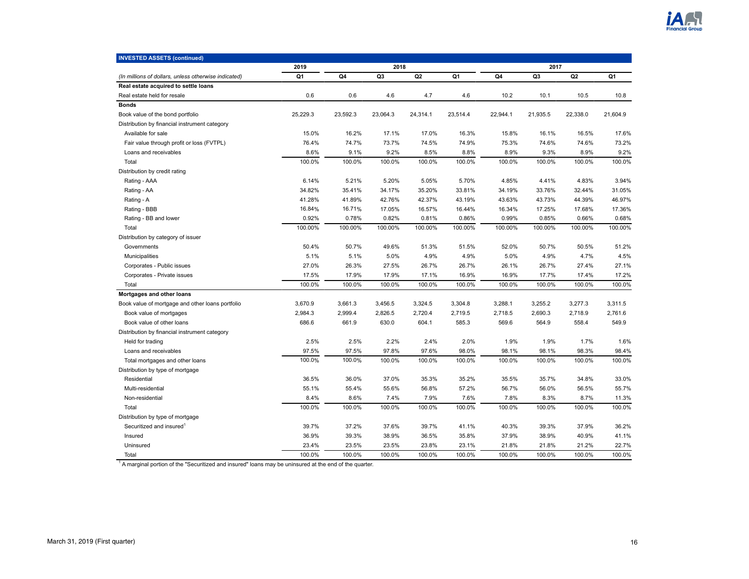| INVESTED ASSETS (continued) | 2019 | 2018 | | | | 2017 | | | |
|---|---|---|---|---|---|---|---|---|---|
| *(In millions of dollars, unless otherwise indicated)* | Q1 | Q4 | Q3 | Q2 | Q1 | Q4 | Q3 | Q2 | Q1 |
| **Real estate acquired to settle loans** | | | | | | | | | |
| Real estate held for resale | 0.6 | 0.6 | 4.6 | 4.7 | 4.6 | 10.2 | 10.1 | 10.5 | 10.8 |
| **Bonds** | | | | | | | | | |
| Book value of the bond portfolio | 25,229.3 | 23,592.3 | 23,064.3 | 24,314.1 | 23,514.4 | 22,944.1 | 21,935.5 | 22,338.0 | 21,604.9 |
| Distribution by financial instrument category | | | | | | | | | |
| Available for sale | 15.0% | 16.2% | 17.1% | 17.0% | 16.3% | 15.8% | 16.1% | 16.5% | 17.6% |
| Fair value through profit or loss (FVTPL) | 76.4% | 74.7% | 73.7% | 74.5% | 74.9% | 75.3% | 74.6% | 74.6% | 73.2% |
| Loans and receivables | 8.6% | 9.1% | 9.2% | 8.5% | 8.8% | 8.9% | 9.3% | 8.9% | 9.2% |
| Total | 100.0% | 100.0% | 100.0% | 100.0% | 100.0% | 100.0% | 100.0% | 100.0% | 100.0% |
| Distribution by credit rating | | | | | | | | | |
| Rating - AAA | 6.14% | 5.21% | 5.20% | 5.05% | 5.70% | 4.85% | 4.41% | 4.83% | 3.94% |
| Rating - AA | 34.82% | 35.41% | 34.17% | 35.20% | 33.81% | 34.19% | 33.76% | 32.44% | 31.05% |
| Rating - A | 41.28% | 41.89% | 42.76% | 42.37% | 43.19% | 43.63% | 43.73% | 44.39% | 46.97% |
| Rating - BBB | 16.84% | 16.71% | 17.05% | 16.57% | 16.44% | 16.34% | 17.25% | 17.68% | 17.36% |
| Rating - BB and lower | 0.92% | 0.78% | 0.82% | 0.81% | 0.86% | 0.99% | 0.85% | 0.66% | 0.68% |
| Total | 100.00% | 100.00% | 100.00% | 100.00% | 100.00% | 100.00% | 100.00% | 100.00% | 100.00% |
| Distribution by category of issuer | | | | | | | | | |
| Governments | 50.4% | 50.7% | 49.6% | 51.3% | 51.5% | 52.0% | 50.7% | 50.5% | 51.2% |
| Municipalities | 5.1% | 5.1% | 5.0% | 4.9% | 4.9% | 5.0% | 4.9% | 4.7% | 4.5% |
| Corporates - Public issues | 27.0% | 26.3% | 27.5% | 26.7% | 26.7% | 26.1% | 26.7% | 27.4% | 27.1% |
| Corporates - Private issues | 17.5% | 17.9% | 17.9% | 17.1% | 16.9% | 16.9% | 17.7% | 17.4% | 17.2% |
| Total | 100.0% | 100.0% | 100.0% | 100.0% | 100.0% | 100.0% | 100.0% | 100.0% | 100.0% |
| **Mortgages and other loans** | | | | | | | | | |
| Book value of mortgage and other loans portfolio | 3,670.9 | 3,661.3 | 3,456.5 | 3,324.5 | 3,304.8 | 3,288.1 | 3,255.2 | 3,277.3 | 3,311.5 |
| Book value of mortgages | 2,984.3 | 2,999.4 | 2,826.5 | 2,720.4 | 2,719.5 | 2,718.5 | 2,690.3 | 2,718.9 | 2,761.6 |
| Book value of other loans | 686.6 | 661.9 | 630.0 | 604.1 | 585.3 | 569.6 | 564.9 | 558.4 | 549.9 |
| Distribution by financial instrument category | | | | | | | | | |
| Held for trading | 2.5% | 2.5% | 2.2% | 2.4% | 2.0% | 1.9% | 1.9% | 1.7% | 1.6% |
| Loans and receivables | 97.5% | 97.5% | 97.8% | 97.6% | 98.0% | 98.1% | 98.1% | 98.3% | 98.4% |
| Total mortgages and other loans | 100.0% | 100.0% | 100.0% | 100.0% | 100.0% | 100.0% | 100.0% | 100.0% | 100.0% |
| Distribution by type of mortgage | | | | | | | | | |
| Residential | 36.5% | 36.0% | 37.0% | 35.3% | 35.2% | 35.5% | 35.7% | 34.8% | 33.0% |
| Multi-residential | 55.1% | 55.4% | 55.6% | 56.8% | 57.2% | 56.7% | 56.0% | 56.5% | 55.7% |
| Non-residential | 8.4% | 8.6% | 7.4% | 7.9% | 7.6% | 7.8% | 8.3% | 8.7% | 11.3% |
| Total | 100.0% | 100.0% | 100.0% | 100.0% | 100.0% | 100.0% | 100.0% | 100.0% | 100.0% |
| Distribution by type of mortgage | | | | | | | | | |
| Securitized and insured[1] | 39.7% | 37.2% | 37.6% | 39.7% | 41.1% | 40.3% | 39.3% | 37.9% | 36.2% |
| Insured | 36.9% | 39.3% | 38.9% | 36.5% | 35.8% | 37.9% | 38.9% | 40.9% | 41.1% |
| Uninsured | 23.4% | 23.5% | 23.5% | 23.8% | 23.1% | 21.8% | 21.8% | 21.2% | 22.7% |
| Total | 100.0% | 100.0% | 100.0% | 100.0% | 100.0% | 100.0% | 100.0% | 100.0% | 100.0% |

[1] A marginal portion of the "Securitized and insured" loans may be uninsured at the end of the quarter.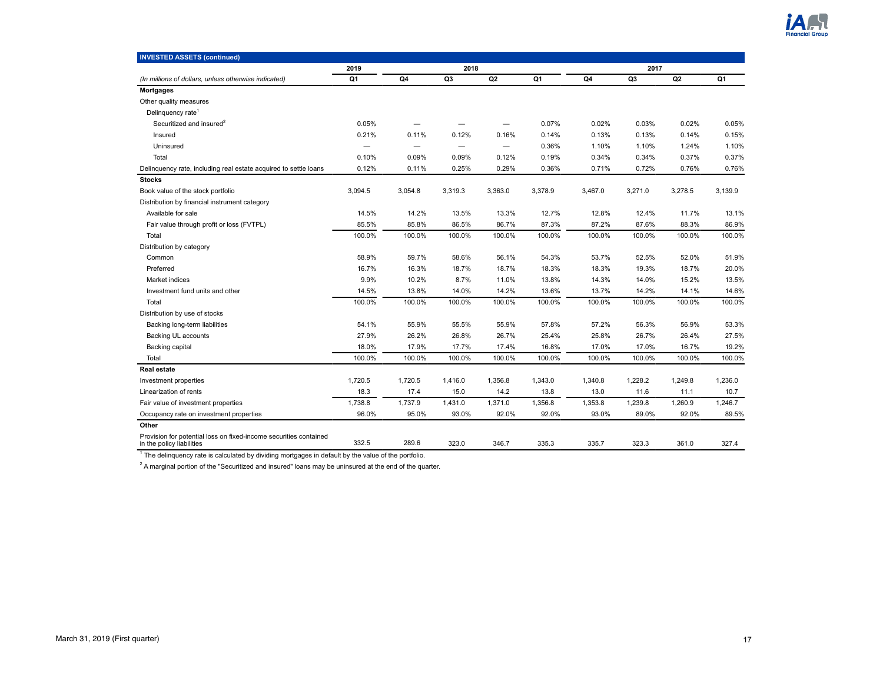## INVESTED ASSETS (continued)

| (In millions of dollars, unless otherwise indicated) | 2019 Q1 | 2018 Q4 | 2018 Q3 | 2018 Q2 | 2018 Q1 | 2017 Q4 | 2017 Q3 | 2017 Q2 | 2017 Q1 |
|---|---|---|---|---|---|---|---|---|---|
| **Mortgages** | | | | | | | | | |
| Other quality measures | | | | | | | | | |
| Delinquency rate[1] | | | | | | | | | |
| Securitized and insured[2] | 0.05% | — | — | — | 0.07% | 0.02% | 0.03% | 0.02% | 0.05% |
| Insured | 0.21% | 0.11% | 0.12% | 0.16% | 0.14% | 0.13% | 0.13% | 0.14% | 0.15% |
| Uninsured | — | — | — | — | 0.36% | 1.10% | 1.10% | 1.24% | 1.10% |
| Total | 0.10% | 0.09% | 0.09% | 0.12% | 0.19% | 0.34% | 0.34% | 0.37% | 0.37% |
| Delinquency rate, including real estate acquired to settle loans | 0.12% | 0.11% | 0.25% | 0.29% | 0.36% | 0.71% | 0.72% | 0.76% | 0.76% |
| **Stocks** | | | | | | | | | |
| Book value of the stock portfolio | 3,094.5 | 3,054.8 | 3,319.3 | 3,363.0 | 3,378.9 | 3,467.0 | 3,271.0 | 3,278.5 | 3,139.9 |
| Distribution by financial instrument category | | | | | | | | | |
| Available for sale | 14.5% | 14.2% | 13.5% | 13.3% | 12.7% | 12.8% | 12.4% | 11.7% | 13.1% |
| Fair value through profit or loss (FVTPL) | 85.5% | 85.8% | 86.5% | 86.7% | 87.3% | 87.2% | 87.6% | 88.3% | 86.9% |
| Total | 100.0% | 100.0% | 100.0% | 100.0% | 100.0% | 100.0% | 100.0% | 100.0% | 100.0% |
| Distribution by category | | | | | | | | | |
| Common | 58.9% | 59.7% | 58.6% | 56.1% | 54.3% | 53.7% | 52.5% | 52.0% | 51.9% |
| Preferred | 16.7% | 16.3% | 18.7% | 18.7% | 18.3% | 18.3% | 19.3% | 18.7% | 20.0% |
| Market indices | 9.9% | 10.2% | 8.7% | 11.0% | 13.8% | 14.3% | 14.0% | 15.2% | 13.5% |
| Investment fund units and other | 14.5% | 13.8% | 14.0% | 14.2% | 13.6% | 13.7% | 14.2% | 14.1% | 14.6% |
| Total | 100.0% | 100.0% | 100.0% | 100.0% | 100.0% | 100.0% | 100.0% | 100.0% | 100.0% |
| Distribution by use of stocks | | | | | | | | | |
| Backing long-term liabilities | 54.1% | 55.9% | 55.5% | 55.9% | 57.8% | 57.2% | 56.3% | 56.9% | 53.3% |
| Backing UL accounts | 27.9% | 26.2% | 26.8% | 26.7% | 25.4% | 25.8% | 26.7% | 26.4% | 27.5% |
| Backing capital | 18.0% | 17.9% | 17.7% | 17.4% | 16.8% | 17.0% | 17.0% | 16.7% | 19.2% |
| Total | 100.0% | 100.0% | 100.0% | 100.0% | 100.0% | 100.0% | 100.0% | 100.0% | 100.0% |
| **Real estate** | | | | | | | | | |
| Investment properties | 1,720.5 | 1,720.5 | 1,416.0 | 1,356.8 | 1,343.0 | 1,340.8 | 1,228.2 | 1,249.8 | 1,236.0 |
| Linearization of rents | 18.3 | 17.4 | 15.0 | 14.2 | 13.8 | 13.0 | 11.6 | 11.1 | 10.7 |
| Fair value of investment properties | 1,738.8 | 1,737.9 | 1,431.0 | 1,371.0 | 1,356.8 | 1,353.8 | 1,239.8 | 1,260.9 | 1,246.7 |
| Occupancy rate on investment properties | 96.0% | 95.0% | 93.0% | 92.0% | 92.0% | 93.0% | 89.0% | 92.0% | 89.5% |
| **Other** | | | | | | | | | |
| Provision for potential loss on fixed-income securities contained in the policy liabilities | 332.5 | 289.6 | 323.0 | 346.7 | 335.3 | 335.7 | 323.3 | 361.0 | 327.4 |

[1] The delinquency rate is calculated by dividing mortgages in default by the value of the portfolio.

[2] A marginal portion of the "Securitized and insured" loans may be uninsured at the end of the quarter.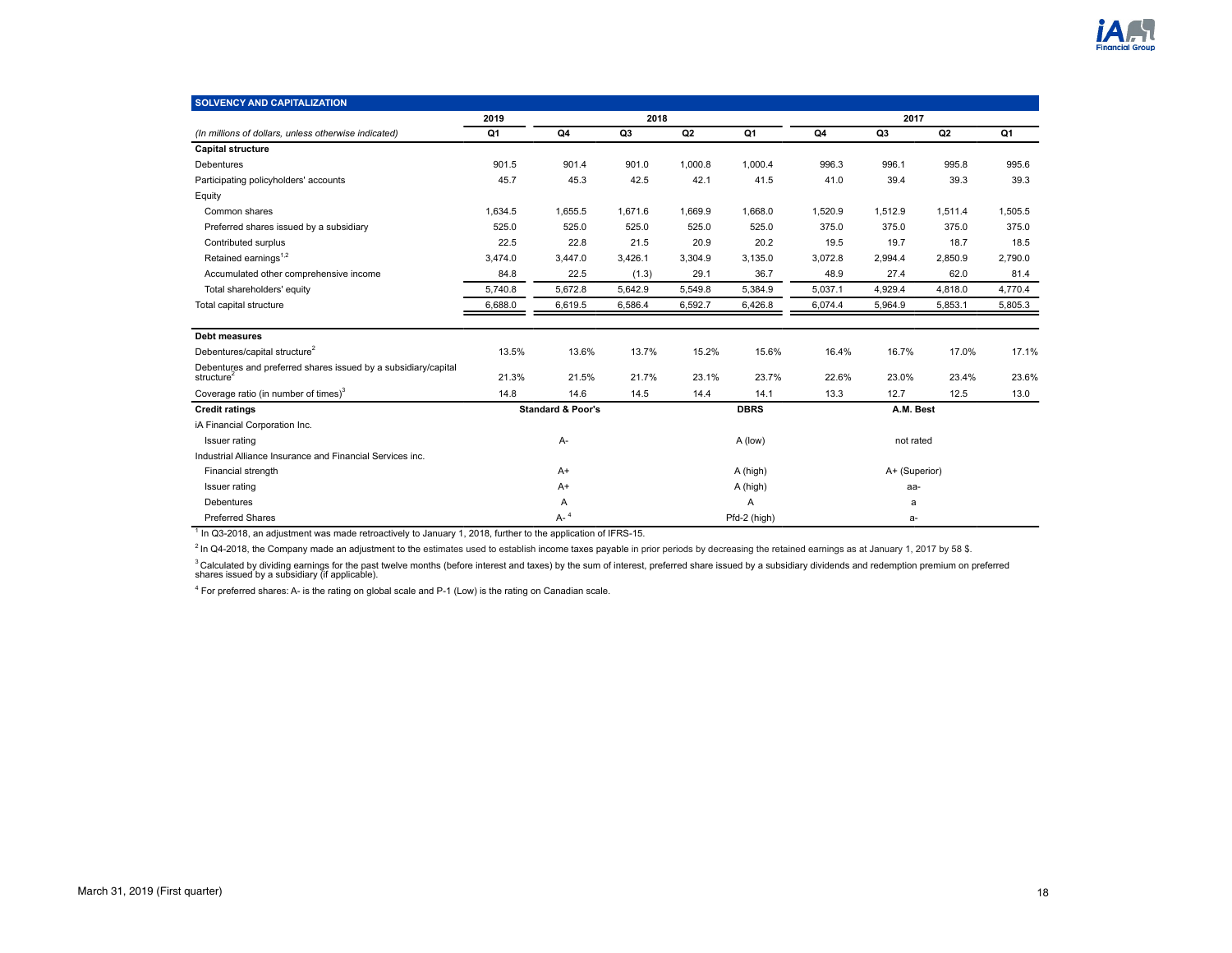## SOLVENCY AND CAPITALIZATION

| | 2019 | 2018 | | | | 2017 | | | |
|---|---|---|---|---|---|---|---|---|---|
| *(In millions of dollars, unless otherwise indicated)* | Q1 | Q4 | Q3 | Q2 | Q1 | Q4 | Q3 | Q2 | Q1 |
| **Capital structure** | | | | | | | | | |
| Debentures | 901.5 | 901.4 | 901.0 | 1,000.8 | 1,000.4 | 996.3 | 996.1 | 995.8 | 995.6 |
| Participating policyholders' accounts | 45.7 | 45.3 | 42.5 | 42.1 | 41.5 | 41.0 | 39.4 | 39.3 | 39.3 |
| Equity | | | | | | | | | |
| Common shares | 1,634.5 | 1,655.5 | 1,671.6 | 1,669.9 | 1,668.0 | 1,520.9 | 1,512.9 | 1,511.4 | 1,505.5 |
| Preferred shares issued by a subsidiary | 525.0 | 525.0 | 525.0 | 525.0 | 525.0 | 375.0 | 375.0 | 375.0 | 375.0 |
| Contributed surplus | 22.5 | 22.8 | 21.5 | 20.9 | 20.2 | 19.5 | 19.7 | 18.7 | 18.5 |
| Retained earnings[1,2] | 3,474.0 | 3,447.0 | 3,426.1 | 3,304.9 | 3,135.0 | 3,072.8 | 2,994.4 | 2,850.9 | 2,790.0 |
| Accumulated other comprehensive income | 84.8 | 22.5 | (1.3) | 29.1 | 36.7 | 48.9 | 27.4 | 62.0 | 81.4 |
| Total shareholders' equity | 5,740.8 | 5,672.8 | 5,642.9 | 5,549.8 | 5,384.9 | 5,037.1 | 4,929.4 | 4,818.0 | 4,770.4 |
| Total capital structure | 6,688.0 | 6,619.5 | 6,586.4 | 6,592.7 | 6,426.8 | 6,074.4 | 5,964.9 | 5,853.1 | 5,805.3 |
| **Debt measures** | | | | | | | | | |
| Debentures/capital structure[2] | 13.5% | 13.6% | 13.7% | 15.2% | 15.6% | 16.4% | 16.7% | 17.0% | 17.1% |
| Debentures and preferred shares issued by a subsidiary/capital structure[2] | 21.3% | 21.5% | 21.7% | 23.1% | 23.7% | 22.6% | 23.0% | 23.4% | 23.6% |
| Coverage ratio (in number of times)[3] | 14.8 | 14.6 | 14.5 | 14.4 | 14.1 | 13.3 | 12.7 | 12.5 | 13.0 |

| **Credit ratings** | **Standard & Poor's** | **DBRS** | **A.M. Best** |
|---|---|---|---|
| iA Financial Corporation Inc. | | | |
| Issuer rating | A- | A (low) | not rated |
| Industrial Alliance Insurance and Financial Services inc. | | | |
| Financial strength | A+ | A (high) | A+ (Superior) |
| Issuer rating | A+ | A (high) | aa- |
| Debentures | A | A | a |
| Preferred Shares | A- [4] | Pfd-2 (high) | a- |

[1] In Q3-2018, an adjustment was made retroactively to January 1, 2018, further to the application of IFRS-15.

[2] In Q4-2018, the Company made an adjustment to the estimates used to establish income taxes payable in prior periods by decreasing the retained earnings as at January 1, 2017 by 58 $.

[3] Calculated by dividing earnings for the past twelve months (before interest and taxes) by the sum of interest, preferred share issued by a subsidiary dividends and redemption premium on preferred shares issued by a subsidiary (if applicable).

[4] For preferred shares: A- is the rating on global scale and P-1 (Low) is the rating on Canadian scale.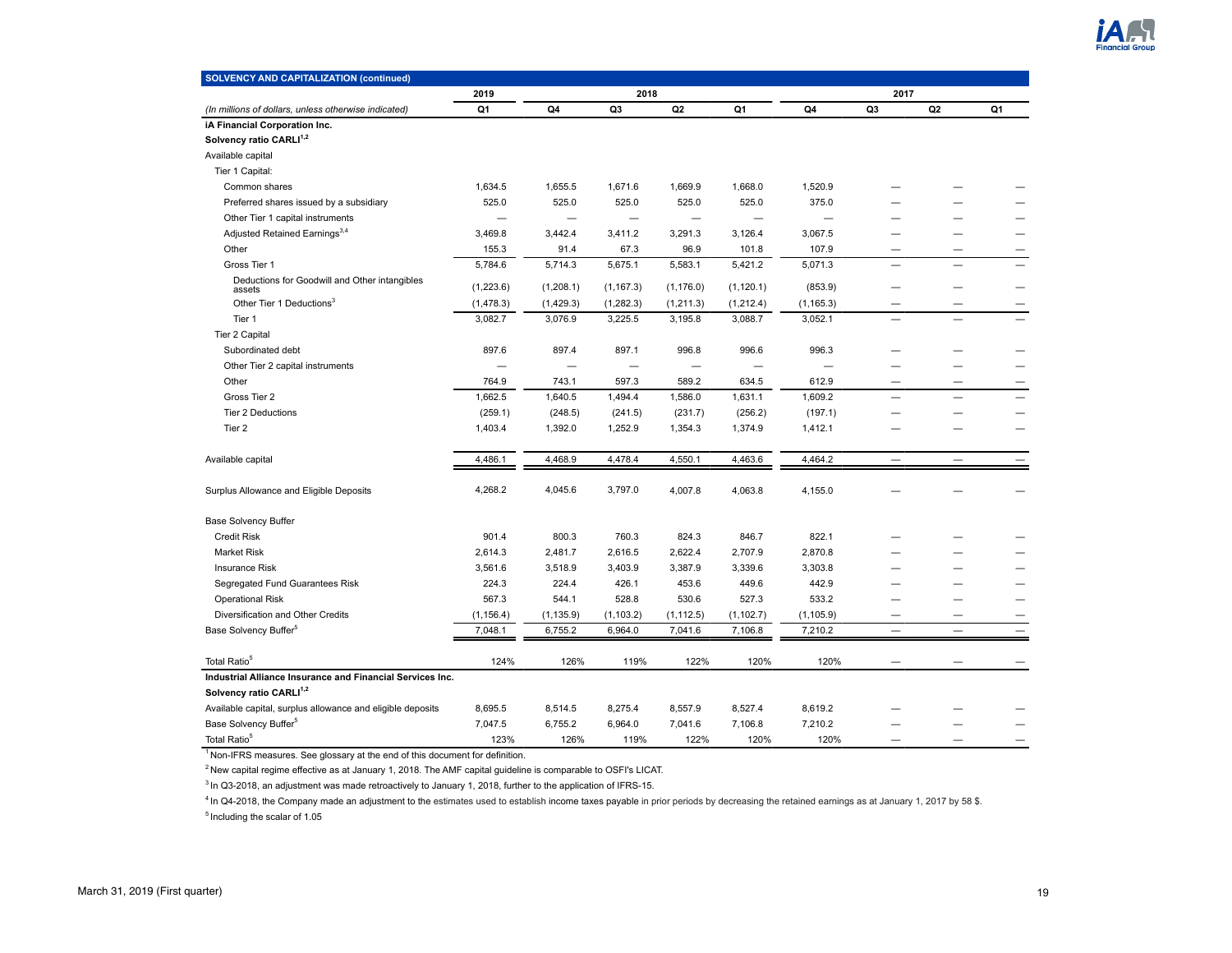## SOLVENCY AND CAPITALIZATION (continued)

| *(In millions of dollars, unless otherwise indicated)* | 2019 Q1 | 2018 Q4 | 2018 Q3 | 2018 Q2 | 2018 Q1 | 2017 Q4 | 2017 Q3 | 2017 Q2 | 2017 Q1 |
|---|---|---|---|---|---|---|---|---|---|
| **iA Financial Corporation Inc.** | | | | | | | | | |
| **Solvency ratio CARLI**[1,2] | | | | | | | | | |
| Available capital | | | | | | | | | |
| Tier 1 Capital: | | | | | | | | | |
| Common shares | 1,634.5 | 1,655.5 | 1,671.6 | 1,669.9 | 1,668.0 | 1,520.9 | — | — | — |
| Preferred shares issued by a subsidiary | 525.0 | 525.0 | 525.0 | 525.0 | 525.0 | 375.0 | — | — | — |
| Other Tier 1 capital instruments | — | — | — | — | — | — | — | — | — |
| Adjusted Retained Earnings[3,4] | 3,469.8 | 3,442.4 | 3,411.2 | 3,291.3 | 3,126.4 | 3,067.5 | — | — | — |
| Other | 155.3 | 91.4 | 67.3 | 96.9 | 101.8 | 107.9 | — | — | — |
| Gross Tier 1 | 5,784.6 | 5,714.3 | 5,675.1 | 5,583.1 | 5,421.2 | 5,071.3 | — | — | — |
| Deductions for Goodwill and Other intangibles assets | (1,223.6) | (1,208.1) | (1,167.3) | (1,176.0) | (1,120.1) | (853.9) | — | — | — |
| Other Tier 1 Deductions[3] | (1,478.3) | (1,429.3) | (1,282.3) | (1,211.3) | (1,212.4) | (1,165.3) | — | — | — |
| Tier 1 | 3,082.7 | 3,076.9 | 3,225.5 | 3,195.8 | 3,088.7 | 3,052.1 | — | — | — |
| Tier 2 Capital | | | | | | | | | |
| Subordinated debt | 897.6 | 897.4 | 897.1 | 996.8 | 996.6 | 996.3 | — | — | — |
| Other Tier 2 capital instruments | — | — | — | — | — | — | — | — | — |
| Other | 764.9 | 743.1 | 597.3 | 589.2 | 634.5 | 612.9 | — | — | — |
| Gross Tier 2 | 1,662.5 | 1,640.5 | 1,494.4 | 1,586.0 | 1,631.1 | 1,609.2 | — | — | — |
| Tier 2 Deductions | (259.1) | (248.5) | (241.5) | (231.7) | (256.2) | (197.1) | — | — | — |
| Tier 2 | 1,403.4 | 1,392.0 | 1,252.9 | 1,354.3 | 1,374.9 | 1,412.1 | — | — | — |
| Available capital | 4,486.1 | 4,468.9 | 4,478.4 | 4,550.1 | 4,463.6 | 4,464.2 | — | — | — |
| Surplus Allowance and Eligible Deposits | 4,268.2 | 4,045.6 | 3,797.0 | 4,007.8 | 4,063.8 | 4,155.0 | — | — | — |
| Base Solvency Buffer | | | | | | | | | |
| Credit Risk | 901.4 | 800.3 | 760.3 | 824.3 | 846.7 | 822.1 | — | — | — |
| Market Risk | 2,614.3 | 2,481.7 | 2,616.5 | 2,622.4 | 2,707.9 | 2,870.8 | — | — | — |
| Insurance Risk | 3,561.6 | 3,518.9 | 3,403.9 | 3,387.9 | 3,339.6 | 3,303.8 | — | — | — |
| Segregated Fund Guarantees Risk | 224.3 | 224.4 | 426.1 | 453.6 | 449.6 | 442.9 | — | — | — |
| Operational Risk | 567.3 | 544.1 | 528.8 | 530.6 | 527.3 | 533.2 | — | — | — |
| Diversification and Other Credits | (1,156.4) | (1,135.9) | (1,103.2) | (1,112.5) | (1,102.7) | (1,105.9) | — | — | — |
| Base Solvency Buffer[5] | 7,048.1 | 6,755.2 | 6,964.0 | 7,041.6 | 7,106.8 | 7,210.2 | — | — | — |
| Total Ratio[5] | 124% | 126% | 119% | 122% | 120% | 120% | — | — | — |
| **Industrial Alliance Insurance and Financial Services Inc.** | | | | | | | | | |
| **Solvency ratio CARLI**[1,2] | | | | | | | | | |
| Available capital, surplus allowance and eligible deposits | 8,695.5 | 8,514.5 | 8,275.4 | 8,557.9 | 8,527.4 | 8,619.2 | — | — | — |
| Base Solvency Buffer[5] | 7,047.5 | 6,755.2 | 6,964.0 | 7,041.6 | 7,106.8 | 7,210.2 | — | — | — |
| Total Ratio[5] | 123% | 126% | 119% | 122% | 120% | 120% | — | — | — |

[1] Non-IFRS measures. See glossary at the end of this document for definition.

[2] New capital regime effective as at January 1, 2018. The AMF capital guideline is comparable to OSFI's LICAT.

[3] In Q3-2018, an adjustment was made retroactively to January 1, 2018, further to the application of IFRS-15.

[4] In Q4-2018, the Company made an adjustment to the estimates used to establish income taxes payable in prior periods by decreasing the retained earnings as at January 1, 2017 by 58 $.

[5] Including the scalar of 1.05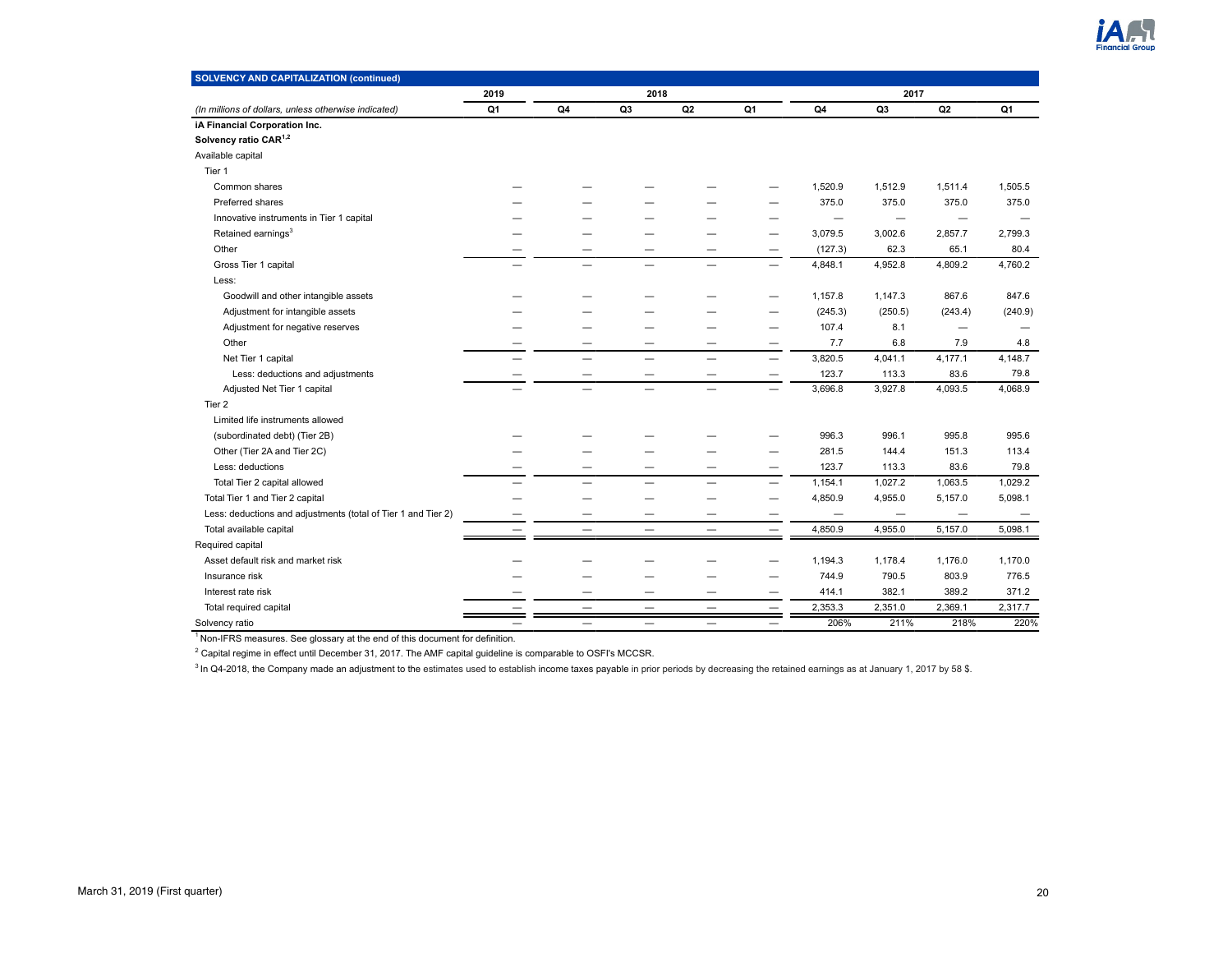| SOLVENCY AND CAPITALIZATION (continued) | 2019 | 2018 | | | | 2017 | | | |
|---|---|---|---|---|---|---|---|---|---|
| *(In millions of dollars, unless otherwise indicated)* | Q1 | Q4 | Q3 | Q2 | Q1 | Q4 | Q3 | Q2 | Q1 |
| **iA Financial Corporation Inc.** | | | | | | | | | |
| **Solvency ratio CAR[1,2]** | | | | | | | | | |
| Available capital | | | | | | | | | |
| Tier 1 | | | | | | | | | |
| Common shares | — | — | — | — | — | 1,520.9 | 1,512.9 | 1,511.4 | 1,505.5 |
| Preferred shares | — | — | — | — | — | 375.0 | 375.0 | 375.0 | 375.0 |
| Innovative instruments in Tier 1 capital | — | — | — | — | — | — | — | — | — |
| Retained earnings[3] | — | — | — | — | — | 3,079.5 | 3,002.6 | 2,857.7 | 2,799.3 |
| Other | — | — | — | — | — | (127.3) | 62.3 | 65.1 | 80.4 |
| Gross Tier 1 capital | — | — | — | — | — | 4,848.1 | 4,952.8 | 4,809.2 | 4,760.2 |
| Less: | | | | | | | | | |
| Goodwill and other intangible assets | — | — | — | — | — | 1,157.8 | 1,147.3 | 867.6 | 847.6 |
| Adjustment for intangible assets | — | — | — | — | — | (245.3) | (250.5) | (243.4) | (240.9) |
| Adjustment for negative reserves | — | — | — | — | — | 107.4 | 8.1 | — | — |
| Other | — | — | — | — | — | 7.7 | 6.8 | 7.9 | 4.8 |
| Net Tier 1 capital | — | — | — | — | — | 3,820.5 | 4,041.1 | 4,177.1 | 4,148.7 |
| Less: deductions and adjustments | — | — | — | — | — | 123.7 | 113.3 | 83.6 | 79.8 |
| Adjusted Net Tier 1 capital | — | — | — | — | — | 3,696.8 | 3,927.8 | 4,093.5 | 4,068.9 |
| Tier 2 | | | | | | | | | |
| Limited life instruments allowed | | | | | | | | | |
| (subordinated debt) (Tier 2B) | — | — | — | — | — | 996.3 | 996.1 | 995.8 | 995.6 |
| Other (Tier 2A and Tier 2C) | — | — | — | — | — | 281.5 | 144.4 | 151.3 | 113.4 |
| Less: deductions | — | — | — | — | — | 123.7 | 113.3 | 83.6 | 79.8 |
| Total Tier 2 capital allowed | — | — | — | — | — | 1,154.1 | 1,027.2 | 1,063.5 | 1,029.2 |
| Total Tier 1 and Tier 2 capital | — | — | — | — | — | 4,850.9 | 4,955.0 | 5,157.0 | 5,098.1 |
| Less: deductions and adjustments (total of Tier 1 and Tier 2) | — | — | — | — | — | — | — | — | — |
| Total available capital | — | — | — | — | — | 4,850.9 | 4,955.0 | 5,157.0 | 5,098.1 |
| Required capital | | | | | | | | | |
| Asset default risk and market risk | — | — | — | — | — | 1,194.3 | 1,178.4 | 1,176.0 | 1,170.0 |
| Insurance risk | — | — | — | — | — | 744.9 | 790.5 | 803.9 | 776.5 |
| Interest rate risk | — | — | — | — | — | 414.1 | 382.1 | 389.2 | 371.2 |
| Total required capital | — | — | — | — | — | 2,353.3 | 2,351.0 | 2,369.1 | 2,317.7 |
| Solvency ratio | — | — | — | — | — | 206% | 211% | 218% | 220% |

[1] Non-IFRS measures. See glossary at the end of this document for definition.

[2] Capital regime in effect until December 31, 2017. The AMF capital guideline is comparable to OSFI's MCCSR.

[3] In Q4-2018, the Company made an adjustment to the estimates used to establish income taxes payable in prior periods by decreasing the retained earnings as at January 1, 2017 by 58 $.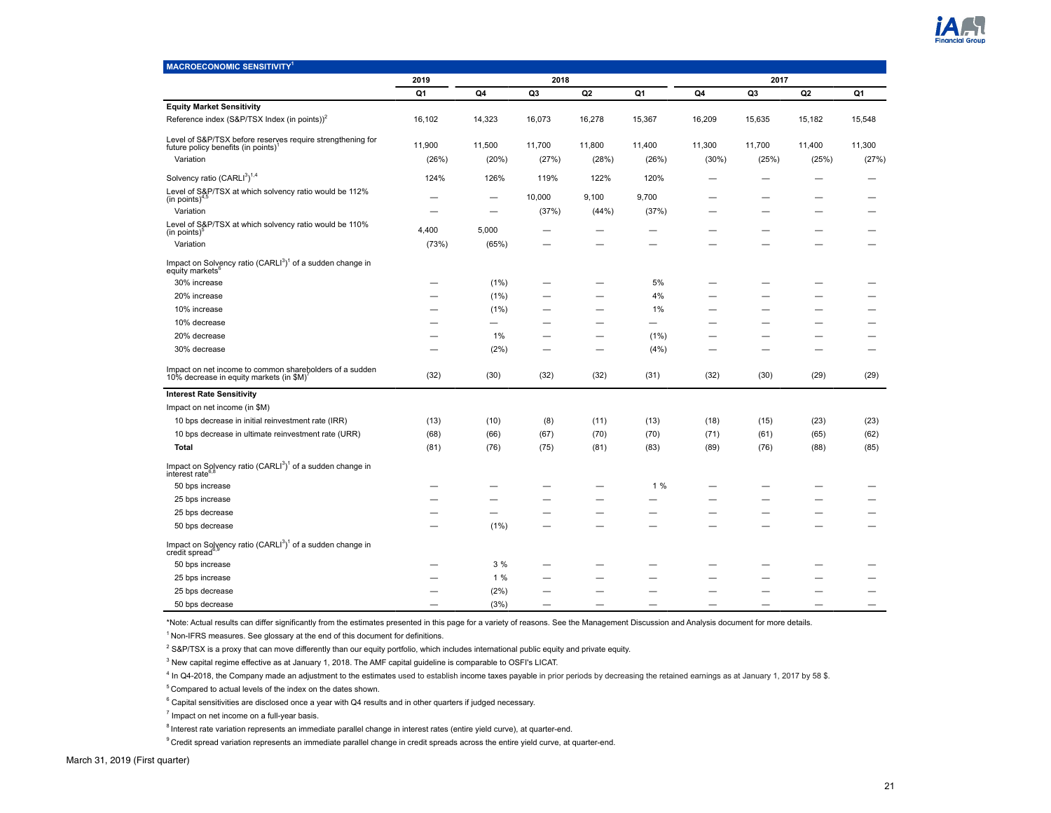| MACROECONOMIC SENSITIVITY[1] | 2019 | 2018 | | | | 2017 | | | |
|---|---|---|---|---|---|---|---|---|---|
| | Q1 | Q4 | Q3 | Q2 | Q1 | Q4 | Q3 | Q2 | Q1 |
| **Equity Market Sensitivity** | | | | | | | | | |
| Reference index (S&P/TSX Index (in points))[2] | 16,102 | 14,323 | 16,073 | 16,278 | 15,367 | 16,209 | 15,635 | 15,182 | 15,548 |
| Level of S&P/TSX before reserves require strengthening for future policy benefits (in points)[1] | 11,900 | 11,500 | 11,700 | 11,800 | 11,400 | 11,300 | 11,700 | 11,400 | 11,300 |
| Variation | (26%) | (20%) | (27%) | (28%) | (26%) | (30%) | (25%) | (25%) | (27%) |
| Solvency ratio (CARLI[3])[1,4] | 124% | 126% | 119% | 122% | 120% | — | — | — | — |
| Level of S&P/TSX at which solvency ratio would be 112% (in points)[4,5] | — | — | 10,000 | 9,100 | 9,700 | — | — | — | — |
| Variation | — | — | (37%) | (44%) | (37%) | — | — | — | — |
| Level of S&P/TSX at which solvency ratio would be 110% (in points)[5] | 4,400 | 5,000 | — | — | — | — | — | — | — |
| Variation | (73%) | (65%) | — | — | — | — | — | — | — |
| Impact on Solvency ratio (CARLI[3])[1] of a sudden change in equity markets[6] | | | | | | | | | |
| 30% increase | — | (1%) | — | — | 5% | — | — | — | — |
| 20% increase | — | (1%) | — | — | 4% | — | — | — | — |
| 10% increase | — | (1%) | — | — | 1% | — | — | — | — |
| 10% decrease | — | — | — | — | — | — | — | — | — |
| 20% decrease | — | 1% | — | — | (1%) | — | — | — | — |
| 30% decrease | — | (2%) | — | — | (4%) | — | — | — | — |
| Impact on net income to common shareholders of a sudden 10% decrease in equity markets (in $M)[7] | (32) | (30) | (32) | (32) | (31) | (32) | (30) | (29) | (29) |
| **Interest Rate Sensitivity** | | | | | | | | | |
| Impact on net income (in $M) | | | | | | | | | |
| 10 bps decrease in initial reinvestment rate (IRR) | (13) | (10) | (8) | (11) | (13) | (18) | (15) | (23) | (23) |
| 10 bps decrease in ultimate reinvestment rate (URR) | (68) | (66) | (67) | (70) | (70) | (71) | (61) | (65) | (62) |
| **Total** | (81) | (76) | (75) | (81) | (83) | (89) | (76) | (88) | (85) |
| Impact on Solvency ratio (CARLI[3])[1] of a sudden change in interest rate[6,8] | | | | | | | | | |
| 50 bps increase | — | — | — | — | 1 % | — | — | — | — |
| 25 bps increase | — | — | — | — | — | — | — | — | — |
| 25 bps decrease | — | — | — | — | — | — | — | — | — |
| 50 bps decrease | — | (1%) | — | — | — | — | — | — | — |
| Impact on Solvency ratio (CARLI[3])[1] of a sudden change in credit spread[6,9] | | | | | | | | | |
| 50 bps increase | — | 3 % | — | — | — | — | — | — | — |
| 25 bps increase | — | 1 % | — | — | — | — | — | — | — |
| 25 bps decrease | — | (2%) | — | — | — | — | — | — | — |
| 50 bps decrease | — | (3%) | — | — | — | — | — | — | — |

*Note: Actual results can differ significantly from the estimates presented in this page for a variety of reasons. See the Management Discussion and Analysis document for more details.

[1] Non-IFRS measures. See glossary at the end of this document for definitions.

[2] S&P/TSX is a proxy that can move differently than our equity portfolio, which includes international public equity and private equity.

[3] New capital regime effective as at January 1, 2018. The AMF capital guideline is comparable to OSFI's LICAT.

[4] In Q4-2018, the Company made an adjustment to the estimates used to establish income taxes payable in prior periods by decreasing the retained earnings as at January 1, 2017 by 58 $.

[5] Compared to actual levels of the index on the dates shown.

[6] Capital sensitivities are disclosed once a year with Q4 results and in other quarters if judged necessary.

[7] Impact on net income on a full-year basis.

[8] Interest rate variation represents an immediate parallel change in interest rates (entire yield curve), at quarter-end.

[9] Credit spread variation represents an immediate parallel change in credit spreads across the entire yield curve, at quarter-end.

March 31, 2019 (First quarter)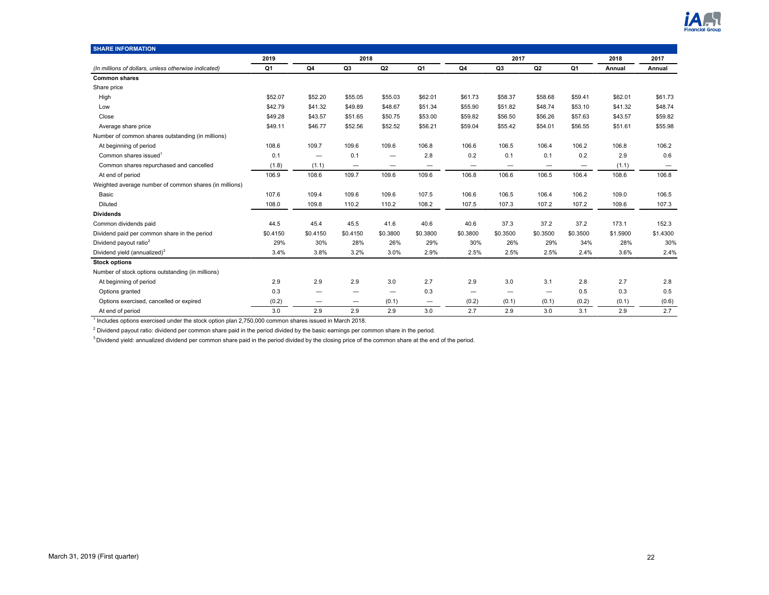## SHARE INFORMATION

| (In millions of dollars, unless otherwise indicated) | 2019 Q1 | 2018 Q4 | 2018 Q3 | 2018 Q2 | 2018 Q1 | 2017 Q4 | 2017 Q3 | 2017 Q2 | 2017 Q1 | 2018 Annual | 2017 Annual |
|---|---|---|---|---|---|---|---|---|---|---|---|
| **Common shares** | | | | | | | | | | | |
| Share price | | | | | | | | | | | |
| High | $52.07 | $52.20 | $55.05 | $55.03 | $62.01 | $61.73 | $58.37 | $58.68 | $59.41 | $62.01 | $61.73 |
| Low | $42.79 | $41.32 | $49.89 | $48.67 | $51.34 | $55.90 | $51.82 | $48.74 | $53.10 | $41.32 | $48.74 |
| Close | $49.28 | $43.57 | $51.65 | $50.75 | $53.00 | $59.82 | $56.50 | $56.26 | $57.63 | $43.57 | $59.82 |
| Average share price | $49.11 | $46.77 | $52.56 | $52.52 | $56.21 | $59.04 | $55.42 | $54.01 | $56.55 | $51.61 | $55.98 |
| Number of common shares outstanding (in millions) | | | | | | | | | | | |
| At beginning of period | 108.6 | 109.7 | 109.6 | 109.6 | 106.8 | 106.6 | 106.5 | 106.4 | 106.2 | 106.8 | 106.2 |
| Common shares issued[1] | 0.1 | — | 0.1 | — | 2.8 | 0.2 | 0.1 | 0.1 | 0.2 | 2.9 | 0.6 |
| Common shares repurchased and cancelled | (1.8) | (1.1) | — | — | — | — | — | — | — | (1.1) | — |
| At end of period | 106.9 | 108.6 | 109.7 | 109.6 | 109.6 | 106.8 | 106.6 | 106.5 | 106.4 | 108.6 | 106.8 |
| Weighted average number of common shares (in millions) | | | | | | | | | | | |
| Basic | 107.6 | 109.4 | 109.6 | 109.6 | 107.5 | 106.6 | 106.5 | 106.4 | 106.2 | 109.0 | 106.5 |
| Diluted | 108.0 | 109.8 | 110.2 | 110.2 | 108.2 | 107.5 | 107.3 | 107.2 | 107.2 | 109.6 | 107.3 |
| **Dividends** | | | | | | | | | | | |
| Common dividends paid | 44.5 | 45.4 | 45.5 | 41.6 | 40.6 | 40.6 | 37.3 | 37.2 | 37.2 | 173.1 | 152.3 |
| Dividend paid per common share in the period | $0.4150 | $0.4150 | $0.4150 | $0.3800 | $0.3800 | $0.3800 | $0.3500 | $0.3500 | $0.3500 | $1.5900 | $1.4300 |
| Dividend payout ratio[2] | 29% | 30% | 28% | 26% | 29% | 30% | 26% | 29% | 34% | 28% | 30% |
| Dividend yield (annualized)[3] | 3.4% | 3.8% | 3.2% | 3.0% | 2.9% | 2.5% | 2.5% | 2.5% | 2.4% | 3.6% | 2.4% |
| **Stock options** | | | | | | | | | | | |
| Number of stock options outstanding (in millions) | | | | | | | | | | | |
| At beginning of period | 2.9 | 2.9 | 2.9 | 3.0 | 2.7 | 2.9 | 3.0 | 3.1 | 2.8 | 2.7 | 2.8 |
| Options granted | 0.3 | — | — | — | 0.3 | — | — | — | 0.5 | 0.3 | 0.5 |
| Options exercised, cancelled or expired | (0.2) | — | — | (0.1) | — | (0.2) | (0.1) | (0.1) | (0.2) | (0.1) | (0.6) |
| At end of period | 3.0 | 2.9 | 2.9 | 2.9 | 3.0 | 2.7 | 2.9 | 3.0 | 3.1 | 2.9 | 2.7 |

[1] Includes options exercised under the stock option plan 2,750,000 common shares issued in March 2018.

[2] Dividend payout ratio: dividend per common share paid in the period divided by the basic earnings per common share in the period.

[3] Dividend yield: annualized dividend per common share paid in the period divided by the closing price of the common share at the end of the period.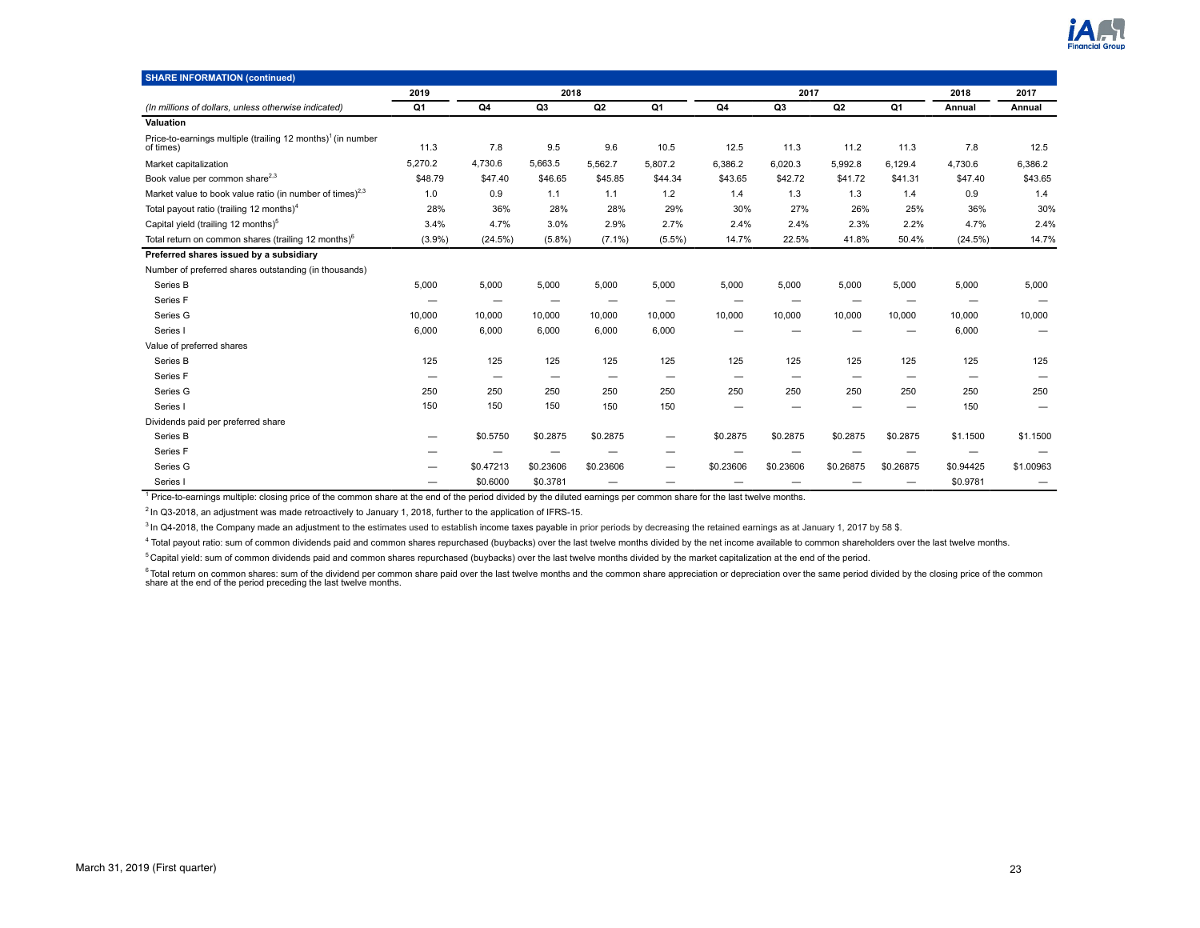| SHARE INFORMATION (continued) | 2019 | 2018 | | | | 2017 | | | | 2018 | 2017 |
|---|---|---|---|---|---|---|---|---|---|---|---|
| *(In millions of dollars, unless otherwise indicated)* | Q1 | Q4 | Q3 | Q2 | Q1 | Q4 | Q3 | Q2 | Q1 | Annual | Annual |
| **Valuation** | | | | | | | | | | | |
| Price-to-earnings multiple (trailing 12 months)[1] (in number of times) | 11.3 | 7.8 | 9.5 | 9.6 | 10.5 | 12.5 | 11.3 | 11.2 | 11.3 | 7.8 | 12.5 |
| Market capitalization | 5,270.2 | 4,730.6 | 5,663.5 | 5,562.7 | 5,807.2 | 6,386.2 | 6,020.3 | 5,992.8 | 6,129.4 | 4,730.6 | 6,386.2 |
| Book value per common share[2,3] | $48.79 | $47.40 | $46.65 | $45.85 | $44.34 | $43.65 | $42.72 | $41.72 | $41.31 | $47.40 | $43.65 |
| Market value to book value ratio (in number of times)[2,3] | 1.0 | 0.9 | 1.1 | 1.1 | 1.2 | 1.4 | 1.3 | 1.3 | 1.4 | 0.9 | 1.4 |
| Total payout ratio (trailing 12 months)[4] | 28% | 36% | 28% | 28% | 29% | 30% | 27% | 26% | 25% | 36% | 30% |
| Capital yield (trailing 12 months)[5] | 3.4% | 4.7% | 3.0% | 2.9% | 2.7% | 2.4% | 2.4% | 2.3% | 2.2% | 4.7% | 2.4% |
| Total return on common shares (trailing 12 months)[6] | (3.9%) | (24.5%) | (5.8%) | (7.1%) | (5.5%) | 14.7% | 22.5% | 41.8% | 50.4% | (24.5%) | 14.7% |
| **Preferred shares issued by a subsidiary** | | | | | | | | | | | |
| Number of preferred shares outstanding (in thousands) | | | | | | | | | | | |
| Series B | 5,000 | 5,000 | 5,000 | 5,000 | 5,000 | 5,000 | 5,000 | 5,000 | 5,000 | 5,000 | 5,000 |
| Series F | — | — | — | — | — | — | — | — | — | — | — |
| Series G | 10,000 | 10,000 | 10,000 | 10,000 | 10,000 | 10,000 | 10,000 | 10,000 | 10,000 | 10,000 | 10,000 |
| Series I | 6,000 | 6,000 | 6,000 | 6,000 | 6,000 | — | — | — | — | 6,000 | — |
| Value of preferred shares | | | | | | | | | | | |
| Series B | 125 | 125 | 125 | 125 | 125 | 125 | 125 | 125 | 125 | 125 | 125 |
| Series F | — | — | — | — | — | — | — | — | — | — | — |
| Series G | 250 | 250 | 250 | 250 | 250 | 250 | 250 | 250 | 250 | 250 | 250 |
| Series I | 150 | 150 | 150 | 150 | 150 | — | — | — | — | 150 | — |
| Dividends paid per preferred share | | | | | | | | | | | |
| Series B | — | $0.5750 | $0.2875 | $0.2875 | — | $0.2875 | $0.2875 | $0.2875 | $0.2875 | $1.1500 | $1.1500 |
| Series F | — | — | — | — | — | — | — | — | — | — | — |
| Series G | — | $0.47213 | $0.23606 | $0.23606 | — | $0.23606 | $0.23606 | $0.26875 | $0.26875 | $0.94425 | $1.00963 |
| Series I | — | $0.6000 | $0.3781 | — | — | — | — | — | — | $0.9781 | — |

[1] Price-to-earnings multiple: closing price of the common share at the end of the period divided by the diluted earnings per common share for the last twelve months.

[2] In Q3-2018, an adjustment was made retroactively to January 1, 2018, further to the application of IFRS-15.

[3] In Q4-2018, the Company made an adjustment to the estimates used to establish income taxes payable in prior periods by decreasing the retained earnings as at January 1, 2017 by 58 $.

[4] Total payout ratio: sum of common dividends paid and common shares repurchased (buybacks) over the last twelve months divided by the net income available to common shareholders over the last twelve months.

[5] Capital yield: sum of common dividends paid and common shares repurchased (buybacks) over the last twelve months divided by the market capitalization at the end of the period.

[6] Total return on common shares: sum of the dividend per common share paid over the last twelve months and the common share appreciation or depreciation over the same period divided by the closing price of the common share at the end of the period preceding the last twelve months.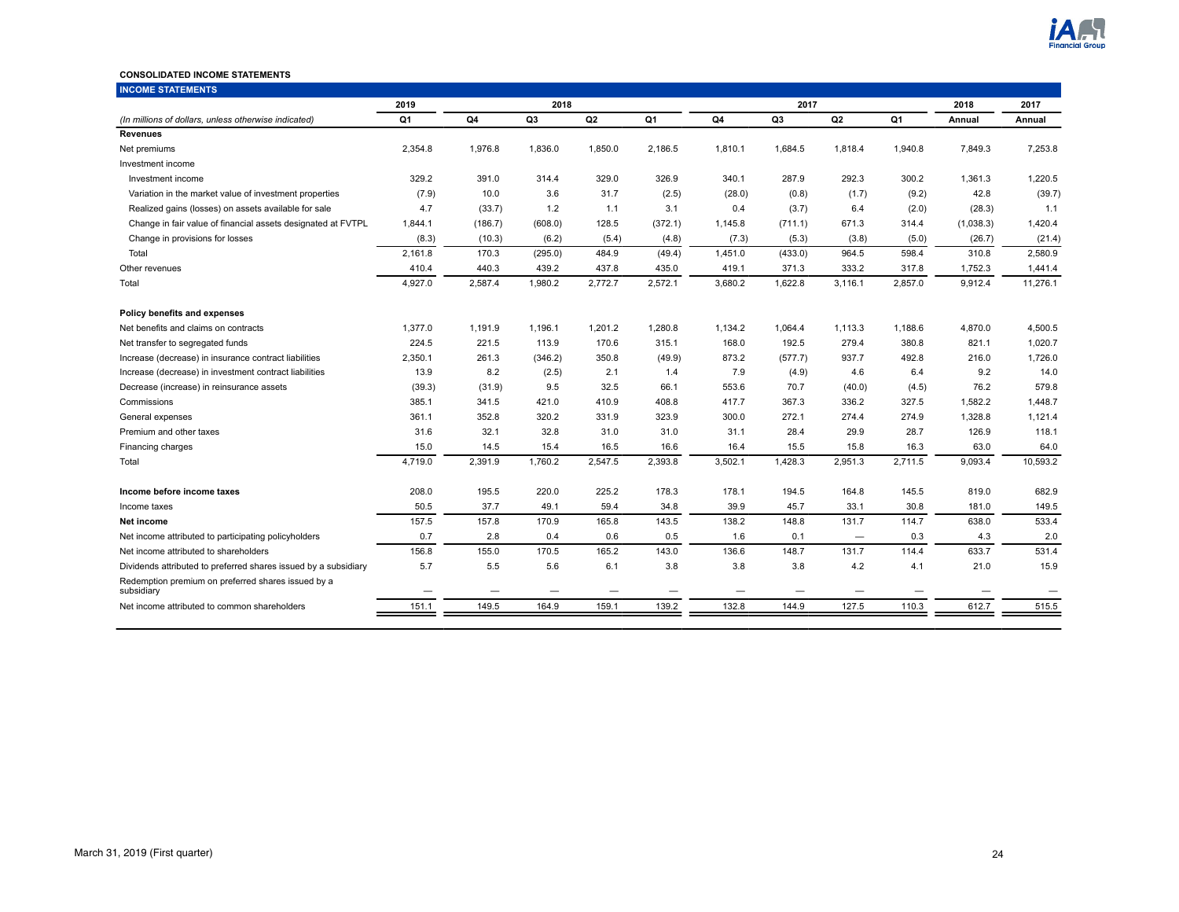**CONSOLIDATED INCOME STATEMENTS**

| INCOME STATEMENTS | 2019 | 2018 | | | | 2017 | | | | 2018 | 2017 |
|---|---|---|---|---|---|---|---|---|---|---|---|
| *(In millions of dollars, unless otherwise indicated)* | Q1 | Q4 | Q3 | Q2 | Q1 | Q4 | Q3 | Q2 | Q1 | Annual | Annual |
| **Revenues** | | | | | | | | | | | |
| Net premiums | 2,354.8 | 1,976.8 | 1,836.0 | 1,850.0 | 2,186.5 | 1,810.1 | 1,684.5 | 1,818.4 | 1,940.8 | 7,849.3 | 7,253.8 |
| Investment income | | | | | | | | | | | |
| Investment income | 329.2 | 391.0 | 314.4 | 329.0 | 326.9 | 340.1 | 287.9 | 292.3 | 300.2 | 1,361.3 | 1,220.5 |
| Variation in the market value of investment properties | (7.9) | 10.0 | 3.6 | 31.7 | (2.5) | (28.0) | (0.8) | (1.7) | (9.2) | 42.8 | (39.7) |
| Realized gains (losses) on assets available for sale | 4.7 | (33.7) | 1.2 | 1.1 | 3.1 | 0.4 | (3.7) | 6.4 | (2.0) | (28.3) | 1.1 |
| Change in fair value of financial assets designated at FVTPL | 1,844.1 | (186.7) | (608.0) | 128.5 | (372.1) | 1,145.8 | (711.1) | 671.3 | 314.4 | (1,038.3) | 1,420.4 |
| Change in provisions for losses | (8.3) | (10.3) | (6.2) | (5.4) | (4.8) | (7.3) | (5.3) | (3.8) | (5.0) | (26.7) | (21.4) |
| Total | 2,161.8 | 170.3 | (295.0) | 484.9 | (49.4) | 1,451.0 | (433.0) | 964.5 | 598.4 | 310.8 | 2,580.9 |
| Other revenues | 410.4 | 440.3 | 439.2 | 437.8 | 435.0 | 419.1 | 371.3 | 333.2 | 317.8 | 1,752.3 | 1,441.4 |
| Total | 4,927.0 | 2,587.4 | 1,980.2 | 2,772.7 | 2,572.1 | 3,680.2 | 1,622.8 | 3,116.1 | 2,857.0 | 9,912.4 | 11,276.1 |
| **Policy benefits and expenses** | | | | | | | | | | | |
| Net benefits and claims on contracts | 1,377.0 | 1,191.9 | 1,196.1 | 1,201.2 | 1,280.8 | 1,134.2 | 1,064.4 | 1,113.3 | 1,188.6 | 4,870.0 | 4,500.5 |
| Net transfer to segregated funds | 224.5 | 221.5 | 113.9 | 170.6 | 315.1 | 168.0 | 192.5 | 279.4 | 380.8 | 821.1 | 1,020.7 |
| Increase (decrease) in insurance contract liabilities | 2,350.1 | 261.3 | (346.2) | 350.8 | (49.9) | 873.2 | (577.7) | 937.7 | 492.8 | 216.0 | 1,726.0 |
| Increase (decrease) in investment contract liabilities | 13.9 | 8.2 | (2.5) | 2.1 | 1.4 | 7.9 | (4.9) | 4.6 | 6.4 | 9.2 | 14.0 |
| Decrease (increase) in reinsurance assets | (39.3) | (31.9) | 9.5 | 32.5 | 66.1 | 553.6 | 70.7 | (40.0) | (4.5) | 76.2 | 579.8 |
| Commissions | 385.1 | 341.5 | 421.0 | 410.9 | 408.8 | 417.7 | 367.3 | 336.2 | 327.5 | 1,582.2 | 1,448.7 |
| General expenses | 361.1 | 352.8 | 320.2 | 331.9 | 323.9 | 300.0 | 272.1 | 274.4 | 274.9 | 1,328.8 | 1,121.4 |
| Premium and other taxes | 31.6 | 32.1 | 32.8 | 31.0 | 31.0 | 31.1 | 28.4 | 29.9 | 28.7 | 126.9 | 118.1 |
| Financing charges | 15.0 | 14.5 | 15.4 | 16.5 | 16.6 | 16.4 | 15.5 | 15.8 | 16.3 | 63.0 | 64.0 |
| Total | 4,719.0 | 2,391.9 | 1,760.2 | 2,547.5 | 2,393.8 | 3,502.1 | 1,428.3 | 2,951.3 | 2,711.5 | 9,093.4 | 10,593.2 |
| **Income before income taxes** | 208.0 | 195.5 | 220.0 | 225.2 | 178.3 | 178.1 | 194.5 | 164.8 | 145.5 | 819.0 | 682.9 |
| Income taxes | 50.5 | 37.7 | 49.1 | 59.4 | 34.8 | 39.9 | 45.7 | 33.1 | 30.8 | 181.0 | 149.5 |
| **Net income** | 157.5 | 157.8 | 170.9 | 165.8 | 143.5 | 138.2 | 148.8 | 131.7 | 114.7 | 638.0 | 533.4 |
| Net income attributed to participating policyholders | 0.7 | 2.8 | 0.4 | 0.6 | 0.5 | 1.6 | 0.1 | — | 0.3 | 4.3 | 2.0 |
| Net income attributed to shareholders | 156.8 | 155.0 | 170.5 | 165.2 | 143.0 | 136.6 | 148.7 | 131.7 | 114.4 | 633.7 | 531.4 |
| Dividends attributed to preferred shares issued by a subsidiary | 5.7 | 5.5 | 5.6 | 6.1 | 3.8 | 3.8 | 3.8 | 4.2 | 4.1 | 21.0 | 15.9 |
| Redemption premium on preferred shares issued by a subsidiary | — | — | — | — | — | — | — | — | — | — | — |
| Net income attributed to common shareholders | 151.1 | 149.5 | 164.9 | 159.1 | 139.2 | 132.8 | 144.9 | 127.5 | 110.3 | 612.7 | 515.5 |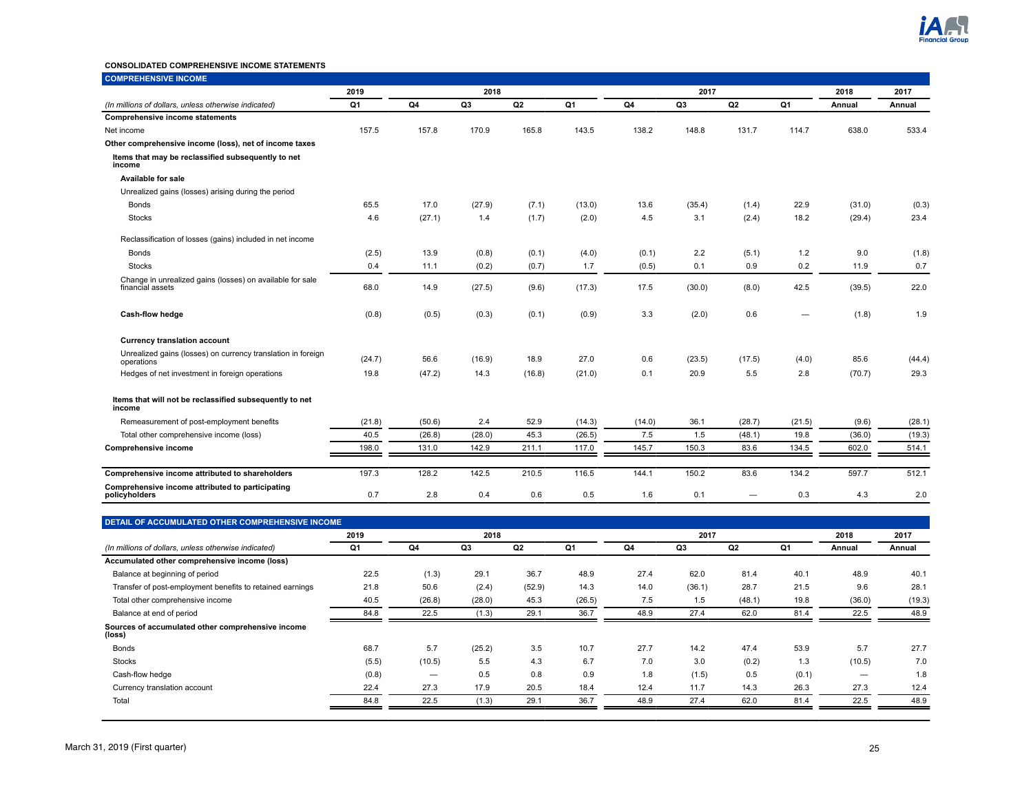**CONSOLIDATED COMPREHENSIVE INCOME STATEMENTS**

**COMPREHENSIVE INCOME**

| | 2019 | 2018 | | | | 2017 | | | | 2018 | 2017 |
|---|---|---|---|---|---|---|---|---|---|---|---|
| *(In millions of dollars, unless otherwise indicated)* | Q1 | Q4 | Q3 | Q2 | Q1 | Q4 | Q3 | Q2 | Q1 | Annual | Annual |
| **Comprehensive income statements** | | | | | | | | | | | |
| Net income | 157.5 | 157.8 | 170.9 | 165.8 | 143.5 | 138.2 | 148.8 | 131.7 | 114.7 | 638.0 | 533.4 |
| **Other comprehensive income (loss), net of income taxes** | | | | | | | | | | | |
| **Items that may be reclassified subsequently to net income** | | | | | | | | | | | |
| **Available for sale** | | | | | | | | | | | |
| Unrealized gains (losses) arising during the period | | | | | | | | | | | |
| Bonds | 65.5 | 17.0 | (27.9) | (7.1) | (13.0) | 13.6 | (35.4) | (1.4) | 22.9 | (31.0) | (0.3) |
| Stocks | 4.6 | (27.1) | 1.4 | (1.7) | (2.0) | 4.5 | 3.1 | (2.4) | 18.2 | (29.4) | 23.4 |
| Reclassification of losses (gains) included in net income | | | | | | | | | | | |
| Bonds | (2.5) | 13.9 | (0.8) | (0.1) | (4.0) | (0.1) | 2.2 | (5.1) | 1.2 | 9.0 | (1.8) |
| Stocks | 0.4 | 11.1 | (0.2) | (0.7) | 1.7 | (0.5) | 0.1 | 0.9 | 0.2 | 11.9 | 0.7 |
| Change in unrealized gains (losses) on available for sale financial assets | 68.0 | 14.9 | (27.5) | (9.6) | (17.3) | 17.5 | (30.0) | (8.0) | 42.5 | (39.5) | 22.0 |
| **Cash-flow hedge** | (0.8) | (0.5) | (0.3) | (0.1) | (0.9) | 3.3 | (2.0) | 0.6 | — | (1.8) | 1.9 |
| **Currency translation account** | | | | | | | | | | | |
| Unrealized gains (losses) on currency translation in foreign operations | (24.7) | 56.6 | (16.9) | 18.9 | 27.0 | 0.6 | (23.5) | (17.5) | (4.0) | 85.6 | (44.4) |
| Hedges of net investment in foreign operations | 19.8 | (47.2) | 14.3 | (16.8) | (21.0) | 0.1 | 20.9 | 5.5 | 2.8 | (70.7) | 29.3 |
| **Items that will not be reclassified subsequently to net income** | | | | | | | | | | | |
| Remeasurement of post-employment benefits | (21.8) | (50.6) | 2.4 | 52.9 | (14.3) | (14.0) | 36.1 | (28.7) | (21.5) | (9.6) | (28.1) |
| Total other comprehensive income (loss) | 40.5 | (26.8) | (28.0) | 45.3 | (26.5) | 7.5 | 1.5 | (48.1) | 19.8 | (36.0) | (19.3) |
| **Comprehensive income** | 198.0 | 131.0 | 142.9 | 211.1 | 117.0 | 145.7 | 150.3 | 83.6 | 134.5 | 602.0 | 514.1 |
| **Comprehensive income attributed to shareholders** | 197.3 | 128.2 | 142.5 | 210.5 | 116.5 | 144.1 | 150.2 | 83.6 | 134.2 | 597.7 | 512.1 |
| **Comprehensive income attributed to participating policyholders** | 0.7 | 2.8 | 0.4 | 0.6 | 0.5 | 1.6 | 0.1 | — | 0.3 | 4.3 | 2.0 |

**DETAIL OF ACCUMULATED OTHER COMPREHENSIVE INCOME**

| | 2019 | 2018 | | | | 2017 | | | | 2018 | 2017 |
|---|---|---|---|---|---|---|---|---|---|---|---|
| *(In millions of dollars, unless otherwise indicated)* | Q1 | Q4 | Q3 | Q2 | Q1 | Q4 | Q3 | Q2 | Q1 | Annual | Annual |
| **Accumulated other comprehensive income (loss)** | | | | | | | | | | | |
| Balance at beginning of period | 22.5 | (1.3) | 29.1 | 36.7 | 48.9 | 27.4 | 62.0 | 81.4 | 40.1 | 48.9 | 40.1 |
| Transfer of post-employment benefits to retained earnings | 21.8 | 50.6 | (2.4) | (52.9) | 14.3 | 14.0 | (36.1) | 28.7 | 21.5 | 9.6 | 28.1 |
| Total other comprehensive income | 40.5 | (26.8) | (28.0) | 45.3 | (26.5) | 7.5 | 1.5 | (48.1) | 19.8 | (36.0) | (19.3) |
| Balance at end of period | 84.8 | 22.5 | (1.3) | 29.1 | 36.7 | 48.9 | 27.4 | 62.0 | 81.4 | 22.5 | 48.9 |
| **Sources of accumulated other comprehensive income (loss)** | | | | | | | | | | | |
| Bonds | 68.7 | 5.7 | (25.2) | 3.5 | 10.7 | 27.7 | 14.2 | 47.4 | 53.9 | 5.7 | 27.7 |
| Stocks | (5.5) | (10.5) | 5.5 | 4.3 | 6.7 | 7.0 | 3.0 | (0.2) | 1.3 | (10.5) | 7.0 |
| Cash-flow hedge | (0.8) | — | 0.5 | 0.8 | 0.9 | 1.8 | (1.5) | 0.5 | (0.1) | — | 1.8 |
| Currency translation account | 22.4 | 27.3 | 17.9 | 20.5 | 18.4 | 12.4 | 11.7 | 14.3 | 26.3 | 27.3 | 12.4 |
| Total | 84.8 | 22.5 | (1.3) | 29.1 | 36.7 | 48.9 | 27.4 | 62.0 | 81.4 | 22.5 | 48.9 |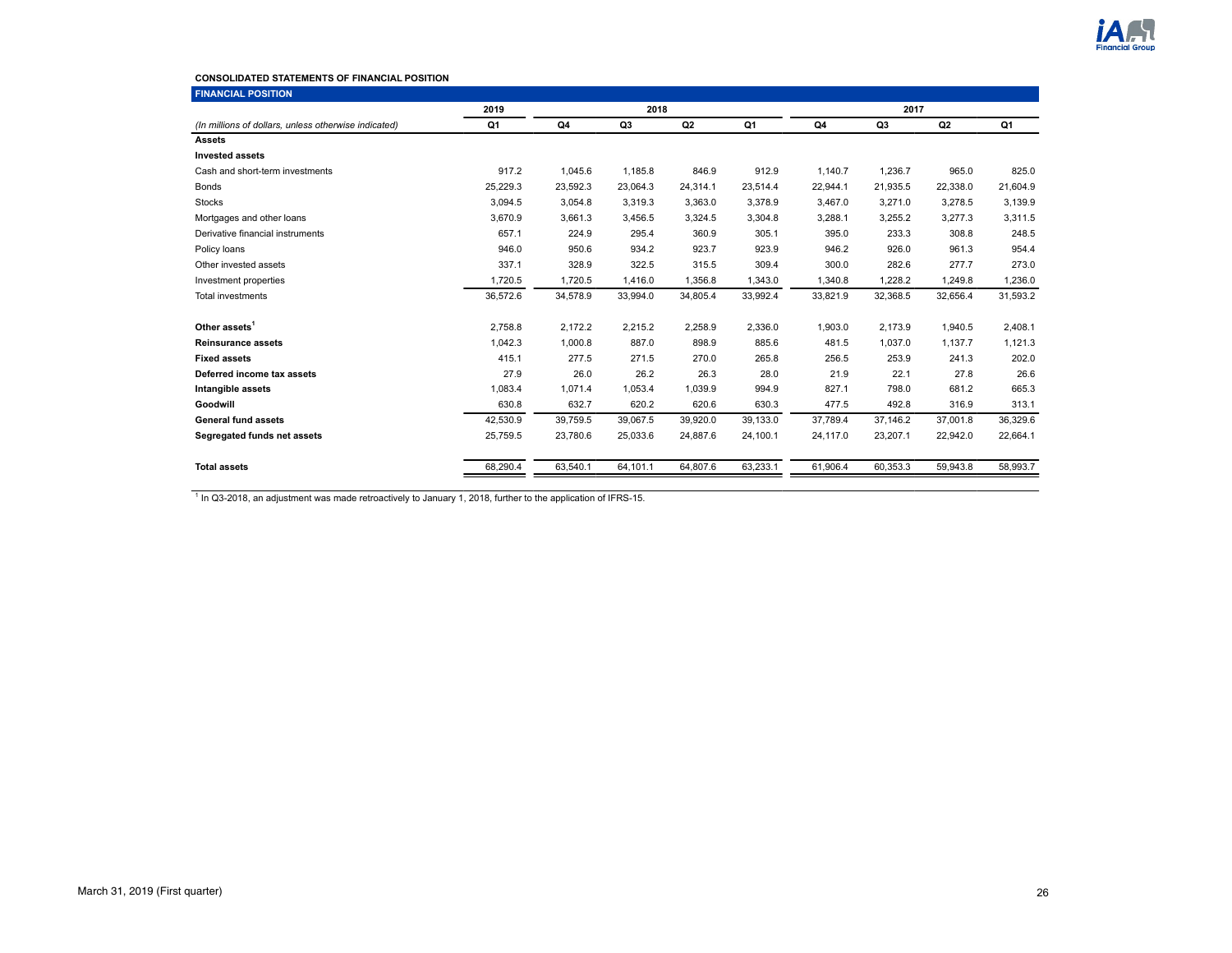**CONSOLIDATED STATEMENTS OF FINANCIAL POSITION**

**FINANCIAL POSITION**

| | 2019 | 2018 | | | | 2017 | | | |
|---|---|---|---|---|---|---|---|---|---|
| *(In millions of dollars, unless otherwise indicated)* | Q1 | Q4 | Q3 | Q2 | Q1 | Q4 | Q3 | Q2 | Q1 |
| **Assets** | | | | | | | | | |
| **Invested assets** | | | | | | | | | |
| Cash and short-term investments | 917.2 | 1,045.6 | 1,185.8 | 846.9 | 912.9 | 1,140.7 | 1,236.7 | 965.0 | 825.0 |
| Bonds | 25,229.3 | 23,592.3 | 23,064.3 | 24,314.1 | 23,514.4 | 22,944.1 | 21,935.5 | 22,338.0 | 21,604.9 |
| Stocks | 3,094.5 | 3,054.8 | 3,319.3 | 3,363.0 | 3,378.9 | 3,467.0 | 3,271.0 | 3,278.5 | 3,139.9 |
| Mortgages and other loans | 3,670.9 | 3,661.3 | 3,456.5 | 3,324.5 | 3,304.8 | 3,288.1 | 3,255.2 | 3,277.3 | 3,311.5 |
| Derivative financial instruments | 657.1 | 224.9 | 295.4 | 360.9 | 305.1 | 395.0 | 233.3 | 308.8 | 248.5 |
| Policy loans | 946.0 | 950.6 | 934.2 | 923.7 | 923.9 | 946.2 | 926.0 | 961.3 | 954.4 |
| Other invested assets | 337.1 | 328.9 | 322.5 | 315.5 | 309.4 | 300.0 | 282.6 | 277.7 | 273.0 |
| Investment properties | 1,720.5 | 1,720.5 | 1,416.0 | 1,356.8 | 1,343.0 | 1,340.8 | 1,228.2 | 1,249.8 | 1,236.0 |
| Total investments | 36,572.6 | 34,578.9 | 33,994.0 | 34,805.4 | 33,992.4 | 33,821.9 | 32,368.5 | 32,656.4 | 31,593.2 |
| **Other assets**[1] | 2,758.8 | 2,172.2 | 2,215.2 | 2,258.9 | 2,336.0 | 1,903.0 | 2,173.9 | 1,940.5 | 2,408.1 |
| **Reinsurance assets** | 1,042.3 | 1,000.8 | 887.0 | 898.9 | 885.6 | 481.5 | 1,037.0 | 1,137.7 | 1,121.3 |
| **Fixed assets** | 415.1 | 277.5 | 271.5 | 270.0 | 265.8 | 256.5 | 253.9 | 241.3 | 202.0 |
| **Deferred income tax assets** | 27.9 | 26.0 | 26.2 | 26.3 | 28.0 | 21.9 | 22.1 | 27.8 | 26.6 |
| **Intangible assets** | 1,083.4 | 1,071.4 | 1,053.4 | 1,039.9 | 994.9 | 827.1 | 798.0 | 681.2 | 665.3 |
| **Goodwill** | 630.8 | 632.7 | 620.2 | 620.6 | 630.3 | 477.5 | 492.8 | 316.9 | 313.1 |
| **General fund assets** | 42,530.9 | 39,759.5 | 39,067.5 | 39,920.0 | 39,133.0 | 37,789.4 | 37,146.2 | 37,001.8 | 36,329.6 |
| **Segregated funds net assets** | 25,759.5 | 23,780.6 | 25,033.6 | 24,887.6 | 24,100.1 | 24,117.0 | 23,207.1 | 22,942.0 | 22,664.1 |
| **Total assets** | 68,290.4 | 63,540.1 | 64,101.1 | 64,807.6 | 63,233.1 | 61,906.4 | 60,353.3 | 59,943.8 | 58,993.7 |

[1] In Q3-2018, an adjustment was made retroactively to January 1, 2018, further to the application of IFRS-15.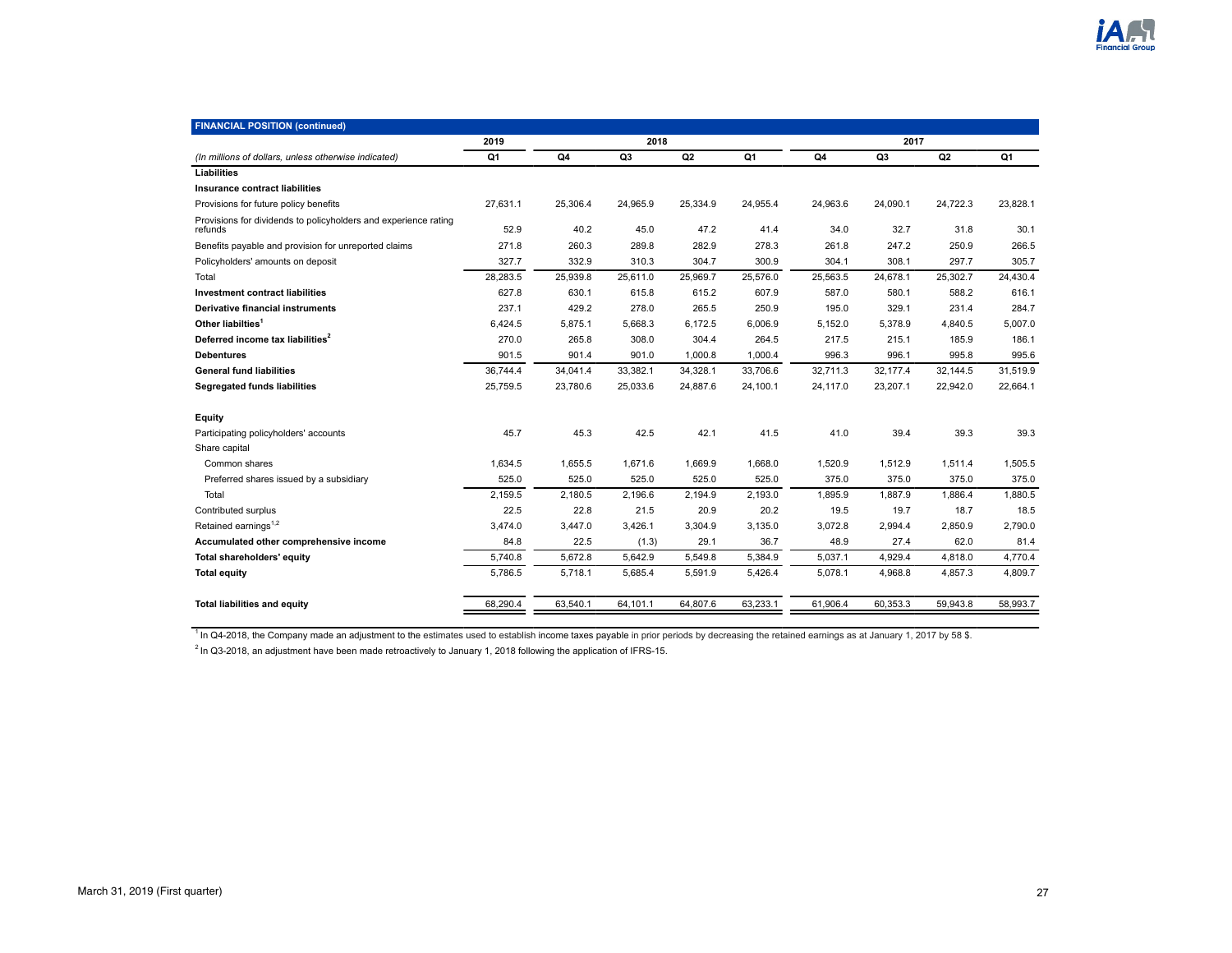| FINANCIAL POSITION (continued) | 2019 | 2018 | | | | 2017 | | | |
|---|---|---|---|---|---|---|---|---|---|
| *(In millions of dollars, unless otherwise indicated)* | Q1 | Q4 | Q3 | Q2 | Q1 | Q4 | Q3 | Q2 | Q1 |
| **Liabilities** | | | | | | | | | |
| **Insurance contract liabilities** | | | | | | | | | |
| Provisions for future policy benefits | 27,631.1 | 25,306.4 | 24,965.9 | 25,334.9 | 24,955.4 | 24,963.6 | 24,090.1 | 24,722.3 | 23,828.1 |
| Provisions for dividends to policyholders and experience rating refunds | 52.9 | 40.2 | 45.0 | 47.2 | 41.4 | 34.0 | 32.7 | 31.8 | 30.1 |
| Benefits payable and provision for unreported claims | 271.8 | 260.3 | 289.8 | 282.9 | 278.3 | 261.8 | 247.2 | 250.9 | 266.5 |
| Policyholders' amounts on deposit | 327.7 | 332.9 | 310.3 | 304.7 | 300.9 | 304.1 | 308.1 | 297.7 | 305.7 |
| Total | 28,283.5 | 25,939.8 | 25,611.0 | 25,969.7 | 25,576.0 | 25,563.5 | 24,678.1 | 25,302.7 | 24,430.4 |
| **Investment contract liabilities** | 627.8 | 630.1 | 615.8 | 615.2 | 607.9 | 587.0 | 580.1 | 588.2 | 616.1 |
| **Derivative financial instruments** | 237.1 | 429.2 | 278.0 | 265.5 | 250.9 | 195.0 | 329.1 | 231.4 | 284.7 |
| **Other liabilties**[1] | 6,424.5 | 5,875.1 | 5,668.3 | 6,172.5 | 6,006.9 | 5,152.0 | 5,378.9 | 4,840.5 | 5,007.0 |
| **Deferred income tax liabilities**[2] | 270.0 | 265.8 | 308.0 | 304.4 | 264.5 | 217.5 | 215.1 | 185.9 | 186.1 |
| **Debentures** | 901.5 | 901.4 | 901.0 | 1,000.8 | 1,000.4 | 996.3 | 996.1 | 995.8 | 995.6 |
| **General fund liabilities** | 36,744.4 | 34,041.4 | 33,382.1 | 34,328.1 | 33,706.6 | 32,711.3 | 32,177.4 | 32,144.5 | 31,519.9 |
| **Segregated funds liabilities** | 25,759.5 | 23,780.6 | 25,033.6 | 24,887.6 | 24,100.1 | 24,117.0 | 23,207.1 | 22,942.0 | 22,664.1 |
| **Equity** | | | | | | | | | |
| Participating policyholders' accounts | 45.7 | 45.3 | 42.5 | 42.1 | 41.5 | 41.0 | 39.4 | 39.3 | 39.3 |
| Share capital | | | | | | | | | |
| Common shares | 1,634.5 | 1,655.5 | 1,671.6 | 1,669.9 | 1,668.0 | 1,520.9 | 1,512.9 | 1,511.4 | 1,505.5 |
| Preferred shares issued by a subsidiary | 525.0 | 525.0 | 525.0 | 525.0 | 525.0 | 375.0 | 375.0 | 375.0 | 375.0 |
| Total | 2,159.5 | 2,180.5 | 2,196.6 | 2,194.9 | 2,193.0 | 1,895.9 | 1,887.9 | 1,886.4 | 1,880.5 |
| Contributed surplus | 22.5 | 22.8 | 21.5 | 20.9 | 20.2 | 19.5 | 19.7 | 18.7 | 18.5 |
| Retained earnings[1,2] | 3,474.0 | 3,447.0 | 3,426.1 | 3,304.9 | 3,135.0 | 3,072.8 | 2,994.4 | 2,850.9 | 2,790.0 |
| **Accumulated other comprehensive income** | 84.8 | 22.5 | (1.3) | 29.1 | 36.7 | 48.9 | 27.4 | 62.0 | 81.4 |
| **Total shareholders' equity** | 5,740.8 | 5,672.8 | 5,642.9 | 5,549.8 | 5,384.9 | 5,037.1 | 4,929.4 | 4,818.0 | 4,770.4 |
| **Total equity** | 5,786.5 | 5,718.1 | 5,685.4 | 5,591.9 | 5,426.4 | 5,078.1 | 4,968.8 | 4,857.3 | 4,809.7 |
| **Total liabilities and equity** | 68,290.4 | 63,540.1 | 64,101.1 | 64,807.6 | 63,233.1 | 61,906.4 | 60,353.3 | 59,943.8 | 58,993.7 |

[1] In Q4-2018, the Company made an adjustment to the estimates used to establish income taxes payable in prior periods by decreasing the retained earnings as at January 1, 2017 by 58 $.

[2] In Q3-2018, an adjustment have been made retroactively to January 1, 2018 following the application of IFRS-15.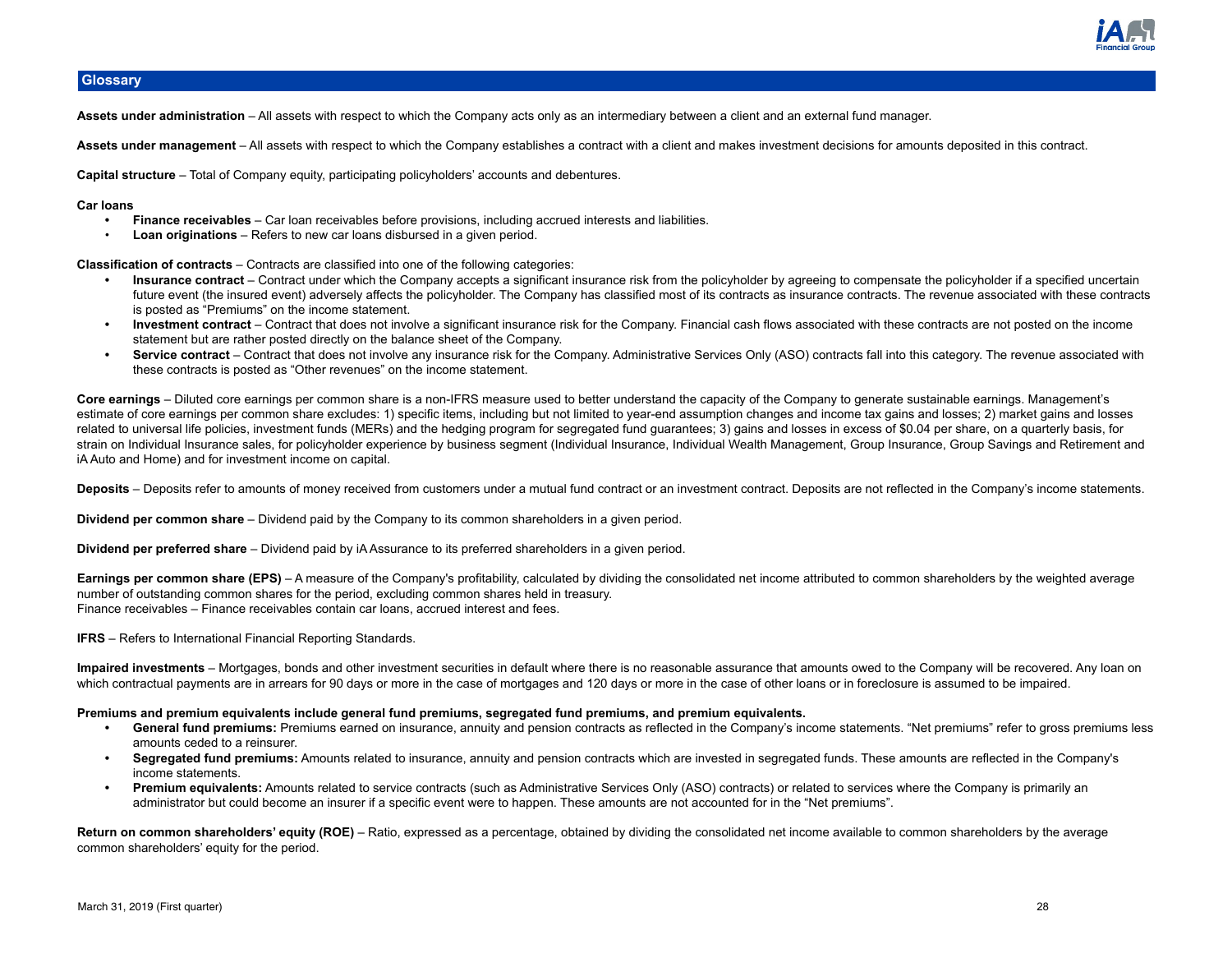## Glossary

**Assets under administration** – All assets with respect to which the Company acts only as an intermediary between a client and an external fund manager.

**Assets under management** – All assets with respect to which the Company establishes a contract with a client and makes investment decisions for amounts deposited in this contract.

**Capital structure** – Total of Company equity, participating policyholders' accounts and debentures.

**Car loans**

- **Finance receivables** – Car loan receivables before provisions, including accrued interests and liabilities.
- **Loan originations** – Refers to new car loans disbursed in a given period.

**Classification of contracts** – Contracts are classified into one of the following categories:

- **Insurance contract** – Contract under which the Company accepts a significant insurance risk from the policyholder by agreeing to compensate the policyholder if a specified uncertain future event (the insured event) adversely affects the policyholder. The Company has classified most of its contracts as insurance contracts. The revenue associated with these contracts is posted as "Premiums" on the income statement.
- **Investment contract** – Contract that does not involve a significant insurance risk for the Company. Financial cash flows associated with these contracts are not posted on the income statement but are rather posted directly on the balance sheet of the Company.
- **Service contract** – Contract that does not involve any insurance risk for the Company. Administrative Services Only (ASO) contracts fall into this category. The revenue associated with these contracts is posted as "Other revenues" on the income statement.

**Core earnings** – Diluted core earnings per common share is a non-IFRS measure used to better understand the capacity of the Company to generate sustainable earnings. Management's estimate of core earnings per common share excludes: 1) specific items, including but not limited to year-end assumption changes and income tax gains and losses; 2) market gains and losses related to universal life policies, investment funds (MERs) and the hedging program for segregated fund guarantees; 3) gains and losses in excess of $0.04 per share, on a quarterly basis, for strain on Individual Insurance sales, for policyholder experience by business segment (Individual Insurance, Individual Wealth Management, Group Insurance, Group Savings and Retirement and iA Auto and Home) and for investment income on capital.

**Deposits** – Deposits refer to amounts of money received from customers under a mutual fund contract or an investment contract. Deposits are not reflected in the Company's income statements.

**Dividend per common share** – Dividend paid by the Company to its common shareholders in a given period.

**Dividend per preferred share** – Dividend paid by iA Assurance to its preferred shareholders in a given period.

**Earnings per common share (EPS)** – A measure of the Company's profitability, calculated by dividing the consolidated net income attributed to common shareholders by the weighted average number of outstanding common shares for the period, excluding common shares held in treasury.
Finance receivables – Finance receivables contain car loans, accrued interest and fees.

**IFRS** – Refers to International Financial Reporting Standards.

**Impaired investments** – Mortgages, bonds and other investment securities in default where there is no reasonable assurance that amounts owed to the Company will be recovered. Any loan on which contractual payments are in arrears for 90 days or more in the case of mortgages and 120 days or more in the case of other loans or in foreclosure is assumed to be impaired.

**Premiums and premium equivalents include general fund premiums, segregated fund premiums, and premium equivalents.**

- **General fund premiums:** Premiums earned on insurance, annuity and pension contracts as reflected in the Company's income statements. "Net premiums" refer to gross premiums less amounts ceded to a reinsurer.
- **Segregated fund premiums:** Amounts related to insurance, annuity and pension contracts which are invested in segregated funds. These amounts are reflected in the Company's income statements.
- **Premium equivalents:** Amounts related to service contracts (such as Administrative Services Only (ASO) contracts) or related to services where the Company is primarily an administrator but could become an insurer if a specific event were to happen. These amounts are not accounted for in the "Net premiums".

**Return on common shareholders' equity (ROE)** – Ratio, expressed as a percentage, obtained by dividing the consolidated net income available to common shareholders by the average common shareholders' equity for the period.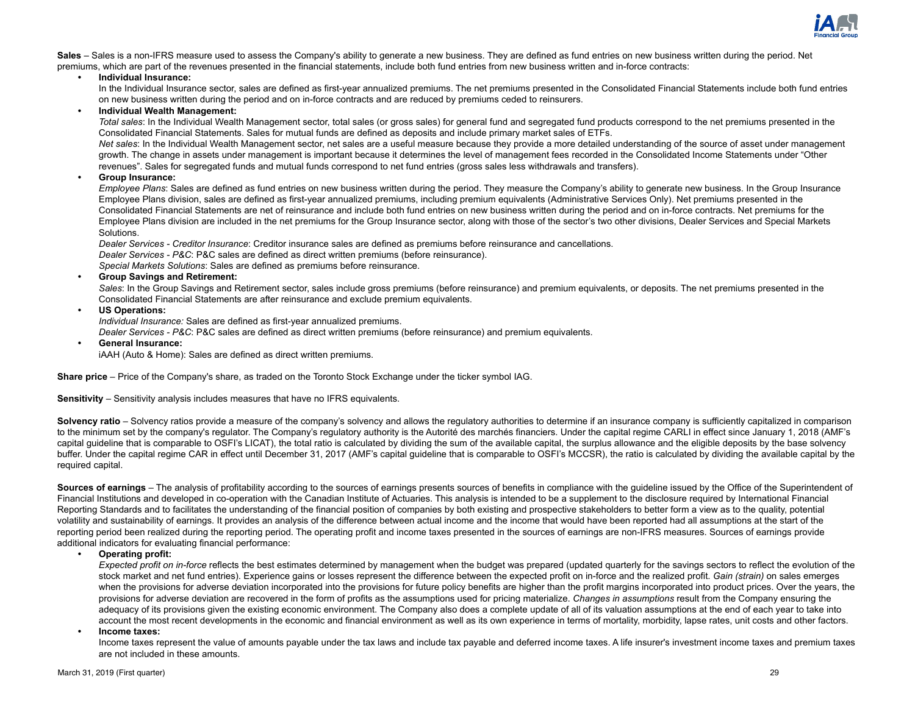**Sales** – Sales is a non-IFRS measure used to assess the Company's ability to generate a new business. They are defined as fund entries on new business written during the period. Net premiums, which are part of the revenues presented in the financial statements, include both fund entries from new business written and in-force contracts:

- **Individual Insurance:**
  In the Individual Insurance sector, sales are defined as first-year annualized premiums. The net premiums presented in the Consolidated Financial Statements include both fund entries on new business written during the period and on in-force contracts and are reduced by premiums ceded to reinsurers.
- **Individual Wealth Management:**
  *Total sales*: In the Individual Wealth Management sector, total sales (or gross sales) for general fund and segregated fund products correspond to the net premiums presented in the Consolidated Financial Statements. Sales for mutual funds are defined as deposits and include primary market sales of ETFs.
  *Net sales*: In the Individual Wealth Management sector, net sales are a useful measure because they provide a more detailed understanding of the source of asset under management growth. The change in assets under management is important because it determines the level of management fees recorded in the Consolidated Income Statements under "Other revenues". Sales for segregated funds and mutual funds correspond to net fund entries (gross sales less withdrawals and transfers).
- **Group Insurance:**
  *Employee Plans*: Sales are defined as fund entries on new business written during the period. They measure the Company's ability to generate new business. In the Group Insurance Employee Plans division, sales are defined as first-year annualized premiums, including premium equivalents (Administrative Services Only). Net premiums presented in the Consolidated Financial Statements are net of reinsurance and include both fund entries on new business written during the period and on in-force contracts. Net premiums for the Employee Plans division are included in the net premiums for the Group Insurance sector, along with those of the sector's two other divisions, Dealer Services and Special Markets Solutions.
  *Dealer Services - Creditor Insurance*: Creditor insurance sales are defined as premiums before reinsurance and cancellations.
  *Dealer Services - P&C*: P&C sales are defined as direct written premiums (before reinsurance).
  *Special Markets Solutions*: Sales are defined as premiums before reinsurance.
- **Group Savings and Retirement:**
  *Sales*: In the Group Savings and Retirement sector, sales include gross premiums (before reinsurance) and premium equivalents, or deposits. The net premiums presented in the Consolidated Financial Statements are after reinsurance and exclude premium equivalents.
- **US Operations:**
  *Individual Insurance:* Sales are defined as first-year annualized premiums.
  *Dealer Services - P&C*: P&C sales are defined as direct written premiums (before reinsurance) and premium equivalents.
- **General Insurance:**
  iAAH (Auto & Home): Sales are defined as direct written premiums.

**Share price** – Price of the Company's share, as traded on the Toronto Stock Exchange under the ticker symbol IAG.

**Sensitivity** – Sensitivity analysis includes measures that have no IFRS equivalents.

**Solvency ratio** – Solvency ratios provide a measure of the company's solvency and allows the regulatory authorities to determine if an insurance company is sufficiently capitalized in comparison to the minimum set by the company's regulator. The Company's regulatory authority is the Autorité des marchés financiers. Under the capital regime CARLI in effect since January 1, 2018 (AMF's capital guideline that is comparable to OSFI's LICAT), the total ratio is calculated by dividing the sum of the available capital, the surplus allowance and the eligible deposits by the base solvency buffer. Under the capital regime CAR in effect until December 31, 2017 (AMF's capital guideline that is comparable to OSFI's MCCSR), the ratio is calculated by dividing the available capital by the required capital.

**Sources of earnings** – The analysis of profitability according to the sources of earnings presents sources of benefits in compliance with the guideline issued by the Office of the Superintendent of Financial Institutions and developed in co-operation with the Canadian Institute of Actuaries. This analysis is intended to be a supplement to the disclosure required by International Financial Reporting Standards and to facilitates the understanding of the financial position of companies by both existing and prospective stakeholders to better form a view as to the quality, potential volatility and sustainability of earnings. It provides an analysis of the difference between actual income and the income that would have been reported had all assumptions at the start of the reporting period been realized during the reporting period. The operating profit and income taxes presented in the sources of earnings are non-IFRS measures. Sources of earnings provide additional indicators for evaluating financial performance:

- **Operating profit:**
  *Expected profit on in-force* reflects the best estimates determined by management when the budget was prepared (updated quarterly for the savings sectors to reflect the evolution of the stock market and net fund entries). Experience gains or losses represent the difference between the expected profit on in-force and the realized profit. *Gain (strain)* on sales emerges when the provisions for adverse deviation incorporated into the provisions for future policy benefits are higher than the profit margins incorporated into product prices. Over the years, the provisions for adverse deviation are recovered in the form of profits as the assumptions used for pricing materialize. *Changes in assumptions* result from the Company ensuring the adequacy of its provisions given the existing economic environment. The Company also does a complete update of all of its valuation assumptions at the end of each year to take into account the most recent developments in the economic and financial environment as well as its own experience in terms of mortality, morbidity, lapse rates, unit costs and other factors.
- **Income taxes:**
  Income taxes represent the value of amounts payable under the tax laws and include tax payable and deferred income taxes. A life insurer's investment income taxes and premium taxes are not included in these amounts.